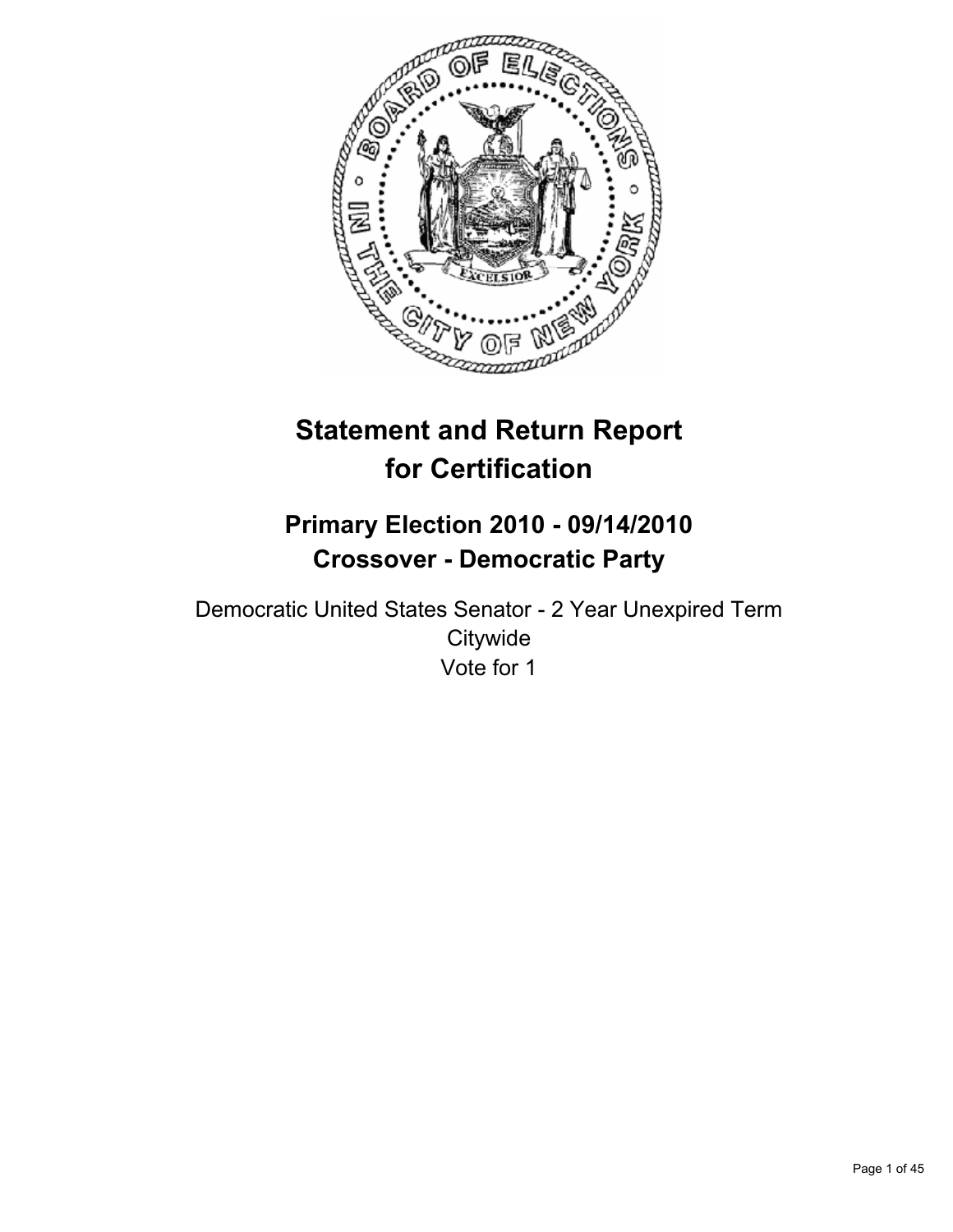# Statement and Return Report for Certification

## Primary Election 2010 - 09/14/2010
## Crossover - Democratic Party

Democratic United States Senator - 2 Year Unexpired Term
Citywide
Vote for 1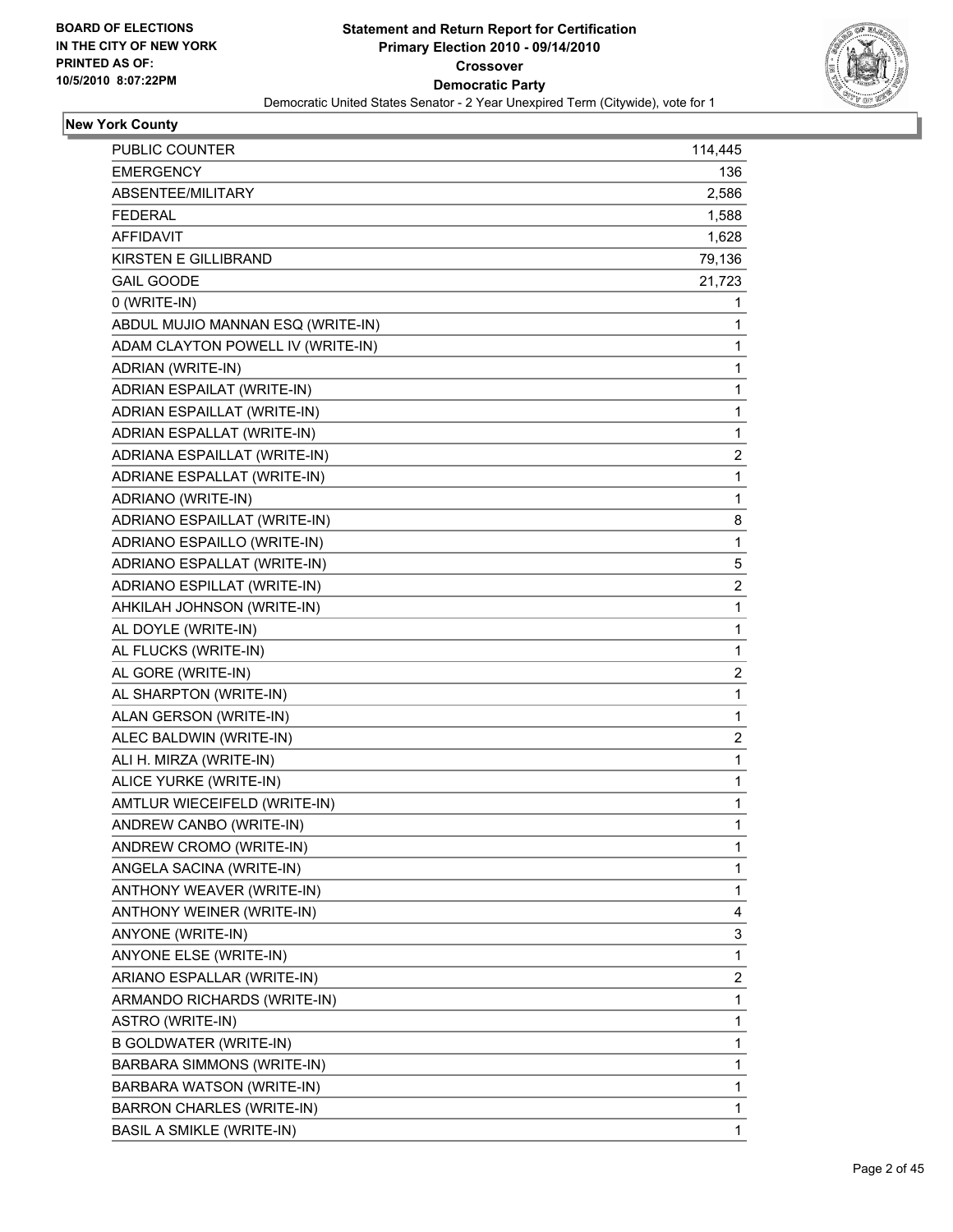BOARD OF ELECTIONS
IN THE CITY OF NEW YORK
PRINTED AS OF:
10/5/2010 8:07:22PM

# Statement and Return Report for Certification
## Primary Election 2010 - 09/14/2010
### Crossover
### Democratic Party
Democratic United States Senator - 2 Year Unexpired Term (Citywide), vote for 1

**New York County**

| | |
|---|---|
| PUBLIC COUNTER | 114,445 |
| EMERGENCY | 136 |
| ABSENTEE/MILITARY | 2,586 |
| FEDERAL | 1,588 |
| AFFIDAVIT | 1,628 |
| KIRSTEN E GILLIBRAND | 79,136 |
| GAIL GOODE | 21,723 |
| 0 (WRITE-IN) | 1 |
| ABDUL MUJIO MANNAN ESQ (WRITE-IN) | 1 |
| ADAM CLAYTON POWELL IV (WRITE-IN) | 1 |
| ADRIAN (WRITE-IN) | 1 |
| ADRIAN ESPAILAT (WRITE-IN) | 1 |
| ADRIAN ESPAILLAT (WRITE-IN) | 1 |
| ADRIAN ESPALLAT (WRITE-IN) | 1 |
| ADRIANA ESPAILLAT (WRITE-IN) | 2 |
| ADRIANE ESPALLAT (WRITE-IN) | 1 |
| ADRIANO (WRITE-IN) | 1 |
| ADRIANO ESPAILLAT (WRITE-IN) | 8 |
| ADRIANO ESPAILLO (WRITE-IN) | 1 |
| ADRIANO ESPALLAT (WRITE-IN) | 5 |
| ADRIANO ESPILLAT (WRITE-IN) | 2 |
| AHKILAH JOHNSON (WRITE-IN) | 1 |
| AL DOYLE (WRITE-IN) | 1 |
| AL FLUCKS (WRITE-IN) | 1 |
| AL GORE (WRITE-IN) | 2 |
| AL SHARPTON (WRITE-IN) | 1 |
| ALAN GERSON (WRITE-IN) | 1 |
| ALEC BALDWIN (WRITE-IN) | 2 |
| ALI H. MIRZA (WRITE-IN) | 1 |
| ALICE YURKE (WRITE-IN) | 1 |
| AMTLUR WIECEIFELD (WRITE-IN) | 1 |
| ANDREW CANBO (WRITE-IN) | 1 |
| ANDREW CROMO (WRITE-IN) | 1 |
| ANGELA SACINA (WRITE-IN) | 1 |
| ANTHONY WEAVER (WRITE-IN) | 1 |
| ANTHONY WEINER (WRITE-IN) | 4 |
| ANYONE (WRITE-IN) | 3 |
| ANYONE ELSE (WRITE-IN) | 1 |
| ARIANO ESPALLAR (WRITE-IN) | 2 |
| ARMANDO RICHARDS (WRITE-IN) | 1 |
| ASTRO (WRITE-IN) | 1 |
| B GOLDWATER (WRITE-IN) | 1 |
| BARBARA SIMMONS (WRITE-IN) | 1 |
| BARBARA WATSON (WRITE-IN) | 1 |
| BARRON CHARLES (WRITE-IN) | 1 |
| BASIL A SMIKLE (WRITE-IN) | 1 |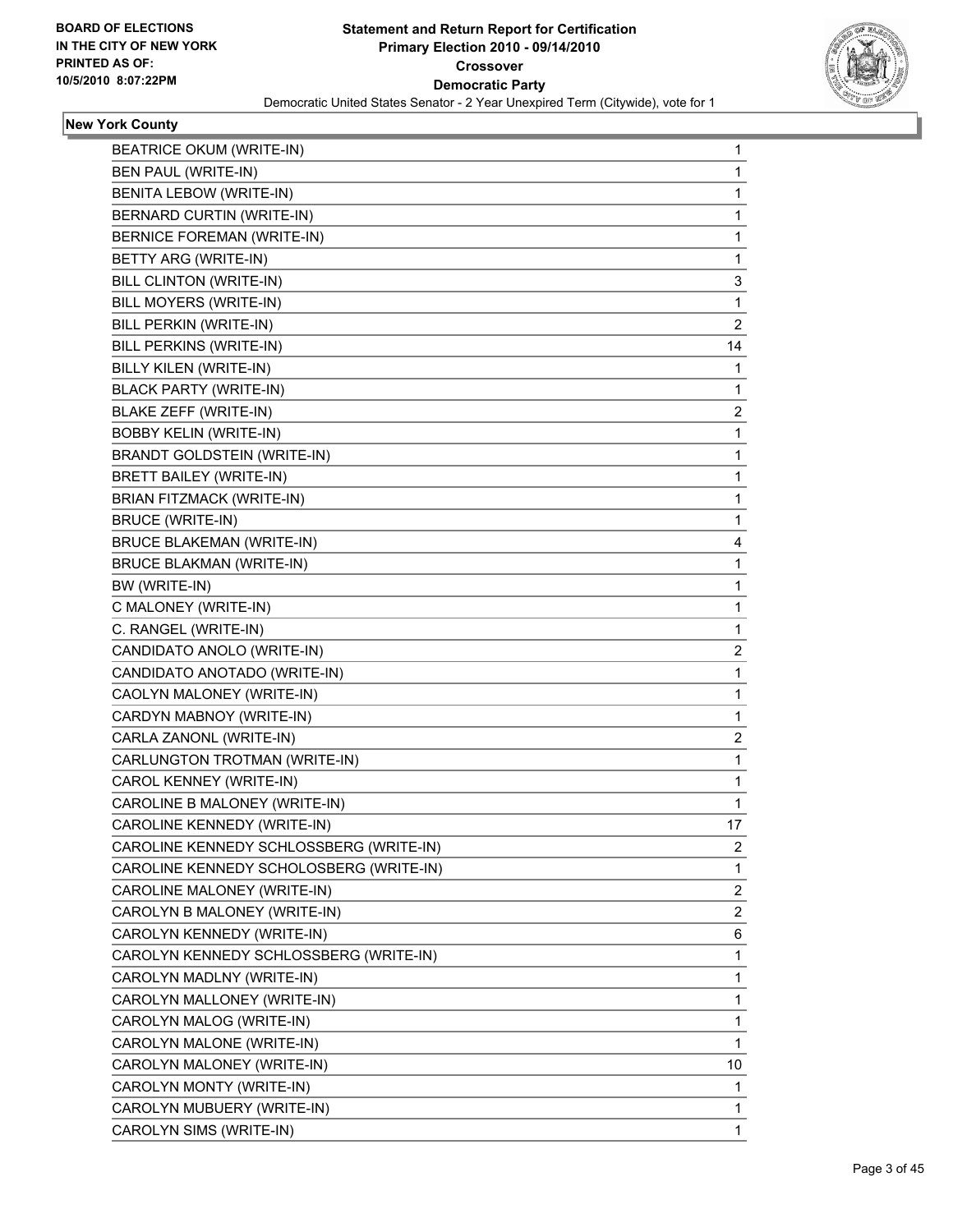**BOARD OF ELECTIONS**
**IN THE CITY OF NEW YORK**
**PRINTED AS OF:**
**10/5/2010 8:07:22PM**

# Statement and Return Report for Certification
## Primary Election 2010 - 09/14/2010
## Crossover
## Democratic Party
Democratic United States Senator - 2 Year Unexpired Term (Citywide), vote for 1

### New York County

| | |
|---|---|
| BEATRICE OKUM (WRITE-IN) | 1 |
| BEN PAUL (WRITE-IN) | 1 |
| BENITA LEBOW (WRITE-IN) | 1 |
| BERNARD CURTIN (WRITE-IN) | 1 |
| BERNICE FOREMAN (WRITE-IN) | 1 |
| BETTY ARG (WRITE-IN) | 1 |
| BILL CLINTON (WRITE-IN) | 3 |
| BILL MOYERS (WRITE-IN) | 1 |
| BILL PERKIN (WRITE-IN) | 2 |
| BILL PERKINS (WRITE-IN) | 14 |
| BILLY KILEN (WRITE-IN) | 1 |
| BLACK PARTY (WRITE-IN) | 1 |
| BLAKE ZEFF (WRITE-IN) | 2 |
| BOBBY KELIN (WRITE-IN) | 1 |
| BRANDT GOLDSTEIN (WRITE-IN) | 1 |
| BRETT BAILEY (WRITE-IN) | 1 |
| BRIAN FITZMACK (WRITE-IN) | 1 |
| BRUCE (WRITE-IN) | 1 |
| BRUCE BLAKEMAN (WRITE-IN) | 4 |
| BRUCE BLAKMAN (WRITE-IN) | 1 |
| BW (WRITE-IN) | 1 |
| C MALONEY (WRITE-IN) | 1 |
| C. RANGEL (WRITE-IN) | 1 |
| CANDIDATO ANOLO (WRITE-IN) | 2 |
| CANDIDATO ANOTADO (WRITE-IN) | 1 |
| CAOLYN MALONEY (WRITE-IN) | 1 |
| CARDYN MABNOY (WRITE-IN) | 1 |
| CARLA ZANONL (WRITE-IN) | 2 |
| CARLUNGTON TROTMAN (WRITE-IN) | 1 |
| CAROL KENNEY (WRITE-IN) | 1 |
| CAROLINE B MALONEY (WRITE-IN) | 1 |
| CAROLINE KENNEDY (WRITE-IN) | 17 |
| CAROLINE KENNEDY SCHLOSSBERG (WRITE-IN) | 2 |
| CAROLINE KENNEDY SCHOLOSBERG (WRITE-IN) | 1 |
| CAROLINE MALONEY (WRITE-IN) | 2 |
| CAROLYN B MALONEY (WRITE-IN) | 2 |
| CAROLYN KENNEDY (WRITE-IN) | 6 |
| CAROLYN KENNEDY SCHLOSSBERG (WRITE-IN) | 1 |
| CAROLYN MADLNY (WRITE-IN) | 1 |
| CAROLYN MALLONEY (WRITE-IN) | 1 |
| CAROLYN MALOG (WRITE-IN) | 1 |
| CAROLYN MALONE (WRITE-IN) | 1 |
| CAROLYN MALONEY (WRITE-IN) | 10 |
| CAROLYN MONTY (WRITE-IN) | 1 |
| CAROLYN MUBUERY (WRITE-IN) | 1 |
| CAROLYN SIMS (WRITE-IN) | 1 |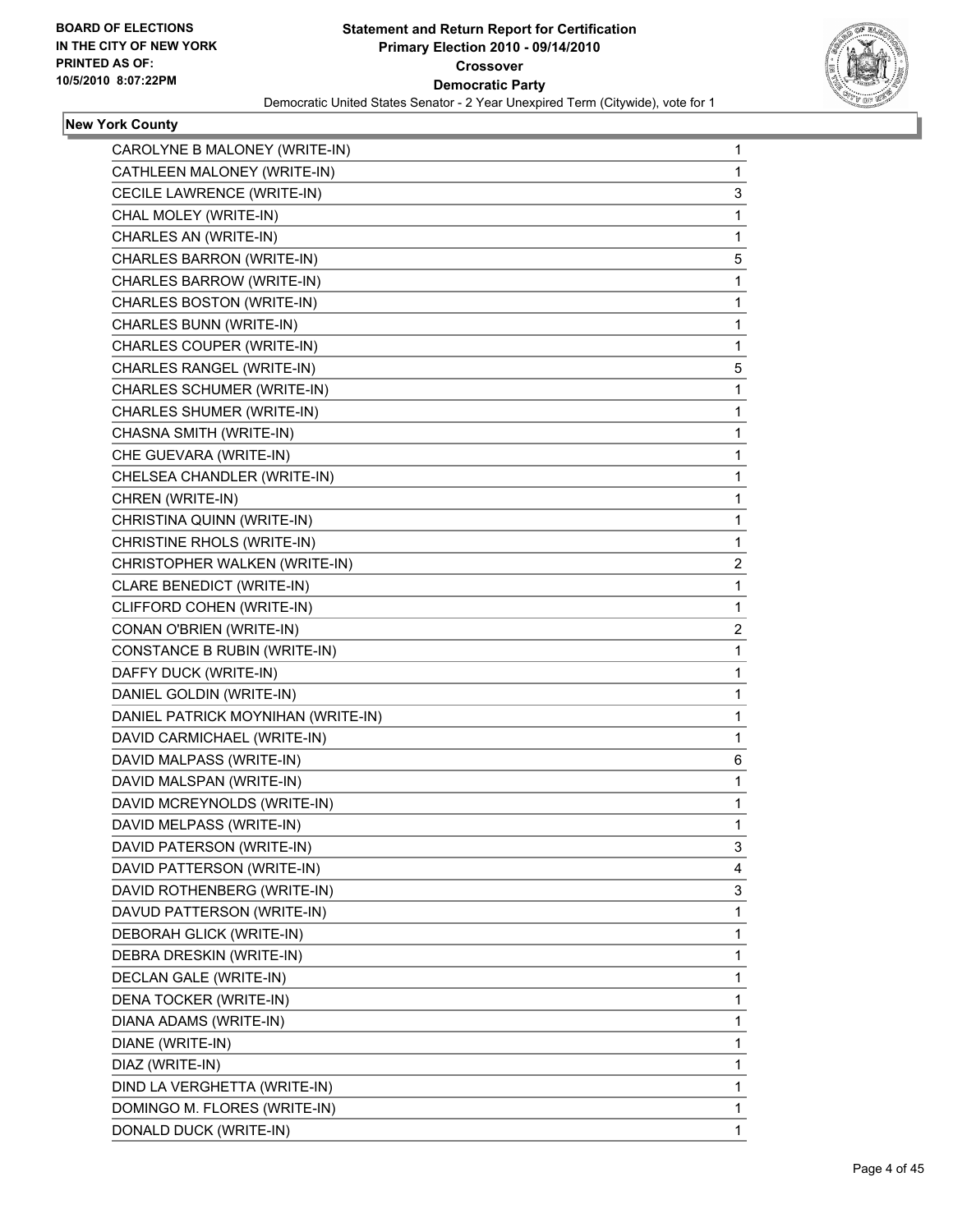**Statement and Return Report for Certification**
**Primary Election 2010 - 09/14/2010**
**Crossover**
**Democratic Party**
Democratic United States Senator - 2 Year Unexpired Term (Citywide), vote for 1

BOARD OF ELECTIONS IN THE CITY OF NEW YORK
PRINTED AS OF: 10/5/2010 8:07:22PM

## New York County

| | |
|---|---|
| CAROLYNE B MALONEY (WRITE-IN) | 1 |
| CATHLEEN MALONEY (WRITE-IN) | 1 |
| CECILE LAWRENCE (WRITE-IN) | 3 |
| CHAL MOLEY (WRITE-IN) | 1 |
| CHARLES AN (WRITE-IN) | 1 |
| CHARLES BARRON (WRITE-IN) | 5 |
| CHARLES BARROW (WRITE-IN) | 1 |
| CHARLES BOSTON (WRITE-IN) | 1 |
| CHARLES BUNN (WRITE-IN) | 1 |
| CHARLES COUPER (WRITE-IN) | 1 |
| CHARLES RANGEL (WRITE-IN) | 5 |
| CHARLES SCHUMER (WRITE-IN) | 1 |
| CHARLES SHUMER (WRITE-IN) | 1 |
| CHASNA SMITH (WRITE-IN) | 1 |
| CHE GUEVARA (WRITE-IN) | 1 |
| CHELSEA CHANDLER (WRITE-IN) | 1 |
| CHREN (WRITE-IN) | 1 |
| CHRISTINA QUINN (WRITE-IN) | 1 |
| CHRISTINE RHOLS (WRITE-IN) | 1 |
| CHRISTOPHER WALKEN (WRITE-IN) | 2 |
| CLARE BENEDICT (WRITE-IN) | 1 |
| CLIFFORD COHEN (WRITE-IN) | 1 |
| CONAN O'BRIEN (WRITE-IN) | 2 |
| CONSTANCE B RUBIN (WRITE-IN) | 1 |
| DAFFY DUCK (WRITE-IN) | 1 |
| DANIEL GOLDIN (WRITE-IN) | 1 |
| DANIEL PATRICK MOYNIHAN (WRITE-IN) | 1 |
| DAVID CARMICHAEL (WRITE-IN) | 1 |
| DAVID MALPASS (WRITE-IN) | 6 |
| DAVID MALSPAN (WRITE-IN) | 1 |
| DAVID MCREYNOLDS (WRITE-IN) | 1 |
| DAVID MELPASS (WRITE-IN) | 1 |
| DAVID PATERSON (WRITE-IN) | 3 |
| DAVID PATTERSON (WRITE-IN) | 4 |
| DAVID ROTHENBERG (WRITE-IN) | 3 |
| DAVUD PATTERSON (WRITE-IN) | 1 |
| DEBORAH GLICK (WRITE-IN) | 1 |
| DEBRA DRESKIN (WRITE-IN) | 1 |
| DECLAN GALE (WRITE-IN) | 1 |
| DENA TOCKER (WRITE-IN) | 1 |
| DIANA ADAMS (WRITE-IN) | 1 |
| DIANE (WRITE-IN) | 1 |
| DIAZ (WRITE-IN) | 1 |
| DIND LA VERGHETTA (WRITE-IN) | 1 |
| DOMINGO M. FLORES (WRITE-IN) | 1 |
| DONALD DUCK (WRITE-IN) | 1 |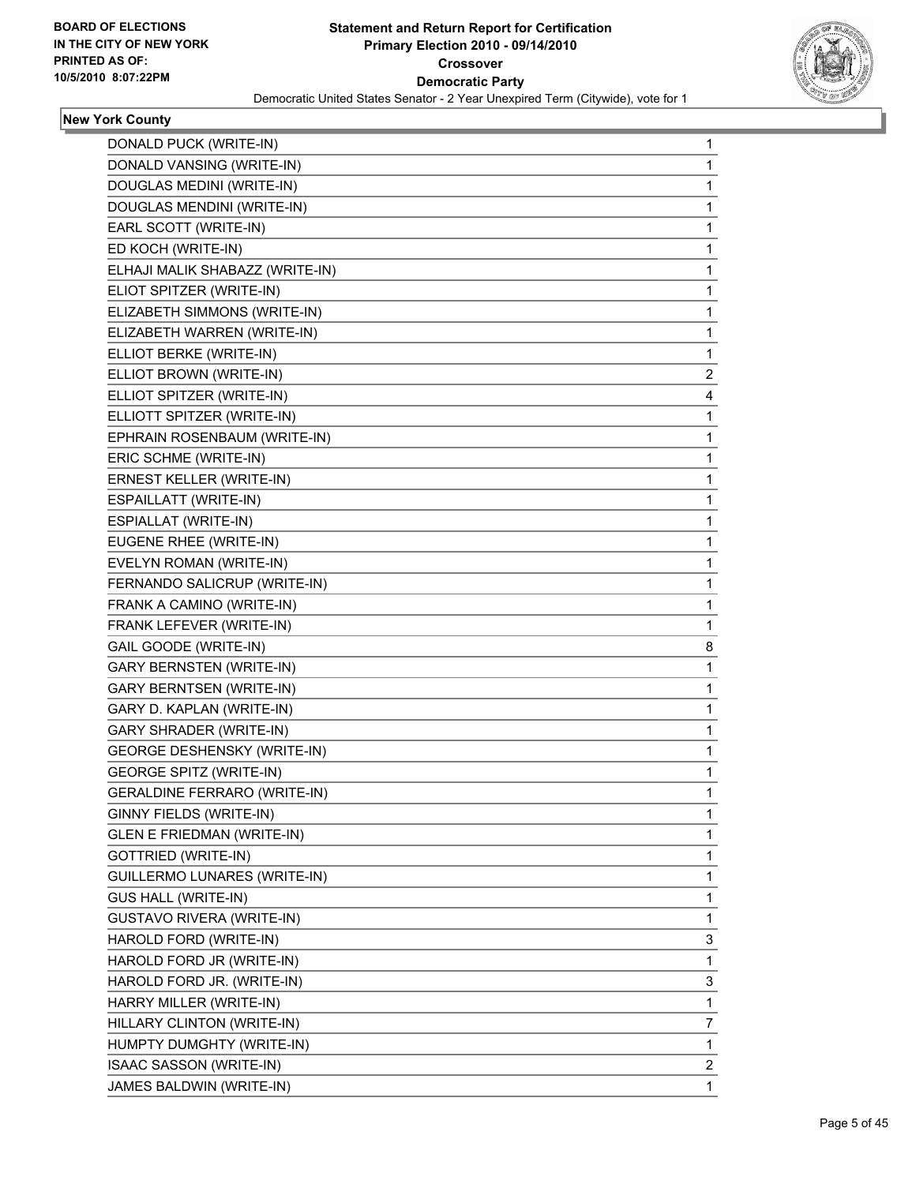**BOARD OF ELECTIONS IN THE CITY OF NEW YORK PRINTED AS OF: 10/5/2010 8:07:22PM**

# Statement and Return Report for Certification
## Primary Election 2010 - 09/14/2010
## Crossover
## Democratic Party
### Democratic United States Senator - 2 Year Unexpired Term (Citywide), vote for 1

**New York County**

| | |
|---|---|
| DONALD PUCK (WRITE-IN) | 1 |
| DONALD VANSING (WRITE-IN) | 1 |
| DOUGLAS MEDINI (WRITE-IN) | 1 |
| DOUGLAS MENDINI (WRITE-IN) | 1 |
| EARL SCOTT (WRITE-IN) | 1 |
| ED KOCH (WRITE-IN) | 1 |
| ELHAJI MALIK SHABAZZ (WRITE-IN) | 1 |
| ELIOT SPITZER (WRITE-IN) | 1 |
| ELIZABETH SIMMONS (WRITE-IN) | 1 |
| ELIZABETH WARREN (WRITE-IN) | 1 |
| ELLIOT BERKE (WRITE-IN) | 1 |
| ELLIOT BROWN (WRITE-IN) | 2 |
| ELLIOT SPITZER (WRITE-IN) | 4 |
| ELLIOTT SPITZER (WRITE-IN) | 1 |
| EPHRAIN ROSENBAUM (WRITE-IN) | 1 |
| ERIC SCHME (WRITE-IN) | 1 |
| ERNEST KELLER (WRITE-IN) | 1 |
| ESPAILLATT (WRITE-IN) | 1 |
| ESPIALLAT (WRITE-IN) | 1 |
| EUGENE RHEE (WRITE-IN) | 1 |
| EVELYN ROMAN (WRITE-IN) | 1 |
| FERNANDO SALICRUP (WRITE-IN) | 1 |
| FRANK A CAMINO (WRITE-IN) | 1 |
| FRANK LEFEVER (WRITE-IN) | 1 |
| GAIL GOODE (WRITE-IN) | 8 |
| GARY BERNSTEN (WRITE-IN) | 1 |
| GARY BERNTSEN (WRITE-IN) | 1 |
| GARY D. KAPLAN (WRITE-IN) | 1 |
| GARY SHRADER (WRITE-IN) | 1 |
| GEORGE DESHENSKY (WRITE-IN) | 1 |
| GEORGE SPITZ (WRITE-IN) | 1 |
| GERALDINE FERRARO (WRITE-IN) | 1 |
| GINNY FIELDS (WRITE-IN) | 1 |
| GLEN E FRIEDMAN (WRITE-IN) | 1 |
| GOTTRIED (WRITE-IN) | 1 |
| GUILLERMO LUNARES (WRITE-IN) | 1 |
| GUS HALL (WRITE-IN) | 1 |
| GUSTAVO RIVERA (WRITE-IN) | 1 |
| HAROLD FORD (WRITE-IN) | 3 |
| HAROLD FORD JR (WRITE-IN) | 1 |
| HAROLD FORD JR. (WRITE-IN) | 3 |
| HARRY MILLER (WRITE-IN) | 1 |
| HILLARY CLINTON (WRITE-IN) | 7 |
| HUMPTY DUMGHTY (WRITE-IN) | 1 |
| ISAAC SASSON (WRITE-IN) | 2 |
| JAMES BALDWIN (WRITE-IN) | 1 |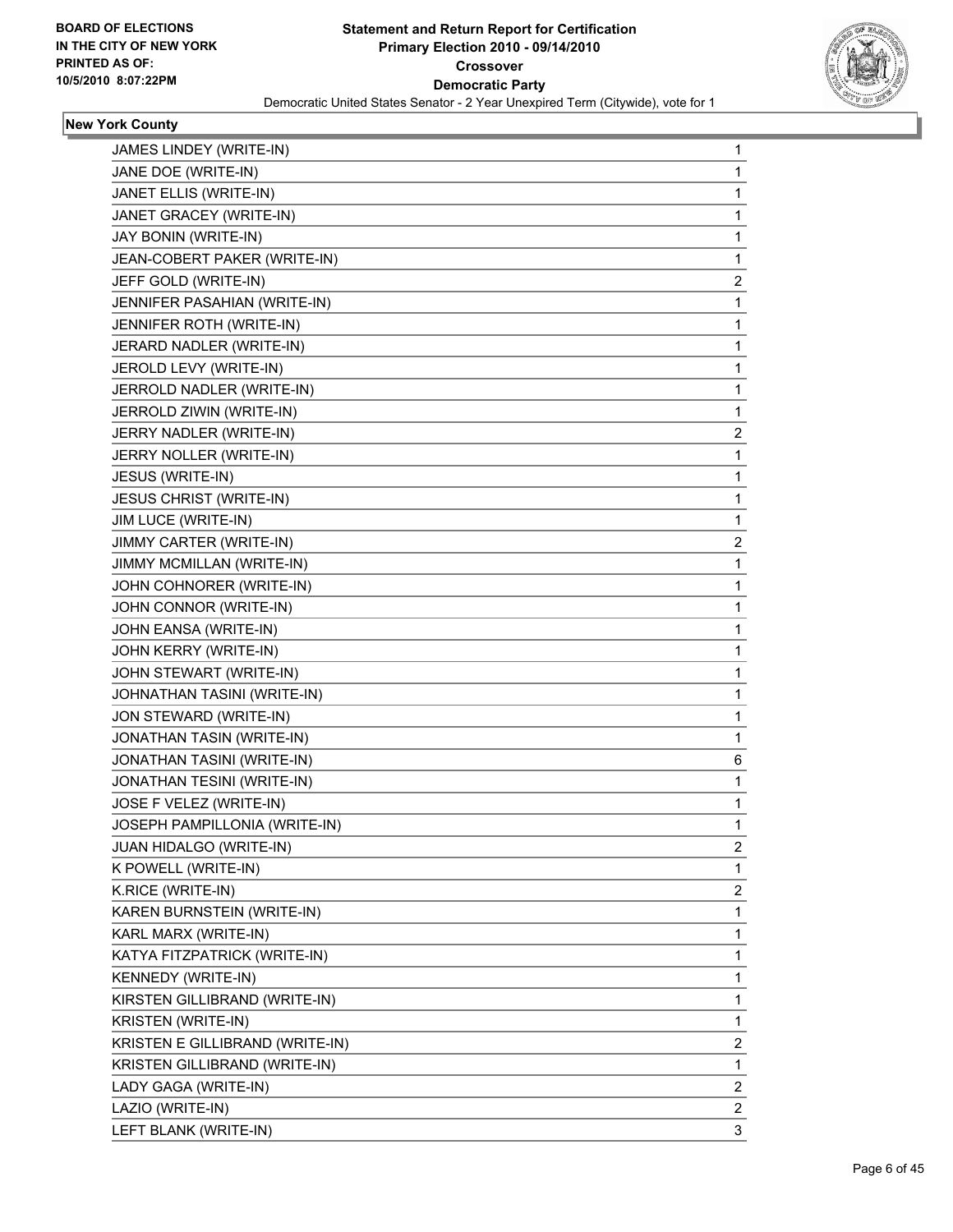**BOARD OF ELECTIONS IN THE CITY OF NEW YORK PRINTED AS OF: 10/5/2010 8:07:22PM**

**Statement and Return Report for Certification Primary Election 2010 - 09/14/2010 Crossover Democratic Party**

Democratic United States Senator - 2 Year Unexpired Term (Citywide), vote for 1

## New York County

| | |
|---|---|
| JAMES LINDEY (WRITE-IN) | 1 |
| JANE DOE (WRITE-IN) | 1 |
| JANET ELLIS (WRITE-IN) | 1 |
| JANET GRACEY (WRITE-IN) | 1 |
| JAY BONIN (WRITE-IN) | 1 |
| JEAN-COBERT PAKER (WRITE-IN) | 1 |
| JEFF GOLD (WRITE-IN) | 2 |
| JENNIFER PASAHIAN (WRITE-IN) | 1 |
| JENNIFER ROTH (WRITE-IN) | 1 |
| JERARD NADLER (WRITE-IN) | 1 |
| JEROLD LEVY (WRITE-IN) | 1 |
| JERROLD NADLER (WRITE-IN) | 1 |
| JERROLD ZIWIN (WRITE-IN) | 1 |
| JERRY NADLER (WRITE-IN) | 2 |
| JERRY NOLLER (WRITE-IN) | 1 |
| JESUS (WRITE-IN) | 1 |
| JESUS CHRIST (WRITE-IN) | 1 |
| JIM LUCE (WRITE-IN) | 1 |
| JIMMY CARTER (WRITE-IN) | 2 |
| JIMMY MCMILLAN (WRITE-IN) | 1 |
| JOHN COHNORER (WRITE-IN) | 1 |
| JOHN CONNOR (WRITE-IN) | 1 |
| JOHN EANSA (WRITE-IN) | 1 |
| JOHN KERRY (WRITE-IN) | 1 |
| JOHN STEWART (WRITE-IN) | 1 |
| JOHNATHAN TASINI (WRITE-IN) | 1 |
| JON STEWARD (WRITE-IN) | 1 |
| JONATHAN TASIN (WRITE-IN) | 1 |
| JONATHAN TASINI (WRITE-IN) | 6 |
| JONATHAN TESINI (WRITE-IN) | 1 |
| JOSE F VELEZ (WRITE-IN) | 1 |
| JOSEPH PAMPILLONIA (WRITE-IN) | 1 |
| JUAN HIDALGO (WRITE-IN) | 2 |
| K POWELL (WRITE-IN) | 1 |
| K.RICE (WRITE-IN) | 2 |
| KAREN BURNSTEIN (WRITE-IN) | 1 |
| KARL MARX (WRITE-IN) | 1 |
| KATYA FITZPATRICK (WRITE-IN) | 1 |
| KENNEDY (WRITE-IN) | 1 |
| KIRSTEN GILLIBRAND (WRITE-IN) | 1 |
| KRISTEN (WRITE-IN) | 1 |
| KRISTEN E GILLIBRAND (WRITE-IN) | 2 |
| KRISTEN GILLIBRAND (WRITE-IN) | 1 |
| LADY GAGA (WRITE-IN) | 2 |
| LAZIO (WRITE-IN) | 2 |
| LEFT BLANK (WRITE-IN) | 3 |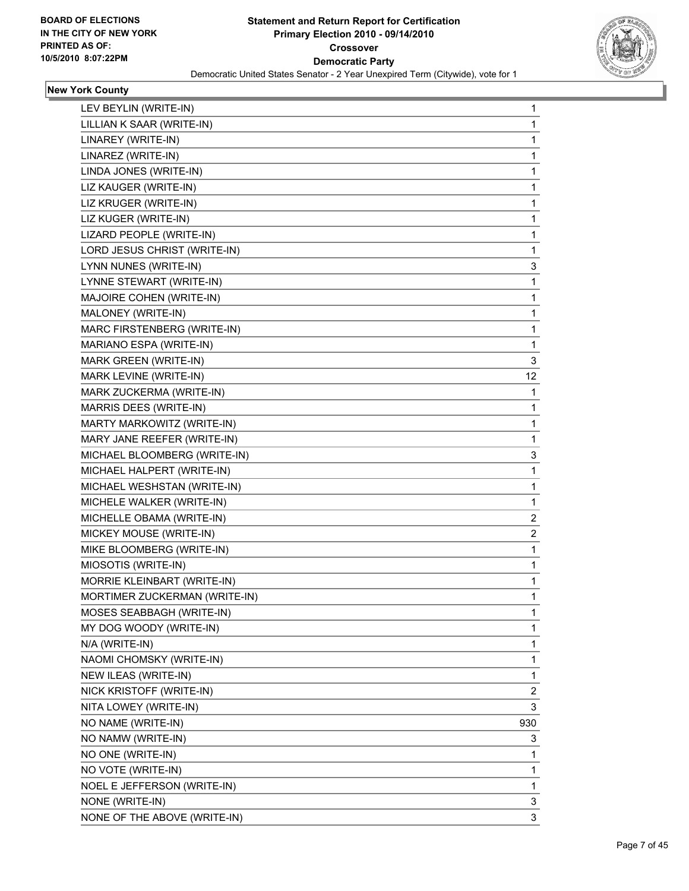BOARD OF ELECTIONS
IN THE CITY OF NEW YORK
PRINTED AS OF:
10/5/2010 8:07:22PM

**Statement and Return Report for Certification**
**Primary Election 2010 - 09/14/2010**
**Crossover**
**Democratic Party**
Democratic United States Senator - 2 Year Unexpired Term (Citywide), vote for 1

**New York County**

| | |
|---|---|
| LEV BEYLIN (WRITE-IN) | 1 |
| LILLIAN K SAAR (WRITE-IN) | 1 |
| LINAREY (WRITE-IN) | 1 |
| LINAREZ (WRITE-IN) | 1 |
| LINDA JONES (WRITE-IN) | 1 |
| LIZ KAUGER (WRITE-IN) | 1 |
| LIZ KRUGER (WRITE-IN) | 1 |
| LIZ KUGER (WRITE-IN) | 1 |
| LIZARD PEOPLE (WRITE-IN) | 1 |
| LORD JESUS CHRIST (WRITE-IN) | 1 |
| LYNN NUNES (WRITE-IN) | 3 |
| LYNNE STEWART (WRITE-IN) | 1 |
| MAJOIRE COHEN (WRITE-IN) | 1 |
| MALONEY (WRITE-IN) | 1 |
| MARC FIRSTENBERG (WRITE-IN) | 1 |
| MARIANO ESPA (WRITE-IN) | 1 |
| MARK GREEN (WRITE-IN) | 3 |
| MARK LEVINE (WRITE-IN) | 12 |
| MARK ZUCKERMA (WRITE-IN) | 1 |
| MARRIS DEES (WRITE-IN) | 1 |
| MARTY MARKOWITZ (WRITE-IN) | 1 |
| MARY JANE REEFER (WRITE-IN) | 1 |
| MICHAEL BLOOMBERG (WRITE-IN) | 3 |
| MICHAEL HALPERT (WRITE-IN) | 1 |
| MICHAEL WESHSTAN (WRITE-IN) | 1 |
| MICHELE WALKER (WRITE-IN) | 1 |
| MICHELLE OBAMA (WRITE-IN) | 2 |
| MICKEY MOUSE (WRITE-IN) | 2 |
| MIKE BLOOMBERG (WRITE-IN) | 1 |
| MIOSOTIS (WRITE-IN) | 1 |
| MORRIE KLEINBART (WRITE-IN) | 1 |
| MORTIMER ZUCKERMAN (WRITE-IN) | 1 |
| MOSES SEABBAGH (WRITE-IN) | 1 |
| MY DOG WOODY (WRITE-IN) | 1 |
| N/A (WRITE-IN) | 1 |
| NAOMI CHOMSKY (WRITE-IN) | 1 |
| NEW ILEAS (WRITE-IN) | 1 |
| NICK KRISTOFF (WRITE-IN) | 2 |
| NITA LOWEY (WRITE-IN) | 3 |
| NO NAME (WRITE-IN) | 930 |
| NO NAMW (WRITE-IN) | 3 |
| NO ONE (WRITE-IN) | 1 |
| NO VOTE (WRITE-IN) | 1 |
| NOEL E JEFFERSON (WRITE-IN) | 1 |
| NONE (WRITE-IN) | 3 |
| NONE OF THE ABOVE (WRITE-IN) | 3 |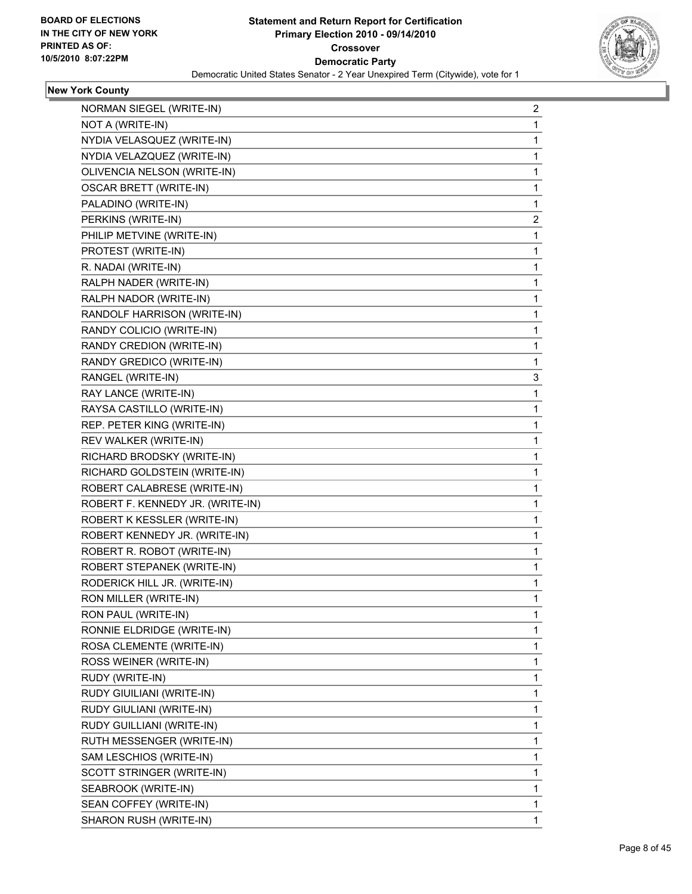**BOARD OF ELECTIONS IN THE CITY OF NEW YORK PRINTED AS OF: 10/5/2010 8:07:22PM**

# Statement and Return Report for Certification
## Primary Election 2010 - 09/14/2010
### Crossover
### Democratic Party
Democratic United States Senator - 2 Year Unexpired Term (Citywide), vote for 1

**New York County**

| | |
|---|---|
| NORMAN SIEGEL (WRITE-IN) | 2 |
| NOT A (WRITE-IN) | 1 |
| NYDIA VELASQUEZ (WRITE-IN) | 1 |
| NYDIA VELAZQUEZ (WRITE-IN) | 1 |
| OLIVENCIA NELSON (WRITE-IN) | 1 |
| OSCAR BRETT (WRITE-IN) | 1 |
| PALADINO (WRITE-IN) | 1 |
| PERKINS (WRITE-IN) | 2 |
| PHILIP METVINE (WRITE-IN) | 1 |
| PROTEST (WRITE-IN) | 1 |
| R. NADAI (WRITE-IN) | 1 |
| RALPH NADER (WRITE-IN) | 1 |
| RALPH NADOR (WRITE-IN) | 1 |
| RANDOLF HARRISON (WRITE-IN) | 1 |
| RANDY COLICIO (WRITE-IN) | 1 |
| RANDY CREDION (WRITE-IN) | 1 |
| RANDY GREDICO (WRITE-IN) | 1 |
| RANGEL (WRITE-IN) | 3 |
| RAY LANCE (WRITE-IN) | 1 |
| RAYSA CASTILLO (WRITE-IN) | 1 |
| REP. PETER KING (WRITE-IN) | 1 |
| REV WALKER (WRITE-IN) | 1 |
| RICHARD BRODSKY (WRITE-IN) | 1 |
| RICHARD GOLDSTEIN (WRITE-IN) | 1 |
| ROBERT CALABRESE (WRITE-IN) | 1 |
| ROBERT F. KENNEDY JR. (WRITE-IN) | 1 |
| ROBERT K KESSLER (WRITE-IN) | 1 |
| ROBERT KENNEDY JR. (WRITE-IN) | 1 |
| ROBERT R. ROBOT (WRITE-IN) | 1 |
| ROBERT STEPANEK (WRITE-IN) | 1 |
| RODERICK HILL JR. (WRITE-IN) | 1 |
| RON MILLER (WRITE-IN) | 1 |
| RON PAUL (WRITE-IN) | 1 |
| RONNIE ELDRIDGE (WRITE-IN) | 1 |
| ROSA CLEMENTE (WRITE-IN) | 1 |
| ROSS WEINER (WRITE-IN) | 1 |
| RUDY (WRITE-IN) | 1 |
| RUDY GIUILIANI (WRITE-IN) | 1 |
| RUDY GIULIANI (WRITE-IN) | 1 |
| RUDY GUILLIANI (WRITE-IN) | 1 |
| RUTH MESSENGER (WRITE-IN) | 1 |
| SAM LESCHIOS (WRITE-IN) | 1 |
| SCOTT STRINGER (WRITE-IN) | 1 |
| SEABROOK (WRITE-IN) | 1 |
| SEAN COFFEY (WRITE-IN) | 1 |
| SHARON RUSH (WRITE-IN) | 1 |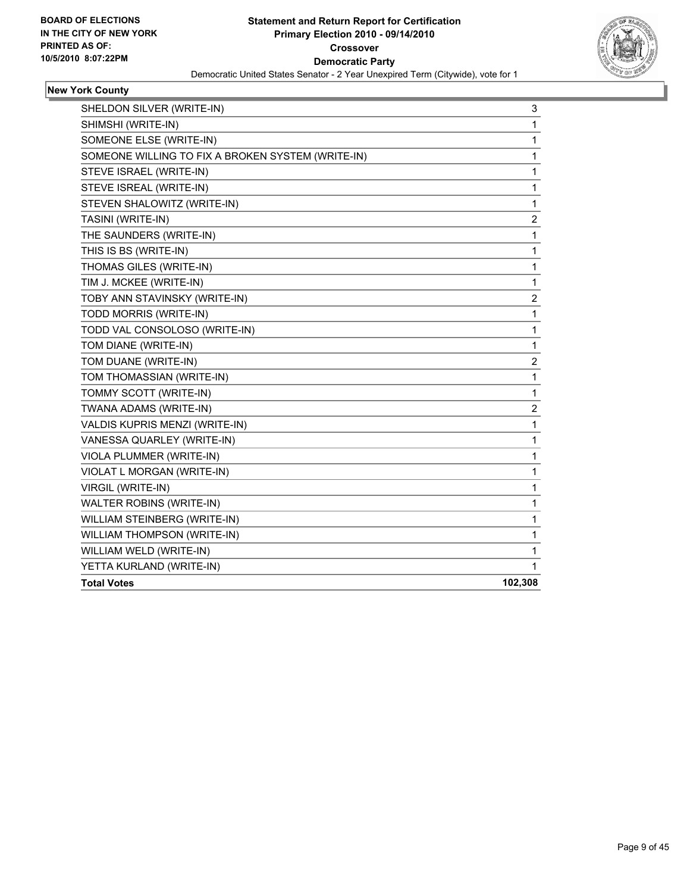**BOARD OF ELECTIONS**
**IN THE CITY OF NEW YORK**
**PRINTED AS OF:**
**10/5/2010 8:07:22PM**

**Statement and Return Report for Certification**
**Primary Election 2010 - 09/14/2010**
**Crossover**
**Democratic Party**
Democratic United States Senator - 2 Year Unexpired Term (Citywide), vote for 1

## New York County

| | |
|---|---|
| SHELDON SILVER (WRITE-IN) | 3 |
| SHIMSHI (WRITE-IN) | 1 |
| SOMEONE ELSE (WRITE-IN) | 1 |
| SOMEONE WILLING TO FIX A BROKEN SYSTEM (WRITE-IN) | 1 |
| STEVE ISRAEL (WRITE-IN) | 1 |
| STEVE ISREAL (WRITE-IN) | 1 |
| STEVEN SHALOWITZ (WRITE-IN) | 1 |
| TASINI (WRITE-IN) | 2 |
| THE SAUNDERS (WRITE-IN) | 1 |
| THIS IS BS (WRITE-IN) | 1 |
| THOMAS GILES (WRITE-IN) | 1 |
| TIM J. MCKEE (WRITE-IN) | 1 |
| TOBY ANN STAVINSKY (WRITE-IN) | 2 |
| TODD MORRIS (WRITE-IN) | 1 |
| TODD VAL CONSOLOSO (WRITE-IN) | 1 |
| TOM DIANE (WRITE-IN) | 1 |
| TOM DUANE (WRITE-IN) | 2 |
| TOM THOMASSIAN (WRITE-IN) | 1 |
| TOMMY SCOTT (WRITE-IN) | 1 |
| TWANA ADAMS (WRITE-IN) | 2 |
| VALDIS KUPRIS MENZI (WRITE-IN) | 1 |
| VANESSA QUARLEY (WRITE-IN) | 1 |
| VIOLA PLUMMER (WRITE-IN) | 1 |
| VIOLAT L MORGAN (WRITE-IN) | 1 |
| VIRGIL (WRITE-IN) | 1 |
| WALTER ROBINS (WRITE-IN) | 1 |
| WILLIAM STEINBERG (WRITE-IN) | 1 |
| WILLIAM THOMPSON (WRITE-IN) | 1 |
| WILLIAM WELD (WRITE-IN) | 1 |
| YETTA KURLAND (WRITE-IN) | 1 |
| **Total Votes** | **102,308** |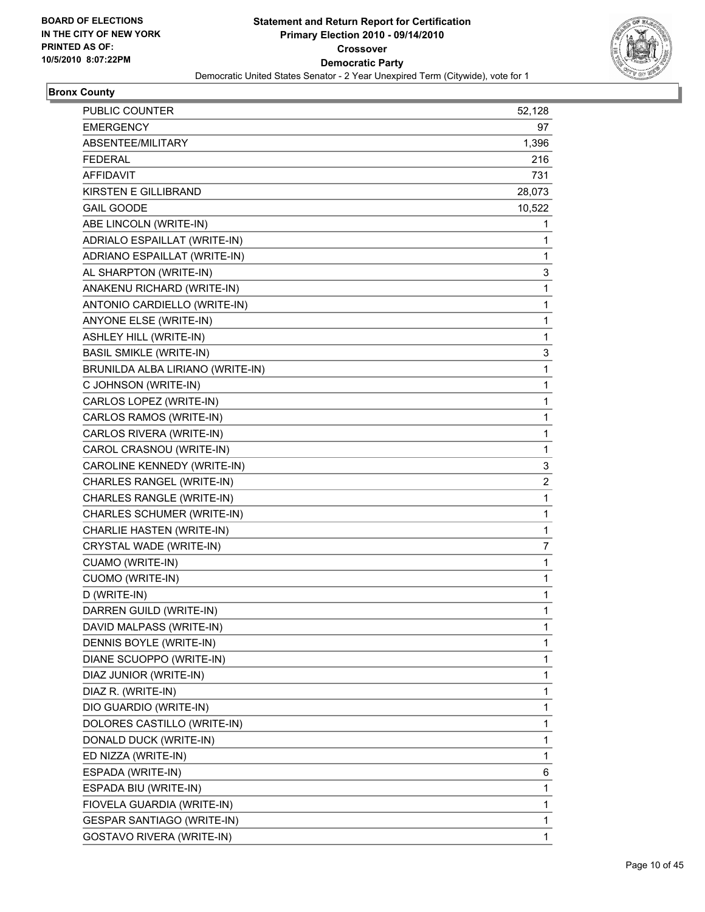**Statement and Return Report for Certification**
**Primary Election 2010 - 09/14/2010**
**Crossover**
**Democratic Party**
Democratic United States Senator - 2 Year Unexpired Term (Citywide), vote for 1

BOARD OF ELECTIONS IN THE CITY OF NEW YORK
PRINTED AS OF: 10/5/2010 8:07:22PM

## Bronx County

| | |
|---|---|
| PUBLIC COUNTER | 52,128 |
| EMERGENCY | 97 |
| ABSENTEE/MILITARY | 1,396 |
| FEDERAL | 216 |
| AFFIDAVIT | 731 |
| KIRSTEN E GILLIBRAND | 28,073 |
| GAIL GOODE | 10,522 |
| ABE LINCOLN (WRITE-IN) | 1 |
| ADRIALO ESPAILLAT (WRITE-IN) | 1 |
| ADRIANO ESPAILLAT (WRITE-IN) | 1 |
| AL SHARPTON (WRITE-IN) | 3 |
| ANAKENU RICHARD (WRITE-IN) | 1 |
| ANTONIO CARDIELLO (WRITE-IN) | 1 |
| ANYONE ELSE (WRITE-IN) | 1 |
| ASHLEY HILL (WRITE-IN) | 1 |
| BASIL SMIKLE (WRITE-IN) | 3 |
| BRUNILDA ALBA LIRIANO (WRITE-IN) | 1 |
| C JOHNSON (WRITE-IN) | 1 |
| CARLOS LOPEZ (WRITE-IN) | 1 |
| CARLOS RAMOS (WRITE-IN) | 1 |
| CARLOS RIVERA (WRITE-IN) | 1 |
| CAROL CRASNOU (WRITE-IN) | 1 |
| CAROLINE KENNEDY (WRITE-IN) | 3 |
| CHARLES RANGEL (WRITE-IN) | 2 |
| CHARLES RANGLE (WRITE-IN) | 1 |
| CHARLES SCHUMER (WRITE-IN) | 1 |
| CHARLIE HASTEN (WRITE-IN) | 1 |
| CRYSTAL WADE (WRITE-IN) | 7 |
| CUAMO (WRITE-IN) | 1 |
| CUOMO (WRITE-IN) | 1 |
| D (WRITE-IN) | 1 |
| DARREN GUILD (WRITE-IN) | 1 |
| DAVID MALPASS (WRITE-IN) | 1 |
| DENNIS BOYLE (WRITE-IN) | 1 |
| DIANE SCUOPPO (WRITE-IN) | 1 |
| DIAZ JUNIOR (WRITE-IN) | 1 |
| DIAZ R. (WRITE-IN) | 1 |
| DIO GUARDIO (WRITE-IN) | 1 |
| DOLORES CASTILLO (WRITE-IN) | 1 |
| DONALD DUCK (WRITE-IN) | 1 |
| ED NIZZA (WRITE-IN) | 1 |
| ESPADA (WRITE-IN) | 6 |
| ESPADA BIU (WRITE-IN) | 1 |
| FIOVELA GUARDIA (WRITE-IN) | 1 |
| GESPAR SANTIAGO (WRITE-IN) | 1 |
| GOSTAVO RIVERA (WRITE-IN) | 1 |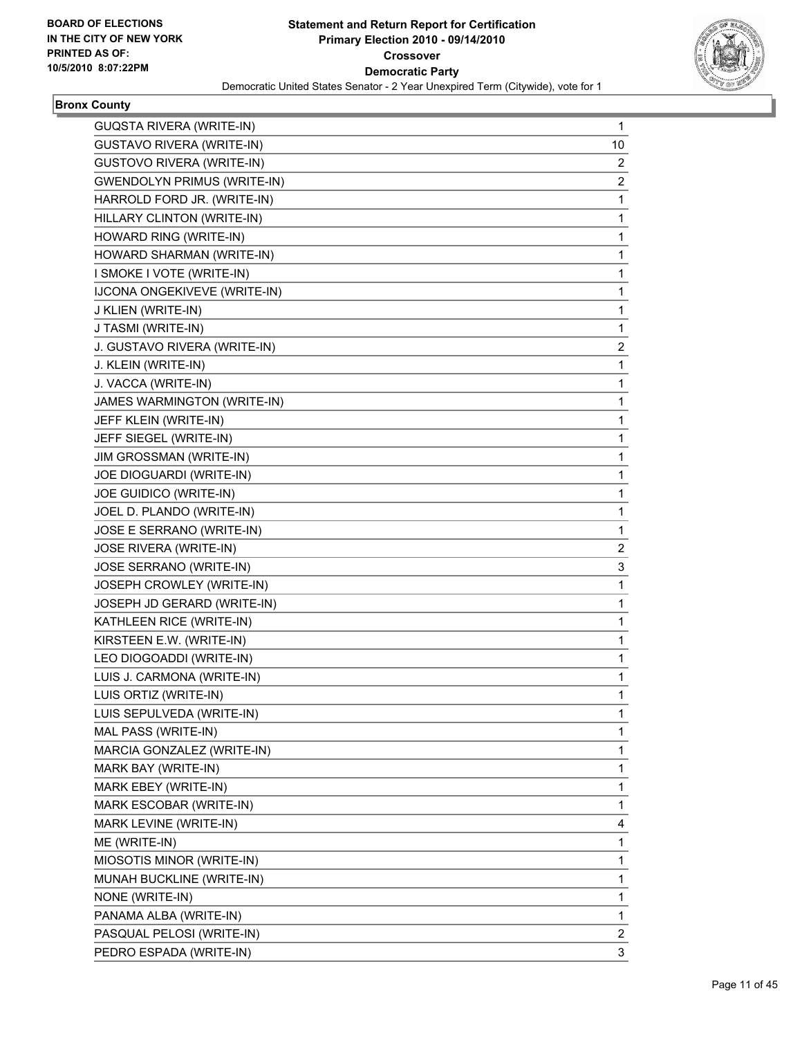BOARD OF ELECTIONS
IN THE CITY OF NEW YORK
PRINTED AS OF:
10/5/2010 8:07:22PM

**Statement and Return Report for Certification**
**Primary Election 2010 - 09/14/2010**
**Crossover**
**Democratic Party**
Democratic United States Senator - 2 Year Unexpired Term (Citywide), vote for 1

**Bronx County**

| | |
|---|---|
| GUQSTA RIVERA (WRITE-IN) | 1 |
| GUSTAVO RIVERA (WRITE-IN) | 10 |
| GUSTOVO RIVERA (WRITE-IN) | 2 |
| GWENDOLYN PRIMUS (WRITE-IN) | 2 |
| HARROLD FORD JR. (WRITE-IN) | 1 |
| HILLARY CLINTON (WRITE-IN) | 1 |
| HOWARD RING (WRITE-IN) | 1 |
| HOWARD SHARMAN (WRITE-IN) | 1 |
| I SMOKE I VOTE (WRITE-IN) | 1 |
| IJCONA ONGEKIVEVE (WRITE-IN) | 1 |
| J KLIEN (WRITE-IN) | 1 |
| J TASMI (WRITE-IN) | 1 |
| J. GUSTAVO RIVERA (WRITE-IN) | 2 |
| J. KLEIN (WRITE-IN) | 1 |
| J. VACCA (WRITE-IN) | 1 |
| JAMES WARMINGTON (WRITE-IN) | 1 |
| JEFF KLEIN (WRITE-IN) | 1 |
| JEFF SIEGEL (WRITE-IN) | 1 |
| JIM GROSSMAN (WRITE-IN) | 1 |
| JOE DIOGUARDI (WRITE-IN) | 1 |
| JOE GUIDICO (WRITE-IN) | 1 |
| JOEL D. PLANDO (WRITE-IN) | 1 |
| JOSE E SERRANO (WRITE-IN) | 1 |
| JOSE RIVERA (WRITE-IN) | 2 |
| JOSE SERRANO (WRITE-IN) | 3 |
| JOSEPH CROWLEY (WRITE-IN) | 1 |
| JOSEPH JD GERARD (WRITE-IN) | 1 |
| KATHLEEN RICE (WRITE-IN) | 1 |
| KIRSTEEN E.W. (WRITE-IN) | 1 |
| LEO DIOGOADDI (WRITE-IN) | 1 |
| LUIS J. CARMONA (WRITE-IN) | 1 |
| LUIS ORTIZ (WRITE-IN) | 1 |
| LUIS SEPULVEDA (WRITE-IN) | 1 |
| MAL PASS (WRITE-IN) | 1 |
| MARCIA GONZALEZ (WRITE-IN) | 1 |
| MARK BAY (WRITE-IN) | 1 |
| MARK EBEY (WRITE-IN) | 1 |
| MARK ESCOBAR (WRITE-IN) | 1 |
| MARK LEVINE (WRITE-IN) | 4 |
| ME (WRITE-IN) | 1 |
| MIOSOTIS MINOR (WRITE-IN) | 1 |
| MUNAH BUCKLINE (WRITE-IN) | 1 |
| NONE (WRITE-IN) | 1 |
| PANAMA ALBA (WRITE-IN) | 1 |
| PASQUAL PELOSI (WRITE-IN) | 2 |
| PEDRO ESPADA (WRITE-IN) | 3 |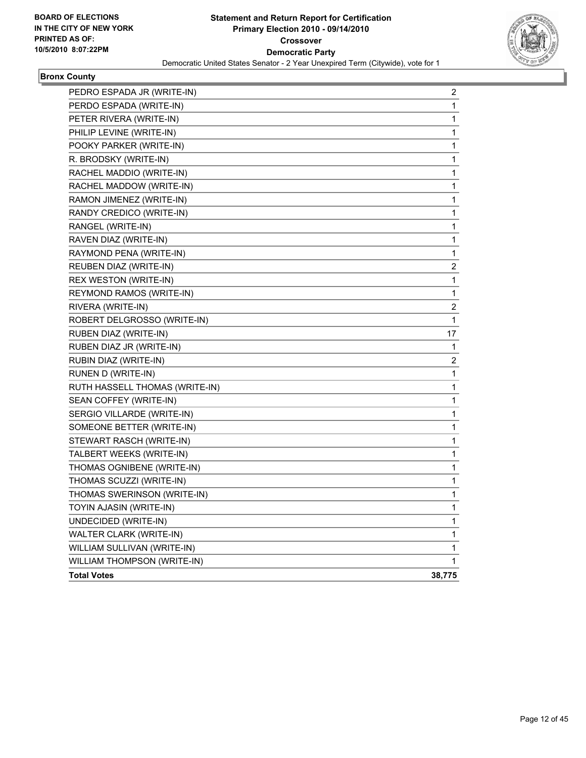**Statement and Return Report for Certification**
**Primary Election 2010 - 09/14/2010**
**Crossover**
**Democratic Party**
Democratic United States Senator - 2 Year Unexpired Term (Citywide), vote for 1

**Bronx County**

| | |
|---|---|
| PEDRO ESPADA JR (WRITE-IN) | 2 |
| PERDO ESPADA (WRITE-IN) | 1 |
| PETER RIVERA (WRITE-IN) | 1 |
| PHILIP LEVINE (WRITE-IN) | 1 |
| POOKY PARKER (WRITE-IN) | 1 |
| R. BRODSKY (WRITE-IN) | 1 |
| RACHEL MADDIO (WRITE-IN) | 1 |
| RACHEL MADDOW (WRITE-IN) | 1 |
| RAMON JIMENEZ (WRITE-IN) | 1 |
| RANDY CREDICO (WRITE-IN) | 1 |
| RANGEL (WRITE-IN) | 1 |
| RAVEN DIAZ (WRITE-IN) | 1 |
| RAYMOND PENA (WRITE-IN) | 1 |
| REUBEN DIAZ (WRITE-IN) | 2 |
| REX WESTON (WRITE-IN) | 1 |
| REYMOND RAMOS (WRITE-IN) | 1 |
| RIVERA (WRITE-IN) | 2 |
| ROBERT DELGROSSO (WRITE-IN) | 1 |
| RUBEN DIAZ (WRITE-IN) | 17 |
| RUBEN DIAZ JR (WRITE-IN) | 1 |
| RUBIN DIAZ (WRITE-IN) | 2 |
| RUNEN D (WRITE-IN) | 1 |
| RUTH HASSELL THOMAS (WRITE-IN) | 1 |
| SEAN COFFEY (WRITE-IN) | 1 |
| SERGIO VILLARDE (WRITE-IN) | 1 |
| SOMEONE BETTER (WRITE-IN) | 1 |
| STEWART RASCH (WRITE-IN) | 1 |
| TALBERT WEEKS (WRITE-IN) | 1 |
| THOMAS OGNIBENE (WRITE-IN) | 1 |
| THOMAS SCUZZI (WRITE-IN) | 1 |
| THOMAS SWERINSON (WRITE-IN) | 1 |
| TOYIN AJASIN (WRITE-IN) | 1 |
| UNDECIDED (WRITE-IN) | 1 |
| WALTER CLARK (WRITE-IN) | 1 |
| WILLIAM SULLIVAN (WRITE-IN) | 1 |
| WILLIAM THOMPSON (WRITE-IN) | 1 |
| **Total Votes** | **38,775** |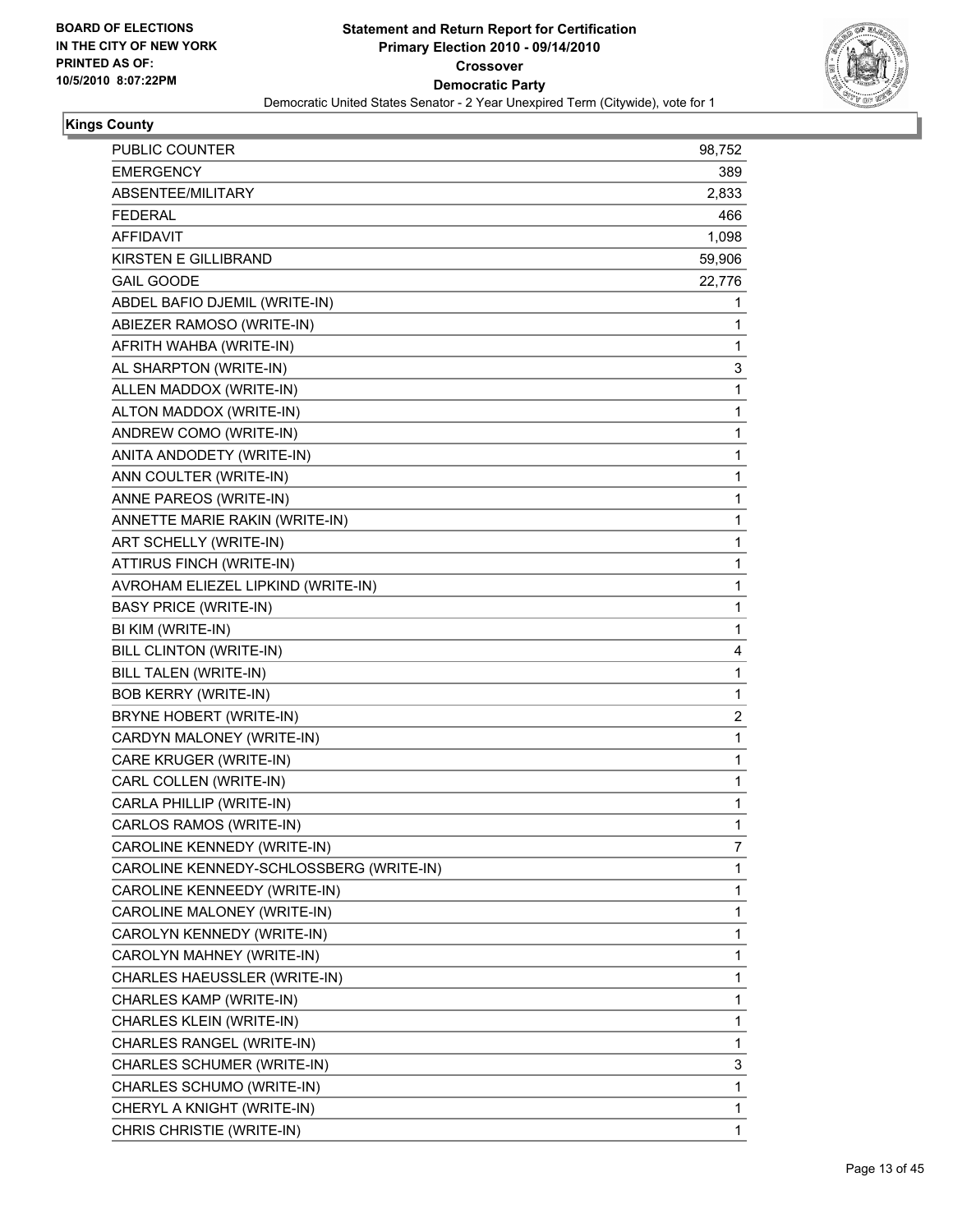**BOARD OF ELECTIONS IN THE CITY OF NEW YORK PRINTED AS OF: 10/5/2010 8:07:22PM**

# Statement and Return Report for Certification
## Primary Election 2010 - 09/14/2010
## Crossover
## Democratic Party
### Democratic United States Senator - 2 Year Unexpired Term (Citywide), vote for 1

**Kings County**

| | |
|---|---|
| PUBLIC COUNTER | 98,752 |
| EMERGENCY | 389 |
| ABSENTEE/MILITARY | 2,833 |
| FEDERAL | 466 |
| AFFIDAVIT | 1,098 |
| KIRSTEN E GILLIBRAND | 59,906 |
| GAIL GOODE | 22,776 |
| ABDEL BAFIO DJEMIL (WRITE-IN) | 1 |
| ABIEZER RAMOSO (WRITE-IN) | 1 |
| AFRITH WAHBA (WRITE-IN) | 1 |
| AL SHARPTON (WRITE-IN) | 3 |
| ALLEN MADDOX (WRITE-IN) | 1 |
| ALTON MADDOX (WRITE-IN) | 1 |
| ANDREW COMO (WRITE-IN) | 1 |
| ANITA ANDODETY (WRITE-IN) | 1 |
| ANN COULTER (WRITE-IN) | 1 |
| ANNE PAREOS (WRITE-IN) | 1 |
| ANNETTE MARIE RAKIN (WRITE-IN) | 1 |
| ART SCHELLY (WRITE-IN) | 1 |
| ATTIRUS FINCH (WRITE-IN) | 1 |
| AVROHAM ELIEZEL LIPKIND (WRITE-IN) | 1 |
| BASY PRICE (WRITE-IN) | 1 |
| BI KIM (WRITE-IN) | 1 |
| BILL CLINTON (WRITE-IN) | 4 |
| BILL TALEN (WRITE-IN) | 1 |
| BOB KERRY (WRITE-IN) | 1 |
| BRYNE HOBERT (WRITE-IN) | 2 |
| CARDYN MALONEY (WRITE-IN) | 1 |
| CARE KRUGER (WRITE-IN) | 1 |
| CARL COLLEN (WRITE-IN) | 1 |
| CARLA PHILLIP (WRITE-IN) | 1 |
| CARLOS RAMOS (WRITE-IN) | 1 |
| CAROLINE KENNEDY (WRITE-IN) | 7 |
| CAROLINE KENNEDY-SCHLOSSBERG (WRITE-IN) | 1 |
| CAROLINE KENNEEDY (WRITE-IN) | 1 |
| CAROLINE MALONEY (WRITE-IN) | 1 |
| CAROLYN KENNEDY (WRITE-IN) | 1 |
| CAROLYN MAHNEY (WRITE-IN) | 1 |
| CHARLES HAEUSSLER (WRITE-IN) | 1 |
| CHARLES KAMP (WRITE-IN) | 1 |
| CHARLES KLEIN (WRITE-IN) | 1 |
| CHARLES RANGEL (WRITE-IN) | 1 |
| CHARLES SCHUMER (WRITE-IN) | 3 |
| CHARLES SCHUMO (WRITE-IN) | 1 |
| CHERYL A KNIGHT (WRITE-IN) | 1 |
| CHRIS CHRISTIE (WRITE-IN) | 1 |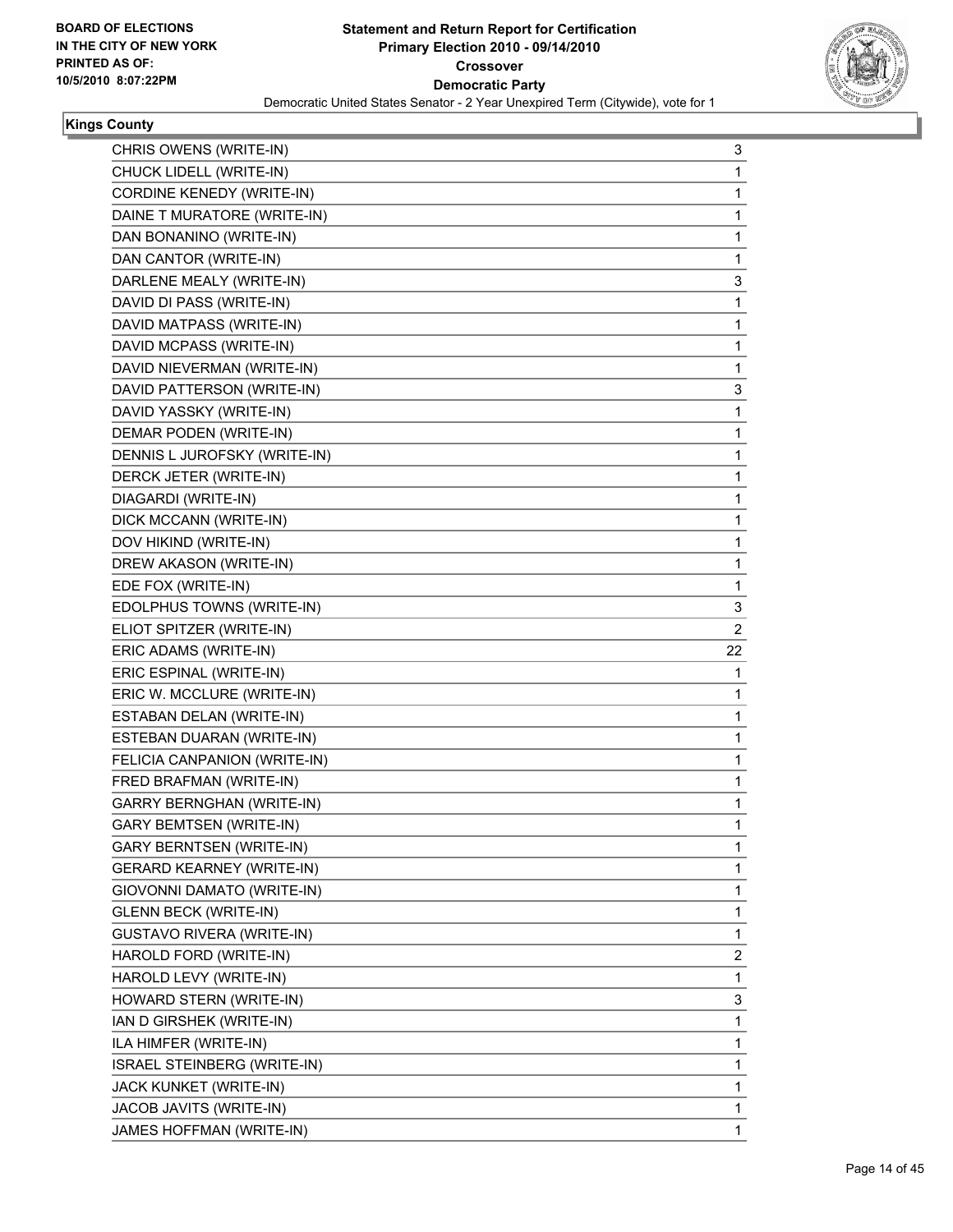**BOARD OF ELECTIONS IN THE CITY OF NEW YORK PRINTED AS OF: 10/5/2010 8:07:22PM**

**Statement and Return Report for Certification**
**Primary Election 2010 - 09/14/2010**
**Crossover**
**Democratic Party**
Democratic United States Senator - 2 Year Unexpired Term (Citywide), vote for 1

**Kings County**

| | |
|---|---|
| CHRIS OWENS (WRITE-IN) | 3 |
| CHUCK LIDELL (WRITE-IN) | 1 |
| CORDINE KENEDY (WRITE-IN) | 1 |
| DAINE T MURATORE (WRITE-IN) | 1 |
| DAN BONANINO (WRITE-IN) | 1 |
| DAN CANTOR (WRITE-IN) | 1 |
| DARLENE MEALY (WRITE-IN) | 3 |
| DAVID DI PASS (WRITE-IN) | 1 |
| DAVID MATPASS (WRITE-IN) | 1 |
| DAVID MCPASS (WRITE-IN) | 1 |
| DAVID NIEVERMAN (WRITE-IN) | 1 |
| DAVID PATTERSON (WRITE-IN) | 3 |
| DAVID YASSKY (WRITE-IN) | 1 |
| DEMAR PODEN (WRITE-IN) | 1 |
| DENNIS L JUROFSKY (WRITE-IN) | 1 |
| DERCK JETER (WRITE-IN) | 1 |
| DIAGARDI (WRITE-IN) | 1 |
| DICK MCCANN (WRITE-IN) | 1 |
| DOV HIKIND (WRITE-IN) | 1 |
| DREW AKASON (WRITE-IN) | 1 |
| EDE FOX (WRITE-IN) | 1 |
| EDOLPHUS TOWNS (WRITE-IN) | 3 |
| ELIOT SPITZER (WRITE-IN) | 2 |
| ERIC ADAMS (WRITE-IN) | 22 |
| ERIC ESPINAL (WRITE-IN) | 1 |
| ERIC W. MCCLURE (WRITE-IN) | 1 |
| ESTABAN DELAN (WRITE-IN) | 1 |
| ESTEBAN DUARAN (WRITE-IN) | 1 |
| FELICIA CANPANION (WRITE-IN) | 1 |
| FRED BRAFMAN (WRITE-IN) | 1 |
| GARRY BERNGHAN (WRITE-IN) | 1 |
| GARY BEMTSEN (WRITE-IN) | 1 |
| GARY BERNTSEN (WRITE-IN) | 1 |
| GERARD KEARNEY (WRITE-IN) | 1 |
| GIOVONNI DAMATO (WRITE-IN) | 1 |
| GLENN BECK (WRITE-IN) | 1 |
| GUSTAVO RIVERA (WRITE-IN) | 1 |
| HAROLD FORD (WRITE-IN) | 2 |
| HAROLD LEVY (WRITE-IN) | 1 |
| HOWARD STERN (WRITE-IN) | 3 |
| IAN D GIRSHEK (WRITE-IN) | 1 |
| ILA HIMFER (WRITE-IN) | 1 |
| ISRAEL STEINBERG (WRITE-IN) | 1 |
| JACK KUNKET (WRITE-IN) | 1 |
| JACOB JAVITS (WRITE-IN) | 1 |
| JAMES HOFFMAN (WRITE-IN) | 1 |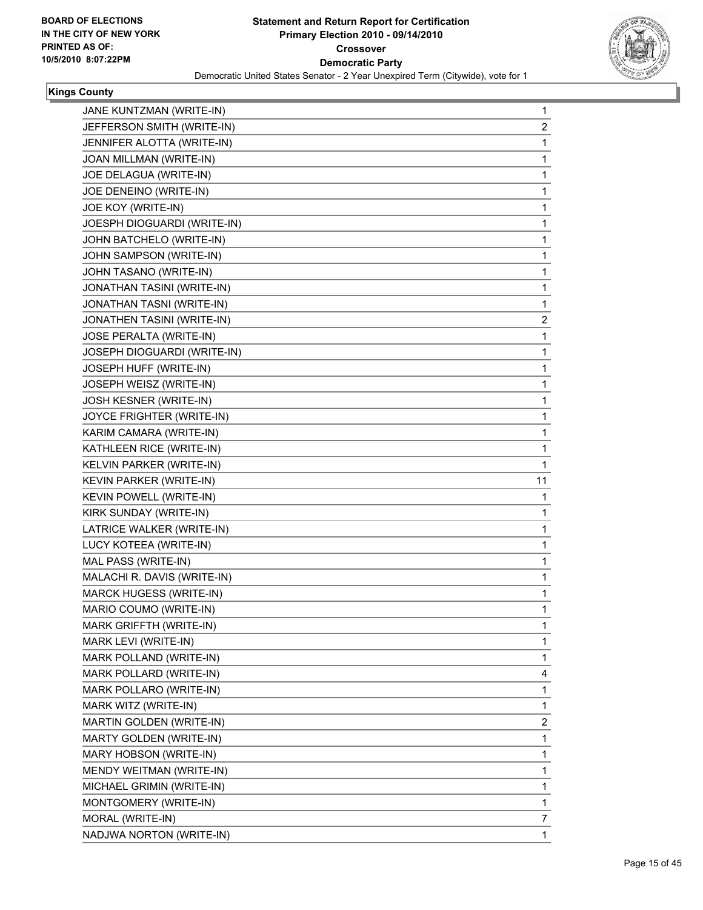BOARD OF ELECTIONS
IN THE CITY OF NEW YORK
PRINTED AS OF:
10/5/2010 8:07:22PM

**Statement and Return Report for Certification**
**Primary Election 2010 - 09/14/2010**
**Crossover**
**Democratic Party**
Democratic United States Senator - 2 Year Unexpired Term (Citywide), vote for 1

**Kings County**

| | |
|---|---|
| JANE KUNTZMAN (WRITE-IN) | 1 |
| JEFFERSON SMITH (WRITE-IN) | 2 |
| JENNIFER ALOTTA (WRITE-IN) | 1 |
| JOAN MILLMAN (WRITE-IN) | 1 |
| JOE DELAGUA (WRITE-IN) | 1 |
| JOE DENEINO (WRITE-IN) | 1 |
| JOE KOY (WRITE-IN) | 1 |
| JOESPH DIOGUARDI (WRITE-IN) | 1 |
| JOHN BATCHELO (WRITE-IN) | 1 |
| JOHN SAMPSON (WRITE-IN) | 1 |
| JOHN TASANO (WRITE-IN) | 1 |
| JONATHAN TASINI (WRITE-IN) | 1 |
| JONATHAN TASNI (WRITE-IN) | 1 |
| JONATHEN TASINI (WRITE-IN) | 2 |
| JOSE PERALTA (WRITE-IN) | 1 |
| JOSEPH DIOGUARDI (WRITE-IN) | 1 |
| JOSEPH HUFF (WRITE-IN) | 1 |
| JOSEPH WEISZ (WRITE-IN) | 1 |
| JOSH KESNER (WRITE-IN) | 1 |
| JOYCE FRIGHTER (WRITE-IN) | 1 |
| KARIM CAMARA (WRITE-IN) | 1 |
| KATHLEEN RICE (WRITE-IN) | 1 |
| KELVIN PARKER (WRITE-IN) | 1 |
| KEVIN PARKER (WRITE-IN) | 11 |
| KEVIN POWELL (WRITE-IN) | 1 |
| KIRK SUNDAY (WRITE-IN) | 1 |
| LATRICE WALKER (WRITE-IN) | 1 |
| LUCY KOTEEA (WRITE-IN) | 1 |
| MAL PASS (WRITE-IN) | 1 |
| MALACHI R. DAVIS (WRITE-IN) | 1 |
| MARCK HUGESS (WRITE-IN) | 1 |
| MARIO COUMO (WRITE-IN) | 1 |
| MARK GRIFFTH (WRITE-IN) | 1 |
| MARK LEVI (WRITE-IN) | 1 |
| MARK POLLAND (WRITE-IN) | 1 |
| MARK POLLARD (WRITE-IN) | 4 |
| MARK POLLARO (WRITE-IN) | 1 |
| MARK WITZ (WRITE-IN) | 1 |
| MARTIN GOLDEN (WRITE-IN) | 2 |
| MARTY GOLDEN (WRITE-IN) | 1 |
| MARY HOBSON (WRITE-IN) | 1 |
| MENDY WEITMAN (WRITE-IN) | 1 |
| MICHAEL GRIMIN (WRITE-IN) | 1 |
| MONTGOMERY (WRITE-IN) | 1 |
| MORAL (WRITE-IN) | 7 |
| NADJWA NORTON (WRITE-IN) | 1 |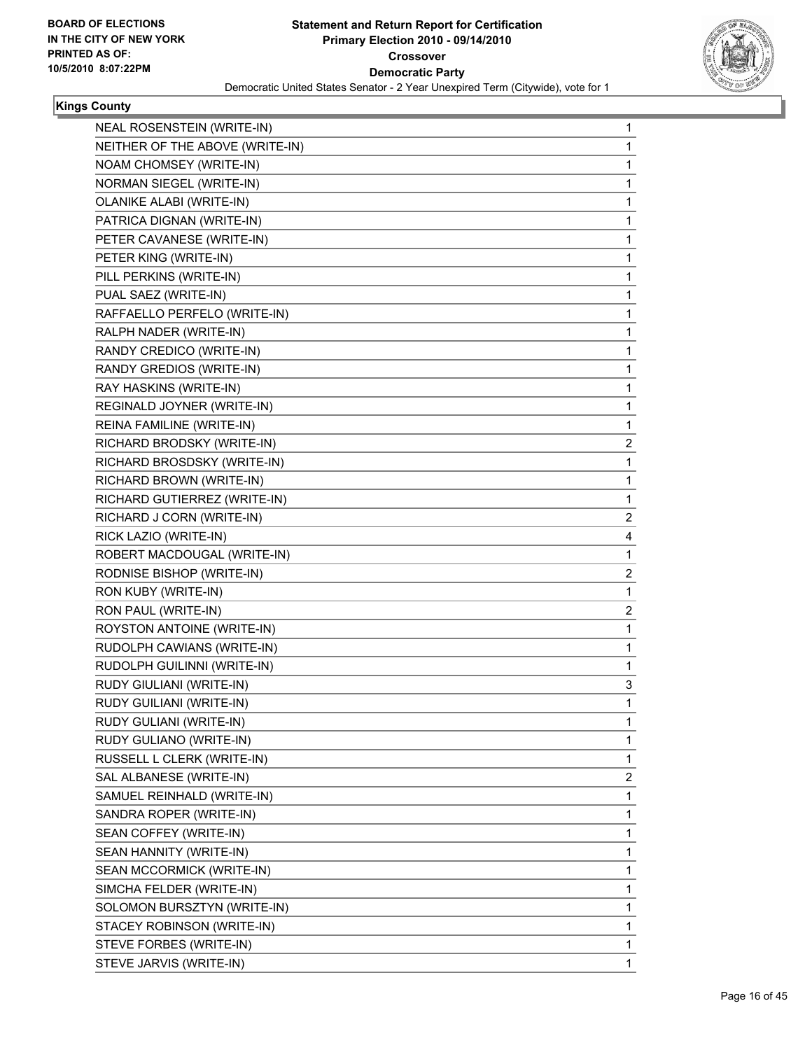**Kings County**

| | |
|---|---|
| NEAL ROSENSTEIN (WRITE-IN) | 1 |
| NEITHER OF THE ABOVE (WRITE-IN) | 1 |
| NOAM CHOMSEY (WRITE-IN) | 1 |
| NORMAN SIEGEL (WRITE-IN) | 1 |
| OLANIKE ALABI (WRITE-IN) | 1 |
| PATRICA DIGNAN (WRITE-IN) | 1 |
| PETER CAVANESE (WRITE-IN) | 1 |
| PETER KING (WRITE-IN) | 1 |
| PILL PERKINS (WRITE-IN) | 1 |
| PUAL SAEZ (WRITE-IN) | 1 |
| RAFFAELLO PERFELO (WRITE-IN) | 1 |
| RALPH NADER (WRITE-IN) | 1 |
| RANDY CREDICO (WRITE-IN) | 1 |
| RANDY GREDIOS (WRITE-IN) | 1 |
| RAY HASKINS (WRITE-IN) | 1 |
| REGINALD JOYNER (WRITE-IN) | 1 |
| REINA FAMILINE (WRITE-IN) | 1 |
| RICHARD BRODSKY (WRITE-IN) | 2 |
| RICHARD BROSDSKY (WRITE-IN) | 1 |
| RICHARD BROWN (WRITE-IN) | 1 |
| RICHARD GUTIERREZ (WRITE-IN) | 1 |
| RICHARD J CORN (WRITE-IN) | 2 |
| RICK LAZIO (WRITE-IN) | 4 |
| ROBERT MACDOUGAL (WRITE-IN) | 1 |
| RODNISE BISHOP (WRITE-IN) | 2 |
| RON KUBY (WRITE-IN) | 1 |
| RON PAUL (WRITE-IN) | 2 |
| ROYSTON ANTOINE (WRITE-IN) | 1 |
| RUDOLPH CAWIANS (WRITE-IN) | 1 |
| RUDOLPH GUILINNI (WRITE-IN) | 1 |
| RUDY GIULIANI (WRITE-IN) | 3 |
| RUDY GUILIANI (WRITE-IN) | 1 |
| RUDY GULIANI (WRITE-IN) | 1 |
| RUDY GULIANO (WRITE-IN) | 1 |
| RUSSELL L CLERK (WRITE-IN) | 1 |
| SAL ALBANESE (WRITE-IN) | 2 |
| SAMUEL REINHALD (WRITE-IN) | 1 |
| SANDRA ROPER (WRITE-IN) | 1 |
| SEAN COFFEY (WRITE-IN) | 1 |
| SEAN HANNITY (WRITE-IN) | 1 |
| SEAN MCCORMICK (WRITE-IN) | 1 |
| SIMCHA FELDER (WRITE-IN) | 1 |
| SOLOMON BURSZTYN (WRITE-IN) | 1 |
| STACEY ROBINSON (WRITE-IN) | 1 |
| STEVE FORBES (WRITE-IN) | 1 |
| STEVE JARVIS (WRITE-IN) | 1 |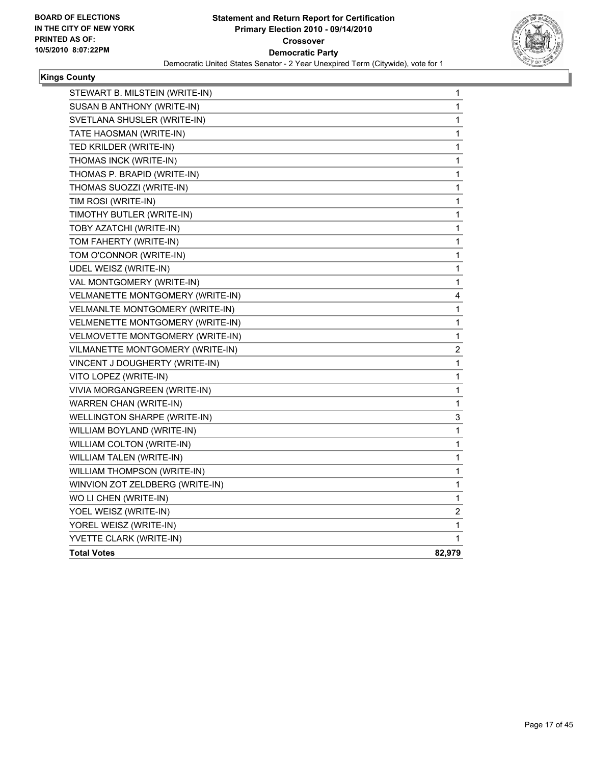**Kings County**

| Candidate | Votes |
|---|---|
| STEWART B. MILSTEIN (WRITE-IN) | 1 |
| SUSAN B ANTHONY (WRITE-IN) | 1 |
| SVETLANA SHUSLER (WRITE-IN) | 1 |
| TATE HAOSMAN (WRITE-IN) | 1 |
| TED KRILDER (WRITE-IN) | 1 |
| THOMAS INCK (WRITE-IN) | 1 |
| THOMAS P. BRAPID (WRITE-IN) | 1 |
| THOMAS SUOZZI (WRITE-IN) | 1 |
| TIM ROSI (WRITE-IN) | 1 |
| TIMOTHY BUTLER (WRITE-IN) | 1 |
| TOBY AZATCHI (WRITE-IN) | 1 |
| TOM FAHERTY (WRITE-IN) | 1 |
| TOM O'CONNOR (WRITE-IN) | 1 |
| UDEL WEISZ (WRITE-IN) | 1 |
| VAL MONTGOMERY (WRITE-IN) | 1 |
| VELMANETTE MONTGOMERY (WRITE-IN) | 4 |
| VELMANLTE MONTGOMERY (WRITE-IN) | 1 |
| VELMENETTE MONTGOMERY (WRITE-IN) | 1 |
| VELMOVETTE MONTGOMERY (WRITE-IN) | 1 |
| VILMANETTE MONTGOMERY (WRITE-IN) | 2 |
| VINCENT J DOUGHERTY (WRITE-IN) | 1 |
| VITO LOPEZ (WRITE-IN) | 1 |
| VIVIA MORGANGREEN (WRITE-IN) | 1 |
| WARREN CHAN (WRITE-IN) | 1 |
| WELLINGTON SHARPE (WRITE-IN) | 3 |
| WILLIAM BOYLAND (WRITE-IN) | 1 |
| WILLIAM COLTON (WRITE-IN) | 1 |
| WILLIAM TALEN (WRITE-IN) | 1 |
| WILLIAM THOMPSON (WRITE-IN) | 1 |
| WINVION ZOT ZELDBERG (WRITE-IN) | 1 |
| WO LI CHEN (WRITE-IN) | 1 |
| YOEL WEISZ (WRITE-IN) | 2 |
| YOREL WEISZ (WRITE-IN) | 1 |
| YVETTE CLARK (WRITE-IN) | 1 |
| **Total Votes** | **82,979** |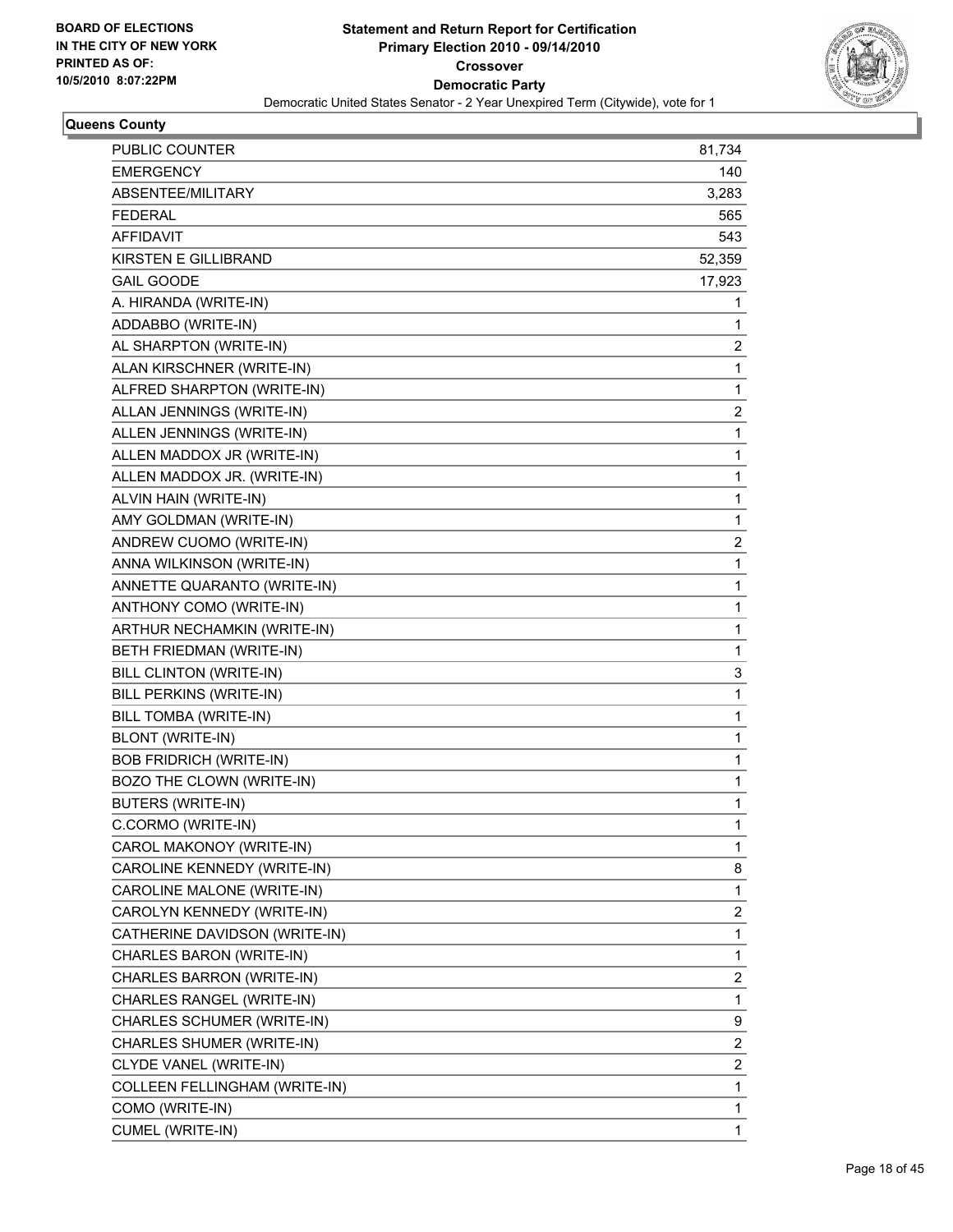**BOARD OF ELECTIONS IN THE CITY OF NEW YORK PRINTED AS OF: 10/5/2010 8:07:22PM**

# Statement and Return Report for Certification
## Primary Election 2010 - 09/14/2010
## Crossover
## Democratic Party
### Democratic United States Senator - 2 Year Unexpired Term (Citywide), vote for 1

**Queens County**

| | |
|---|---|
| PUBLIC COUNTER | 81,734 |
| EMERGENCY | 140 |
| ABSENTEE/MILITARY | 3,283 |
| FEDERAL | 565 |
| AFFIDAVIT | 543 |
| KIRSTEN E GILLIBRAND | 52,359 |
| GAIL GOODE | 17,923 |
| A. HIRANDA (WRITE-IN) | 1 |
| ADDABBO (WRITE-IN) | 1 |
| AL SHARPTON (WRITE-IN) | 2 |
| ALAN KIRSCHNER (WRITE-IN) | 1 |
| ALFRED SHARPTON (WRITE-IN) | 1 |
| ALLAN JENNINGS (WRITE-IN) | 2 |
| ALLEN JENNINGS (WRITE-IN) | 1 |
| ALLEN MADDOX JR (WRITE-IN) | 1 |
| ALLEN MADDOX JR. (WRITE-IN) | 1 |
| ALVIN HAIN (WRITE-IN) | 1 |
| AMY GOLDMAN (WRITE-IN) | 1 |
| ANDREW CUOMO (WRITE-IN) | 2 |
| ANNA WILKINSON (WRITE-IN) | 1 |
| ANNETTE QUARANTO (WRITE-IN) | 1 |
| ANTHONY COMO (WRITE-IN) | 1 |
| ARTHUR NECHAMKIN (WRITE-IN) | 1 |
| BETH FRIEDMAN (WRITE-IN) | 1 |
| BILL CLINTON (WRITE-IN) | 3 |
| BILL PERKINS (WRITE-IN) | 1 |
| BILL TOMBA (WRITE-IN) | 1 |
| BLONT (WRITE-IN) | 1 |
| BOB FRIDRICH (WRITE-IN) | 1 |
| BOZO THE CLOWN (WRITE-IN) | 1 |
| BUTERS (WRITE-IN) | 1 |
| C.CORMO (WRITE-IN) | 1 |
| CAROL MAKONOY (WRITE-IN) | 1 |
| CAROLINE KENNEDY (WRITE-IN) | 8 |
| CAROLINE MALONE (WRITE-IN) | 1 |
| CAROLYN KENNEDY (WRITE-IN) | 2 |
| CATHERINE DAVIDSON (WRITE-IN) | 1 |
| CHARLES BARON (WRITE-IN) | 1 |
| CHARLES BARRON (WRITE-IN) | 2 |
| CHARLES RANGEL (WRITE-IN) | 1 |
| CHARLES SCHUMER (WRITE-IN) | 9 |
| CHARLES SHUMER (WRITE-IN) | 2 |
| CLYDE VANEL (WRITE-IN) | 2 |
| COLLEEN FELLINGHAM (WRITE-IN) | 1 |
| COMO (WRITE-IN) | 1 |
| CUMEL (WRITE-IN) | 1 |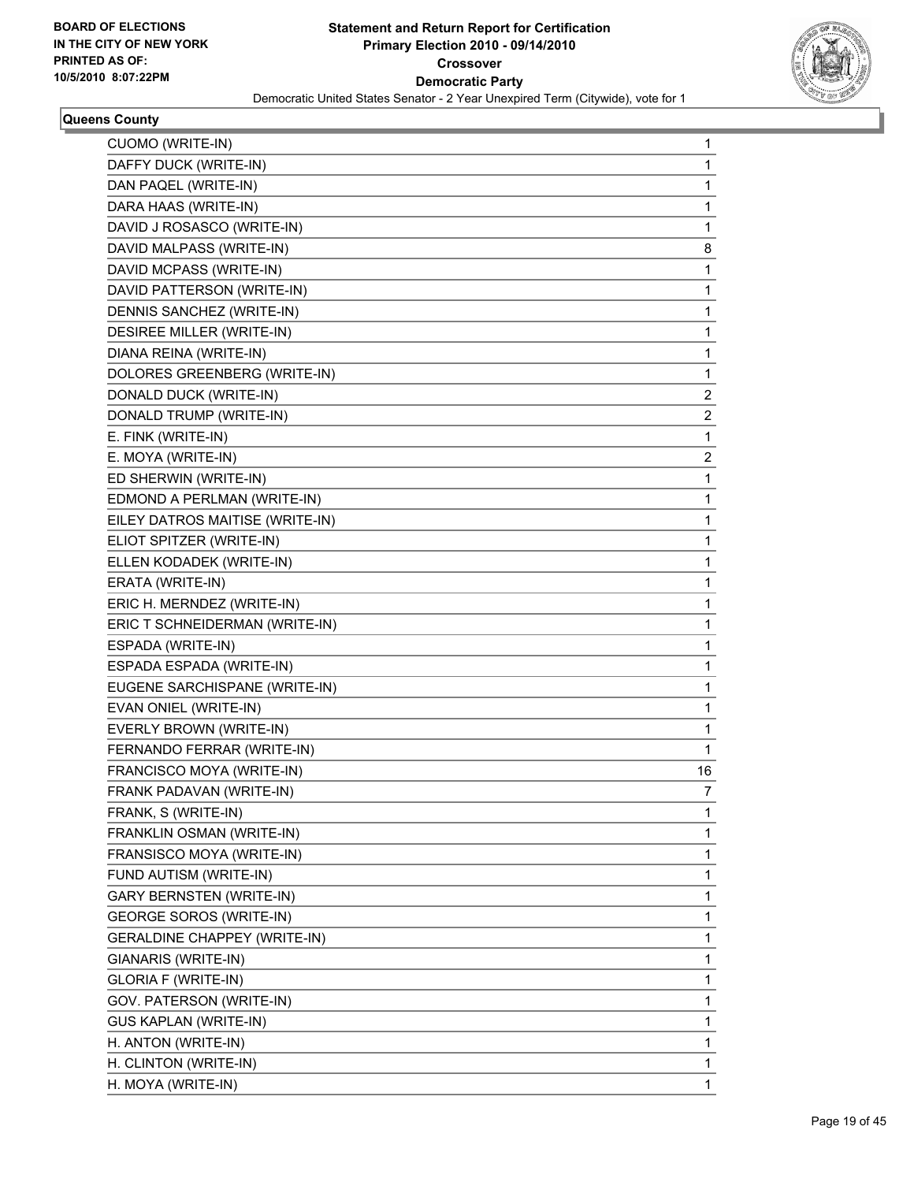**Queens County**

| | |
|---|---|
| CUOMO (WRITE-IN) | 1 |
| DAFFY DUCK (WRITE-IN) | 1 |
| DAN PAQEL (WRITE-IN) | 1 |
| DARA HAAS (WRITE-IN) | 1 |
| DAVID J ROSASCO (WRITE-IN) | 1 |
| DAVID MALPASS (WRITE-IN) | 8 |
| DAVID MCPASS (WRITE-IN) | 1 |
| DAVID PATTERSON (WRITE-IN) | 1 |
| DENNIS SANCHEZ (WRITE-IN) | 1 |
| DESIREE MILLER (WRITE-IN) | 1 |
| DIANA REINA (WRITE-IN) | 1 |
| DOLORES GREENBERG (WRITE-IN) | 1 |
| DONALD DUCK (WRITE-IN) | 2 |
| DONALD TRUMP (WRITE-IN) | 2 |
| E. FINK (WRITE-IN) | 1 |
| E. MOYA (WRITE-IN) | 2 |
| ED SHERWIN (WRITE-IN) | 1 |
| EDMOND A PERLMAN (WRITE-IN) | 1 |
| EILEY DATROS MAITISE (WRITE-IN) | 1 |
| ELIOT SPITZER (WRITE-IN) | 1 |
| ELLEN KODADEK (WRITE-IN) | 1 |
| ERATA (WRITE-IN) | 1 |
| ERIC H. MERNDEZ (WRITE-IN) | 1 |
| ERIC T SCHNEIDERMAN (WRITE-IN) | 1 |
| ESPADA (WRITE-IN) | 1 |
| ESPADA ESPADA (WRITE-IN) | 1 |
| EUGENE SARCHISPANE (WRITE-IN) | 1 |
| EVAN ONIEL (WRITE-IN) | 1 |
| EVERLY BROWN (WRITE-IN) | 1 |
| FERNANDO FERRAR (WRITE-IN) | 1 |
| FRANCISCO MOYA (WRITE-IN) | 16 |
| FRANK PADAVAN (WRITE-IN) | 7 |
| FRANK, S (WRITE-IN) | 1 |
| FRANKLIN OSMAN (WRITE-IN) | 1 |
| FRANSISCO MOYA (WRITE-IN) | 1 |
| FUND AUTISM (WRITE-IN) | 1 |
| GARY BERNSTEN (WRITE-IN) | 1 |
| GEORGE SOROS (WRITE-IN) | 1 |
| GERALDINE CHAPPEY (WRITE-IN) | 1 |
| GIANARIS (WRITE-IN) | 1 |
| GLORIA F (WRITE-IN) | 1 |
| GOV. PATERSON (WRITE-IN) | 1 |
| GUS KAPLAN (WRITE-IN) | 1 |
| H. ANTON (WRITE-IN) | 1 |
| H. CLINTON (WRITE-IN) | 1 |
| H. MOYA (WRITE-IN) | 1 |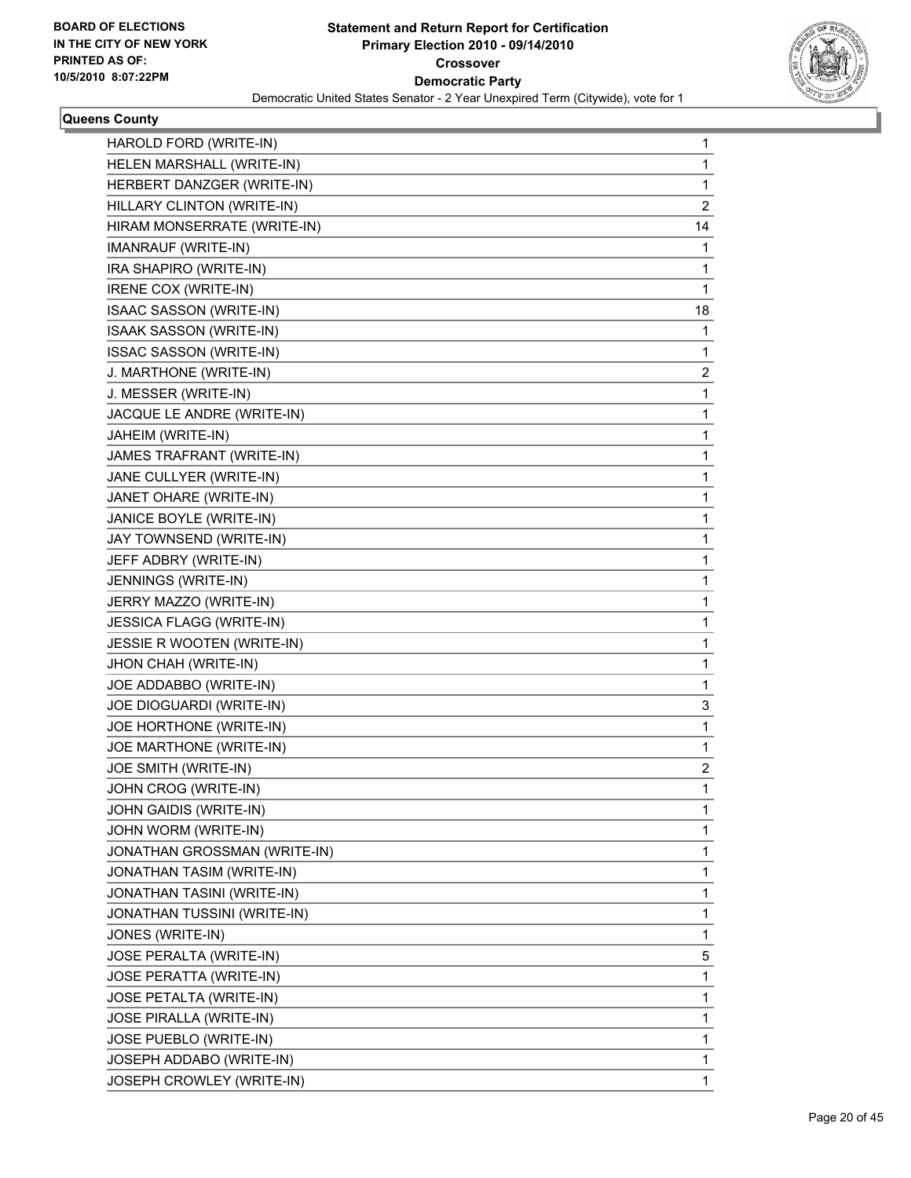**Statement and Return Report for Certification**
**Primary Election 2010 - 09/14/2010**
**Crossover**
**Democratic Party**
Democratic United States Senator - 2 Year Unexpired Term (Citywide), vote for 1

BOARD OF ELECTIONS IN THE CITY OF NEW YORK PRINTED AS OF: 10/5/2010 8:07:22PM

**Queens County**

| | |
|---|---|
| HAROLD FORD (WRITE-IN) | 1 |
| HELEN MARSHALL (WRITE-IN) | 1 |
| HERBERT DANZGER (WRITE-IN) | 1 |
| HILLARY CLINTON (WRITE-IN) | 2 |
| HIRAM MONSERRATE (WRITE-IN) | 14 |
| IMANRAUF (WRITE-IN) | 1 |
| IRA SHAPIRO (WRITE-IN) | 1 |
| IRENE COX (WRITE-IN) | 1 |
| ISAAC SASSON (WRITE-IN) | 18 |
| ISAAK SASSON (WRITE-IN) | 1 |
| ISSAC SASSON (WRITE-IN) | 1 |
| J. MARTHONE (WRITE-IN) | 2 |
| J. MESSER (WRITE-IN) | 1 |
| JACQUE LE ANDRE (WRITE-IN) | 1 |
| JAHEIM (WRITE-IN) | 1 |
| JAMES TRAFRANT (WRITE-IN) | 1 |
| JANE CULLYER (WRITE-IN) | 1 |
| JANET OHARE (WRITE-IN) | 1 |
| JANICE BOYLE (WRITE-IN) | 1 |
| JAY TOWNSEND (WRITE-IN) | 1 |
| JEFF ADBRY (WRITE-IN) | 1 |
| JENNINGS (WRITE-IN) | 1 |
| JERRY MAZZO (WRITE-IN) | 1 |
| JESSICA FLAGG (WRITE-IN) | 1 |
| JESSIE R WOOTEN (WRITE-IN) | 1 |
| JHON CHAH (WRITE-IN) | 1 |
| JOE ADDABBO (WRITE-IN) | 1 |
| JOE DIOGUARDI (WRITE-IN) | 3 |
| JOE HORTHONE (WRITE-IN) | 1 |
| JOE MARTHONE (WRITE-IN) | 1 |
| JOE SMITH (WRITE-IN) | 2 |
| JOHN CROG (WRITE-IN) | 1 |
| JOHN GAIDIS (WRITE-IN) | 1 |
| JOHN WORM (WRITE-IN) | 1 |
| JONATHAN GROSSMAN (WRITE-IN) | 1 |
| JONATHAN TASIM (WRITE-IN) | 1 |
| JONATHAN TASINI (WRITE-IN) | 1 |
| JONATHAN TUSSINI (WRITE-IN) | 1 |
| JONES (WRITE-IN) | 1 |
| JOSE PERALTA (WRITE-IN) | 5 |
| JOSE PERATTA (WRITE-IN) | 1 |
| JOSE PETALTA (WRITE-IN) | 1 |
| JOSE PIRALLA (WRITE-IN) | 1 |
| JOSE PUEBLO (WRITE-IN) | 1 |
| JOSEPH ADDABO (WRITE-IN) | 1 |
| JOSEPH CROWLEY (WRITE-IN) | 1 |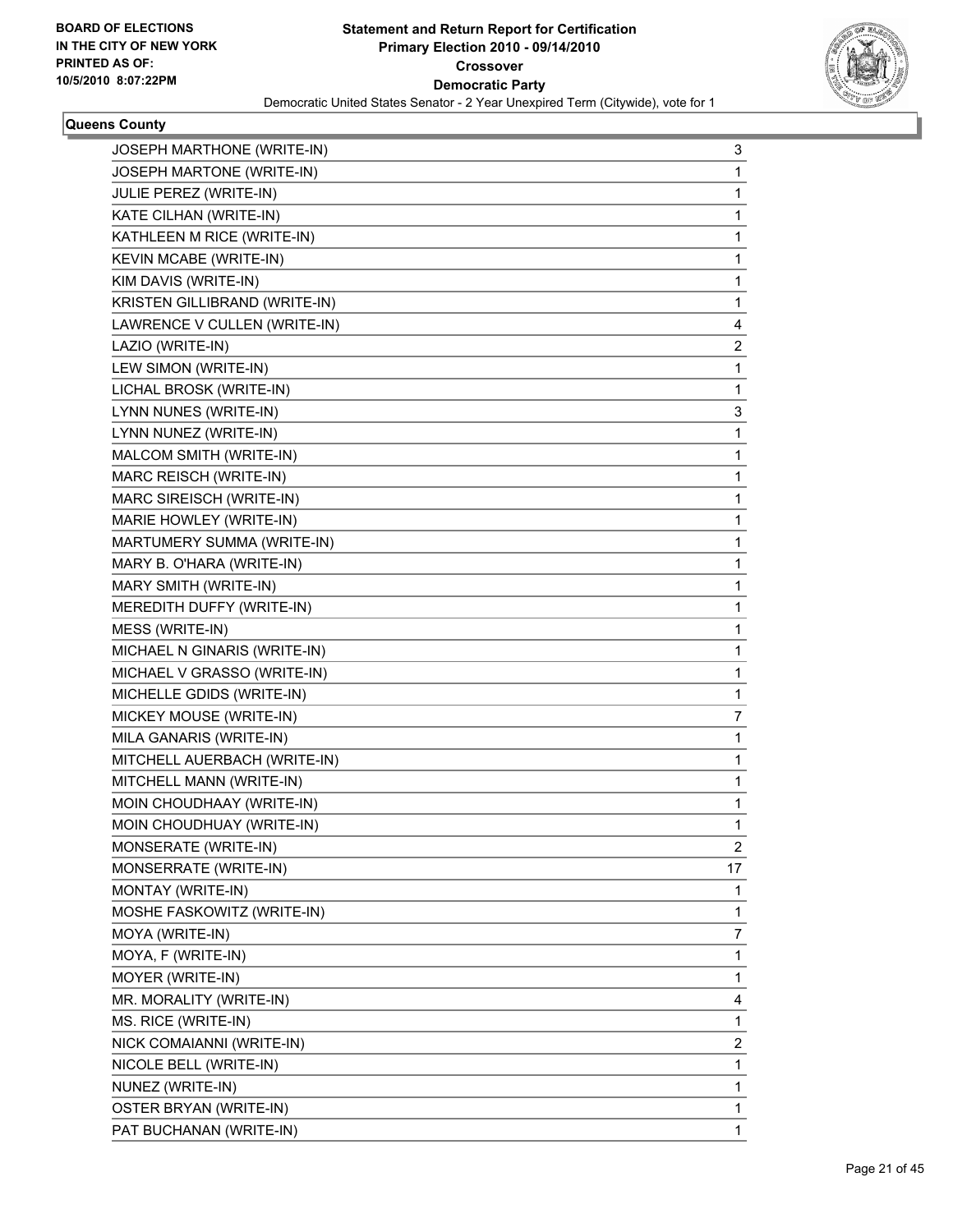**BOARD OF ELECTIONS IN THE CITY OF NEW YORK PRINTED AS OF: 10/5/2010 8:07:22PM**

**Statement and Return Report for Certification**
**Primary Election 2010 - 09/14/2010**
**Crossover**
**Democratic Party**
Democratic United States Senator - 2 Year Unexpired Term (Citywide), vote for 1

**Queens County**

| | |
|---|---|
| JOSEPH MARTHONE (WRITE-IN) | 3 |
| JOSEPH MARTONE (WRITE-IN) | 1 |
| JULIE PEREZ (WRITE-IN) | 1 |
| KATE CILHAN (WRITE-IN) | 1 |
| KATHLEEN M RICE (WRITE-IN) | 1 |
| KEVIN MCABE (WRITE-IN) | 1 |
| KIM DAVIS (WRITE-IN) | 1 |
| KRISTEN GILLIBRAND (WRITE-IN) | 1 |
| LAWRENCE V CULLEN (WRITE-IN) | 4 |
| LAZIO (WRITE-IN) | 2 |
| LEW SIMON (WRITE-IN) | 1 |
| LICHAL BROSK (WRITE-IN) | 1 |
| LYNN NUNES (WRITE-IN) | 3 |
| LYNN NUNEZ (WRITE-IN) | 1 |
| MALCOM SMITH (WRITE-IN) | 1 |
| MARC REISCH (WRITE-IN) | 1 |
| MARC SIREISCH (WRITE-IN) | 1 |
| MARIE HOWLEY (WRITE-IN) | 1 |
| MARTUMERY SUMMA (WRITE-IN) | 1 |
| MARY B. O'HARA (WRITE-IN) | 1 |
| MARY SMITH (WRITE-IN) | 1 |
| MEREDITH DUFFY (WRITE-IN) | 1 |
| MESS (WRITE-IN) | 1 |
| MICHAEL N GINARIS (WRITE-IN) | 1 |
| MICHAEL V GRASSO (WRITE-IN) | 1 |
| MICHELLE GDIDS (WRITE-IN) | 1 |
| MICKEY MOUSE (WRITE-IN) | 7 |
| MILA GANARIS (WRITE-IN) | 1 |
| MITCHELL AUERBACH (WRITE-IN) | 1 |
| MITCHELL MANN (WRITE-IN) | 1 |
| MOIN CHOUDHAAY (WRITE-IN) | 1 |
| MOIN CHOUDHUAY (WRITE-IN) | 1 |
| MONSERATE (WRITE-IN) | 2 |
| MONSERRATE (WRITE-IN) | 17 |
| MONTAY (WRITE-IN) | 1 |
| MOSHE FASKOWITZ (WRITE-IN) | 1 |
| MOYA (WRITE-IN) | 7 |
| MOYA, F (WRITE-IN) | 1 |
| MOYER (WRITE-IN) | 1 |
| MR. MORALITY (WRITE-IN) | 4 |
| MS. RICE (WRITE-IN) | 1 |
| NICK COMAIANNI (WRITE-IN) | 2 |
| NICOLE BELL (WRITE-IN) | 1 |
| NUNEZ (WRITE-IN) | 1 |
| OSTER BRYAN (WRITE-IN) | 1 |
| PAT BUCHANAN (WRITE-IN) | 1 |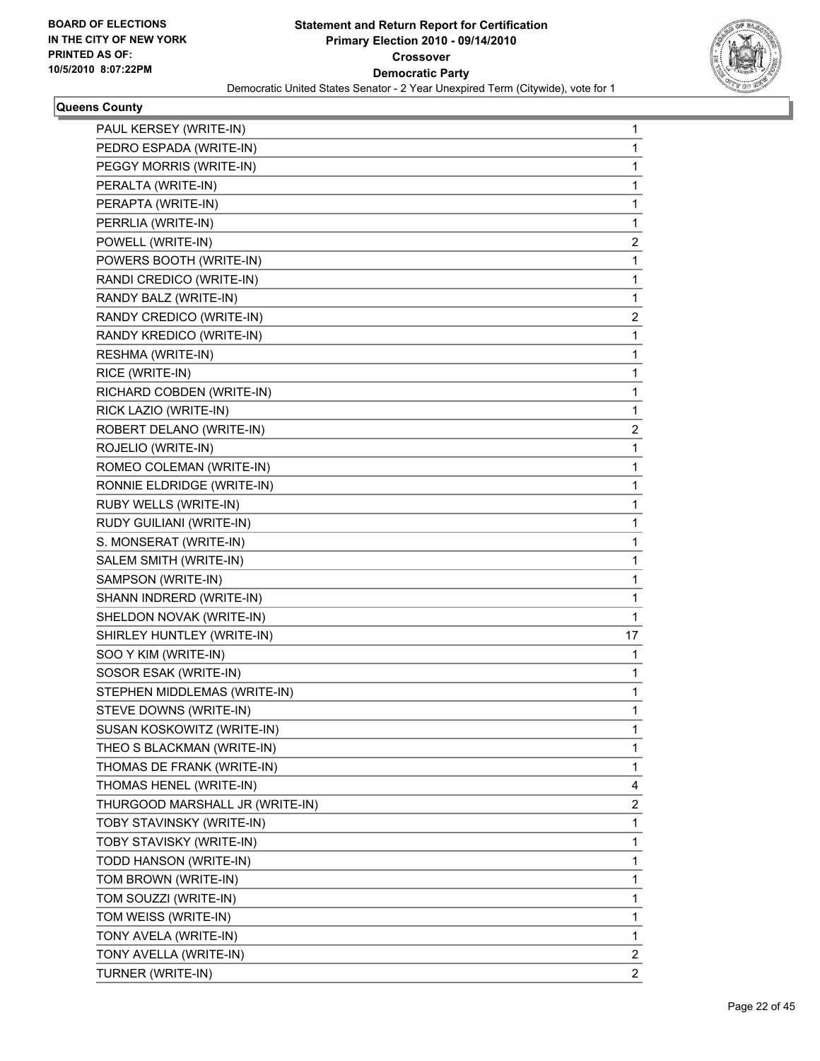**Statement and Return Report for Certification**
**Primary Election 2010 - 09/14/2010**
**Crossover**
**Democratic Party**
Democratic United States Senator - 2 Year Unexpired Term (Citywide), vote for 1

BOARD OF ELECTIONS IN THE CITY OF NEW YORK PRINTED AS OF: 10/5/2010 8:07:22PM

### Queens County

| | |
|---|---|
| PAUL KERSEY (WRITE-IN) | 1 |
| PEDRO ESPADA (WRITE-IN) | 1 |
| PEGGY MORRIS (WRITE-IN) | 1 |
| PERALTA (WRITE-IN) | 1 |
| PERAPTA (WRITE-IN) | 1 |
| PERRLIA (WRITE-IN) | 1 |
| POWELL (WRITE-IN) | 2 |
| POWERS BOOTH (WRITE-IN) | 1 |
| RANDI CREDICO (WRITE-IN) | 1 |
| RANDY BALZ (WRITE-IN) | 1 |
| RANDY CREDICO (WRITE-IN) | 2 |
| RANDY KREDICO (WRITE-IN) | 1 |
| RESHMA (WRITE-IN) | 1 |
| RICE (WRITE-IN) | 1 |
| RICHARD COBDEN (WRITE-IN) | 1 |
| RICK LAZIO (WRITE-IN) | 1 |
| ROBERT DELANO (WRITE-IN) | 2 |
| ROJELIO (WRITE-IN) | 1 |
| ROMEO COLEMAN (WRITE-IN) | 1 |
| RONNIE ELDRIDGE (WRITE-IN) | 1 |
| RUBY WELLS (WRITE-IN) | 1 |
| RUDY GUILIANI (WRITE-IN) | 1 |
| S. MONSERAT (WRITE-IN) | 1 |
| SALEM SMITH (WRITE-IN) | 1 |
| SAMPSON (WRITE-IN) | 1 |
| SHANN INDRERD (WRITE-IN) | 1 |
| SHELDON NOVAK (WRITE-IN) | 1 |
| SHIRLEY HUNTLEY (WRITE-IN) | 17 |
| SOO Y KIM (WRITE-IN) | 1 |
| SOSOR ESAK (WRITE-IN) | 1 |
| STEPHEN MIDDLEMAS (WRITE-IN) | 1 |
| STEVE DOWNS (WRITE-IN) | 1 |
| SUSAN KOSKOWITZ (WRITE-IN) | 1 |
| THEO S BLACKMAN (WRITE-IN) | 1 |
| THOMAS DE FRANK (WRITE-IN) | 1 |
| THOMAS HENEL (WRITE-IN) | 4 |
| THURGOOD MARSHALL JR (WRITE-IN) | 2 |
| TOBY STAVINSKY (WRITE-IN) | 1 |
| TOBY STAVISKY (WRITE-IN) | 1 |
| TODD HANSON (WRITE-IN) | 1 |
| TOM BROWN (WRITE-IN) | 1 |
| TOM SOUZZI (WRITE-IN) | 1 |
| TOM WEISS (WRITE-IN) | 1 |
| TONY AVELA (WRITE-IN) | 1 |
| TONY AVELLA (WRITE-IN) | 2 |
| TURNER (WRITE-IN) | 2 |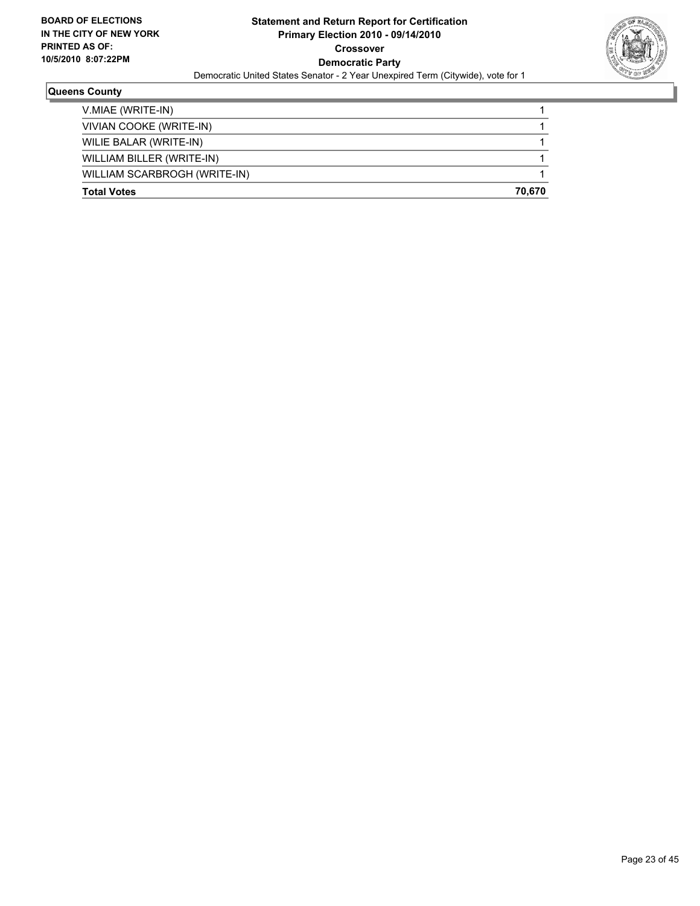**Statement and Return Report for Certification**
**Primary Election 2010 - 09/14/2010**
**Crossover**
**Democratic Party**
Democratic United States Senator - 2 Year Unexpired Term (Citywide), vote for 1

BOARD OF ELECTIONS
IN THE CITY OF NEW YORK
PRINTED AS OF:
10/5/2010 8:07:22PM

## Queens County

| | |
|---|---|
| V.MIAE (WRITE-IN) | 1 |
| VIVIAN COOKE (WRITE-IN) | 1 |
| WILIE BALAR (WRITE-IN) | 1 |
| WILLIAM BILLER (WRITE-IN) | 1 |
| WILLIAM SCARBROGH (WRITE-IN) | 1 |
| **Total Votes** | **70,670** |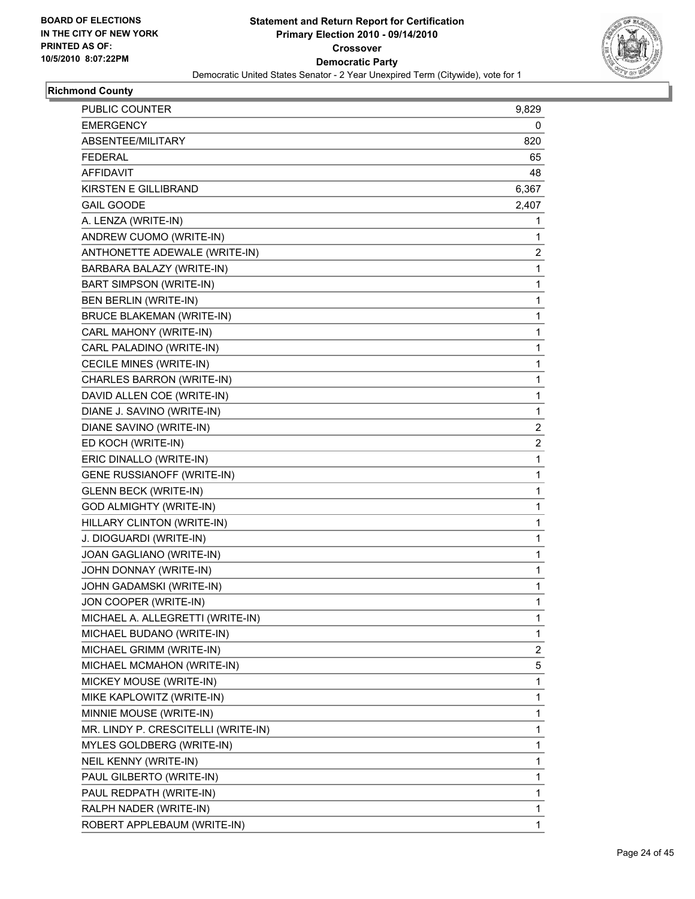**BOARD OF ELECTIONS IN THE CITY OF NEW YORK PRINTED AS OF: 10/5/2010 8:07:22PM**

# Statement and Return Report for Certification
## Primary Election 2010 - 09/14/2010
## Crossover
## Democratic Party
### Democratic United States Senator - 2 Year Unexpired Term (Citywide), vote for 1

**Richmond County**

| | |
|---|---|
| PUBLIC COUNTER | 9,829 |
| EMERGENCY | 0 |
| ABSENTEE/MILITARY | 820 |
| FEDERAL | 65 |
| AFFIDAVIT | 48 |
| KIRSTEN E GILLIBRAND | 6,367 |
| GAIL GOODE | 2,407 |
| A. LENZA (WRITE-IN) | 1 |
| ANDREW CUOMO (WRITE-IN) | 1 |
| ANTHONETTE ADEWALE (WRITE-IN) | 2 |
| BARBARA BALAZY (WRITE-IN) | 1 |
| BART SIMPSON (WRITE-IN) | 1 |
| BEN BERLIN (WRITE-IN) | 1 |
| BRUCE BLAKEMAN (WRITE-IN) | 1 |
| CARL MAHONY (WRITE-IN) | 1 |
| CARL PALADINO (WRITE-IN) | 1 |
| CECILE MINES (WRITE-IN) | 1 |
| CHARLES BARRON (WRITE-IN) | 1 |
| DAVID ALLEN COE (WRITE-IN) | 1 |
| DIANE J. SAVINO (WRITE-IN) | 1 |
| DIANE SAVINO (WRITE-IN) | 2 |
| ED KOCH (WRITE-IN) | 2 |
| ERIC DINALLO (WRITE-IN) | 1 |
| GENE RUSSIANOFF (WRITE-IN) | 1 |
| GLENN BECK (WRITE-IN) | 1 |
| GOD ALMIGHTY (WRITE-IN) | 1 |
| HILLARY CLINTON (WRITE-IN) | 1 |
| J. DIOGUARDI (WRITE-IN) | 1 |
| JOAN GAGLIANO (WRITE-IN) | 1 |
| JOHN DONNAY (WRITE-IN) | 1 |
| JOHN GADAMSKI (WRITE-IN) | 1 |
| JON COOPER (WRITE-IN) | 1 |
| MICHAEL A. ALLEGRETTI (WRITE-IN) | 1 |
| MICHAEL BUDANO (WRITE-IN) | 1 |
| MICHAEL GRIMM (WRITE-IN) | 2 |
| MICHAEL MCMAHON (WRITE-IN) | 5 |
| MICKEY MOUSE (WRITE-IN) | 1 |
| MIKE KAPLOWITZ (WRITE-IN) | 1 |
| MINNIE MOUSE (WRITE-IN) | 1 |
| MR. LINDY P. CRESCITELLI (WRITE-IN) | 1 |
| MYLES GOLDBERG (WRITE-IN) | 1 |
| NEIL KENNY (WRITE-IN) | 1 |
| PAUL GILBERTO (WRITE-IN) | 1 |
| PAUL REDPATH (WRITE-IN) | 1 |
| RALPH NADER (WRITE-IN) | 1 |
| ROBERT APPLEBAUM (WRITE-IN) | 1 |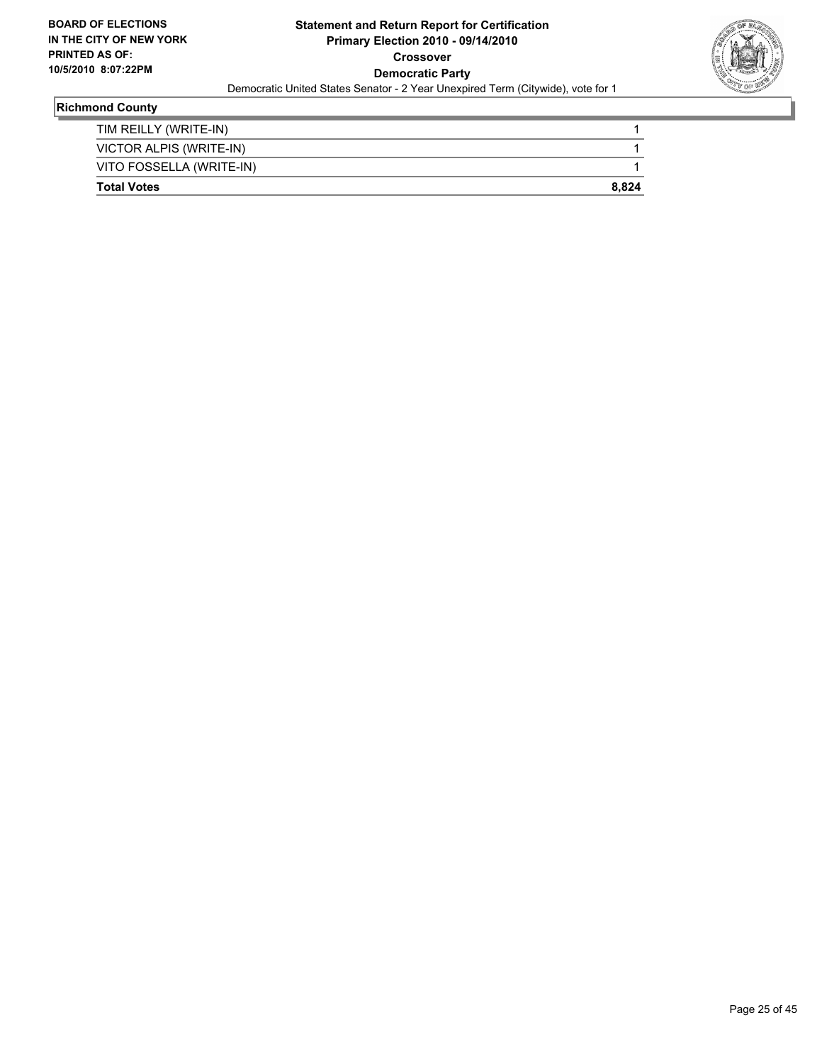**BOARD OF ELECTIONS IN THE CITY OF NEW YORK PRINTED AS OF: 10/5/2010 8:07:22PM**

**Statement and Return Report for Certification**
**Primary Election 2010 - 09/14/2010**
**Crossover**
**Democratic Party**

Democratic United States Senator - 2 Year Unexpired Term (Citywide), vote for 1

## Richmond County

| | |
|---|---|
| TIM REILLY (WRITE-IN) | 1 |
| VICTOR ALPIS (WRITE-IN) | 1 |
| VITO FOSSELLA (WRITE-IN) | 1 |
| **Total Votes** | **8,824** |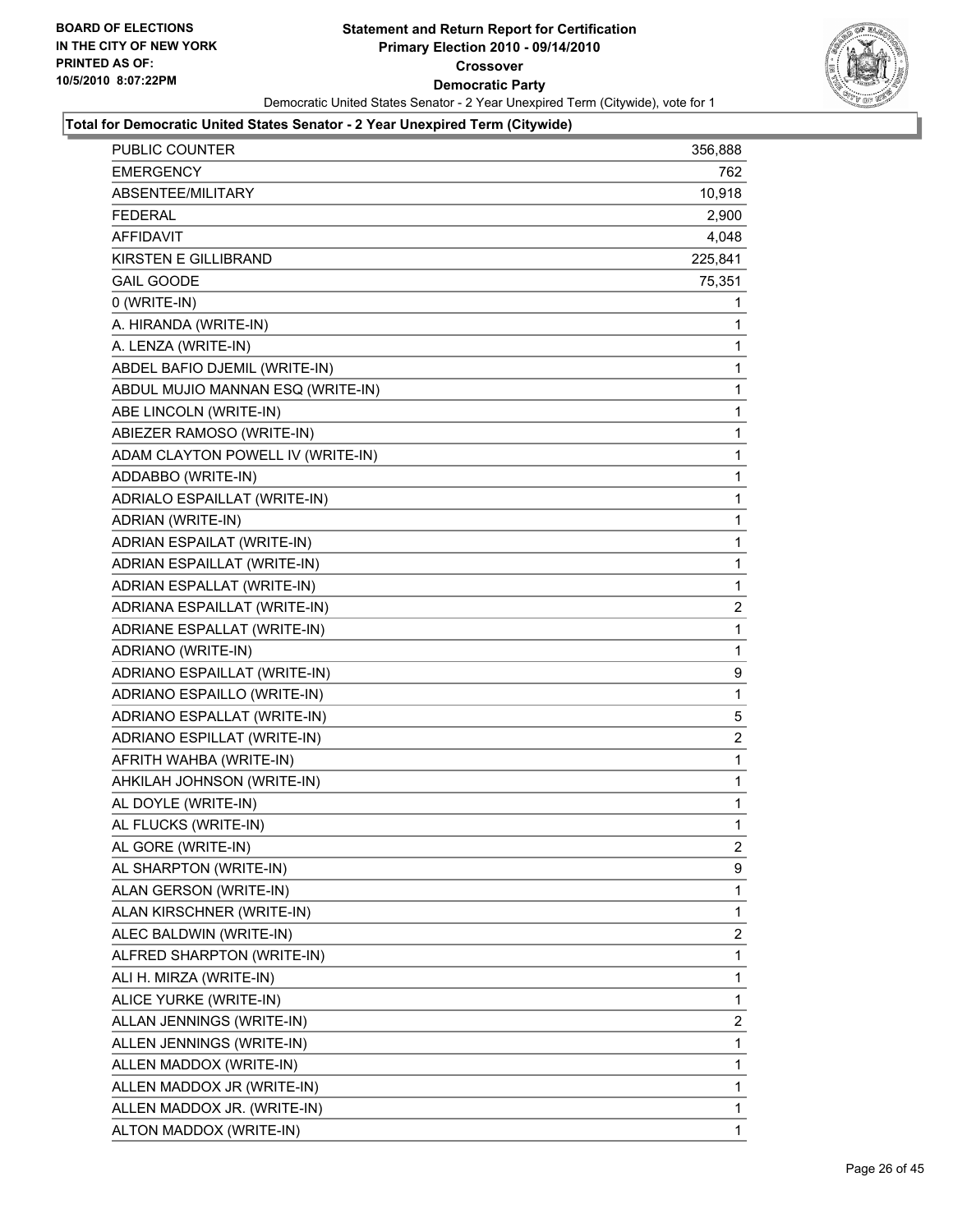**BOARD OF ELECTIONS IN THE CITY OF NEW YORK PRINTED AS OF: 10/5/2010 8:07:22PM**

# Statement and Return Report for Certification
## Primary Election 2010 - 09/14/2010
## Crossover
## Democratic Party

Democratic United States Senator - 2 Year Unexpired Term (Citywide), vote for 1

**Total for Democratic United States Senator - 2 Year Unexpired Term (Citywide)**

| | |
|---|---|
| PUBLIC COUNTER | 356,888 |
| EMERGENCY | 762 |
| ABSENTEE/MILITARY | 10,918 |
| FEDERAL | 2,900 |
| AFFIDAVIT | 4,048 |
| KIRSTEN E GILLIBRAND | 225,841 |
| GAIL GOODE | 75,351 |
| 0 (WRITE-IN) | 1 |
| A. HIRANDA (WRITE-IN) | 1 |
| A. LENZA (WRITE-IN) | 1 |
| ABDEL BAFIO DJEMIL (WRITE-IN) | 1 |
| ABDUL MUJIO MANNAN ESQ (WRITE-IN) | 1 |
| ABE LINCOLN (WRITE-IN) | 1 |
| ABIEZER RAMOSO (WRITE-IN) | 1 |
| ADAM CLAYTON POWELL IV (WRITE-IN) | 1 |
| ADDABBO (WRITE-IN) | 1 |
| ADRIALO ESPAILLAT (WRITE-IN) | 1 |
| ADRIAN (WRITE-IN) | 1 |
| ADRIAN ESPAILAT (WRITE-IN) | 1 |
| ADRIAN ESPAILLAT (WRITE-IN) | 1 |
| ADRIAN ESPALLAT (WRITE-IN) | 1 |
| ADRIANA ESPAILLAT (WRITE-IN) | 2 |
| ADRIANE ESPALLAT (WRITE-IN) | 1 |
| ADRIANO (WRITE-IN) | 1 |
| ADRIANO ESPAILLAT (WRITE-IN) | 9 |
| ADRIANO ESPAILLO (WRITE-IN) | 1 |
| ADRIANO ESPALLAT (WRITE-IN) | 5 |
| ADRIANO ESPILLAT (WRITE-IN) | 2 |
| AFRITH WAHBA (WRITE-IN) | 1 |
| AHKILAH JOHNSON (WRITE-IN) | 1 |
| AL DOYLE (WRITE-IN) | 1 |
| AL FLUCKS (WRITE-IN) | 1 |
| AL GORE (WRITE-IN) | 2 |
| AL SHARPTON (WRITE-IN) | 9 |
| ALAN GERSON (WRITE-IN) | 1 |
| ALAN KIRSCHNER (WRITE-IN) | 1 |
| ALEC BALDWIN (WRITE-IN) | 2 |
| ALFRED SHARPTON (WRITE-IN) | 1 |
| ALI H. MIRZA (WRITE-IN) | 1 |
| ALICE YURKE (WRITE-IN) | 1 |
| ALLAN JENNINGS (WRITE-IN) | 2 |
| ALLEN JENNINGS (WRITE-IN) | 1 |
| ALLEN MADDOX (WRITE-IN) | 1 |
| ALLEN MADDOX JR (WRITE-IN) | 1 |
| ALLEN MADDOX JR. (WRITE-IN) | 1 |
| ALTON MADDOX (WRITE-IN) | 1 |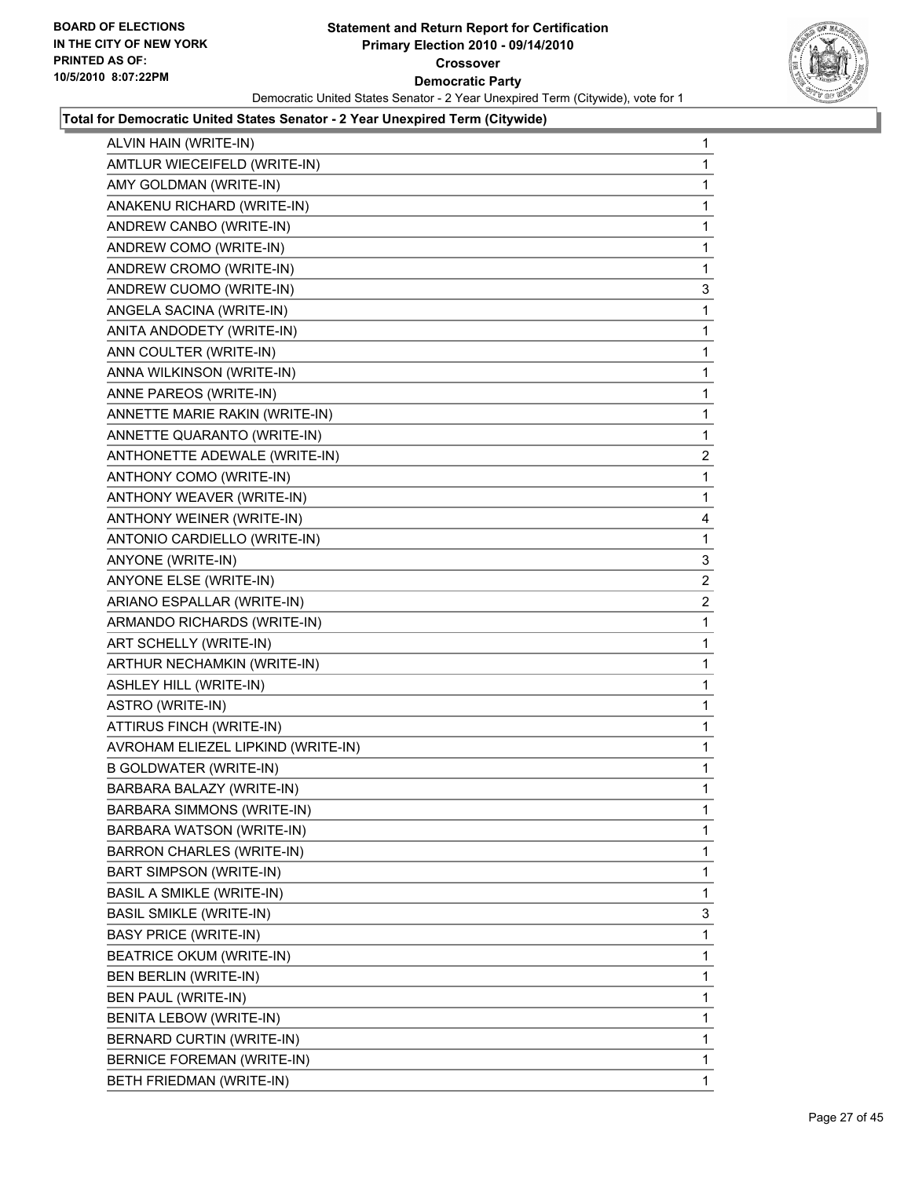**BOARD OF ELECTIONS IN THE CITY OF NEW YORK PRINTED AS OF: 10/5/2010 8:07:22PM**

# Statement and Return Report for Certification
## Primary Election 2010 - 09/14/2010
## Crossover
## Democratic Party

Democratic United States Senator - 2 Year Unexpired Term (Citywide), vote for 1

### Total for Democratic United States Senator - 2 Year Unexpired Term (Citywide)

| Candidate | Votes |
|---|---|
| ALVIN HAIN (WRITE-IN) | 1 |
| AMTLUR WIECEIFELD (WRITE-IN) | 1 |
| AMY GOLDMAN (WRITE-IN) | 1 |
| ANAKENU RICHARD (WRITE-IN) | 1 |
| ANDREW CANBO (WRITE-IN) | 1 |
| ANDREW COMO (WRITE-IN) | 1 |
| ANDREW CROMO (WRITE-IN) | 1 |
| ANDREW CUOMO (WRITE-IN) | 3 |
| ANGELA SACINA (WRITE-IN) | 1 |
| ANITA ANDODETY (WRITE-IN) | 1 |
| ANN COULTER (WRITE-IN) | 1 |
| ANNA WILKINSON (WRITE-IN) | 1 |
| ANNE PAREOS (WRITE-IN) | 1 |
| ANNETTE MARIE RAKIN (WRITE-IN) | 1 |
| ANNETTE QUARANTO (WRITE-IN) | 1 |
| ANTHONETTE ADEWALE (WRITE-IN) | 2 |
| ANTHONY COMO (WRITE-IN) | 1 |
| ANTHONY WEAVER (WRITE-IN) | 1 |
| ANTHONY WEINER (WRITE-IN) | 4 |
| ANTONIO CARDIELLO (WRITE-IN) | 1 |
| ANYONE (WRITE-IN) | 3 |
| ANYONE ELSE (WRITE-IN) | 2 |
| ARIANO ESPALLAR (WRITE-IN) | 2 |
| ARMANDO RICHARDS (WRITE-IN) | 1 |
| ART SCHELLY (WRITE-IN) | 1 |
| ARTHUR NECHAMKIN (WRITE-IN) | 1 |
| ASHLEY HILL (WRITE-IN) | 1 |
| ASTRO (WRITE-IN) | 1 |
| ATTIRUS FINCH (WRITE-IN) | 1 |
| AVROHAM ELIEZEL LIPKIND (WRITE-IN) | 1 |
| B GOLDWATER (WRITE-IN) | 1 |
| BARBARA BALAZY (WRITE-IN) | 1 |
| BARBARA SIMMONS (WRITE-IN) | 1 |
| BARBARA WATSON (WRITE-IN) | 1 |
| BARRON CHARLES (WRITE-IN) | 1 |
| BART SIMPSON (WRITE-IN) | 1 |
| BASIL A SMIKLE (WRITE-IN) | 1 |
| BASIL SMIKLE (WRITE-IN) | 3 |
| BASY PRICE (WRITE-IN) | 1 |
| BEATRICE OKUM (WRITE-IN) | 1 |
| BEN BERLIN (WRITE-IN) | 1 |
| BEN PAUL (WRITE-IN) | 1 |
| BENITA LEBOW (WRITE-IN) | 1 |
| BERNARD CURTIN (WRITE-IN) | 1 |
| BERNICE FOREMAN (WRITE-IN) | 1 |
| BETH FRIEDMAN (WRITE-IN) | 1 |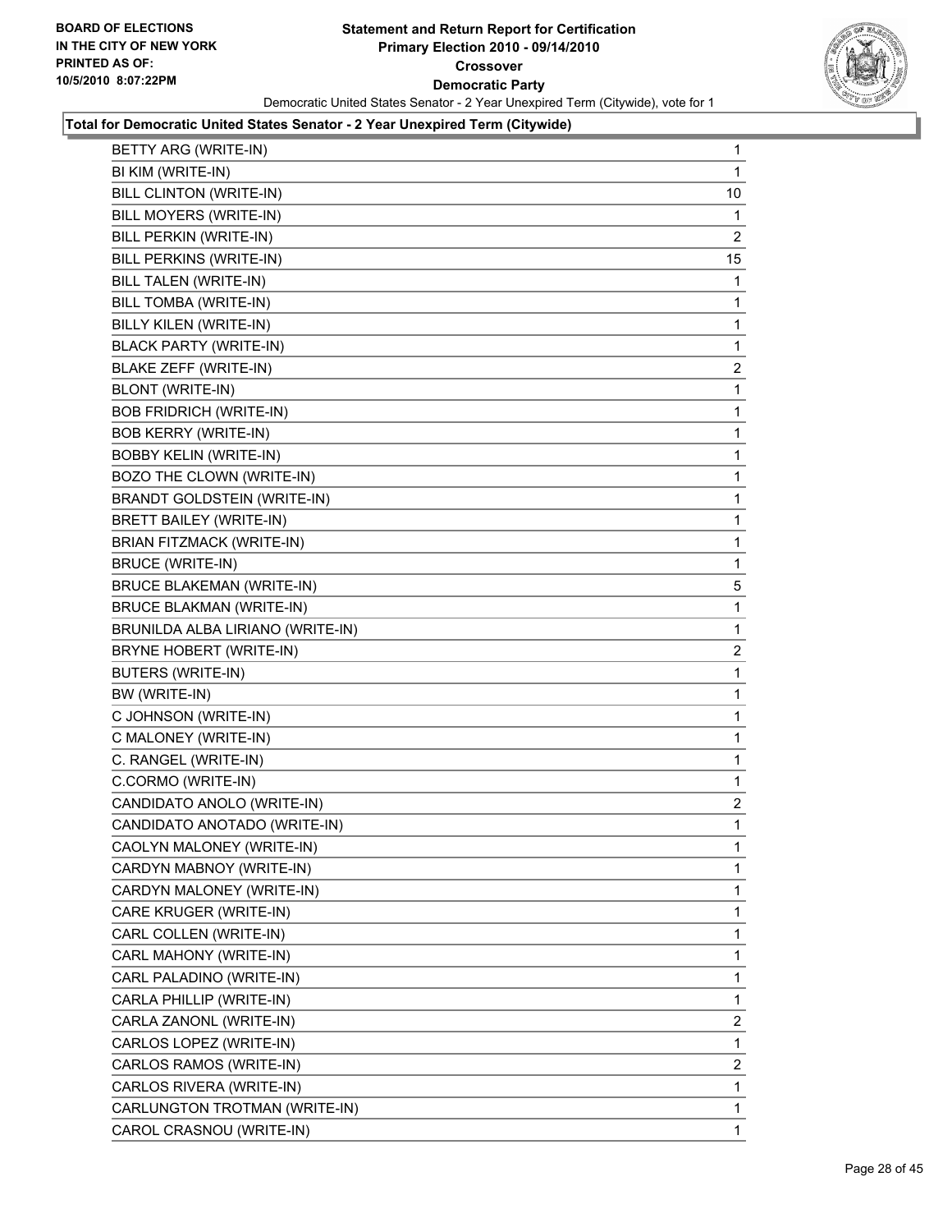**Statement and Return Report for Certification**
**Primary Election 2010 - 09/14/2010**
**Crossover**
**Democratic Party**
Democratic United States Senator - 2 Year Unexpired Term (Citywide), vote for 1

BOARD OF ELECTIONS
IN THE CITY OF NEW YORK
PRINTED AS OF:
10/5/2010 8:07:22PM

**Total for Democratic United States Senator - 2 Year Unexpired Term (Citywide)**

| | |
|---|---|
| BETTY ARG (WRITE-IN) | 1 |
| BI KIM (WRITE-IN) | 1 |
| BILL CLINTON (WRITE-IN) | 10 |
| BILL MOYERS (WRITE-IN) | 1 |
| BILL PERKIN (WRITE-IN) | 2 |
| BILL PERKINS (WRITE-IN) | 15 |
| BILL TALEN (WRITE-IN) | 1 |
| BILL TOMBA (WRITE-IN) | 1 |
| BILLY KILEN (WRITE-IN) | 1 |
| BLACK PARTY (WRITE-IN) | 1 |
| BLAKE ZEFF (WRITE-IN) | 2 |
| BLONT (WRITE-IN) | 1 |
| BOB FRIDRICH (WRITE-IN) | 1 |
| BOB KERRY (WRITE-IN) | 1 |
| BOBBY KELIN (WRITE-IN) | 1 |
| BOZO THE CLOWN (WRITE-IN) | 1 |
| BRANDT GOLDSTEIN (WRITE-IN) | 1 |
| BRETT BAILEY (WRITE-IN) | 1 |
| BRIAN FITZMACK (WRITE-IN) | 1 |
| BRUCE (WRITE-IN) | 1 |
| BRUCE BLAKEMAN (WRITE-IN) | 5 |
| BRUCE BLAKMAN (WRITE-IN) | 1 |
| BRUNILDA ALBA LIRIANO (WRITE-IN) | 1 |
| BRYNE HOBERT (WRITE-IN) | 2 |
| BUTERS (WRITE-IN) | 1 |
| BW (WRITE-IN) | 1 |
| C JOHNSON (WRITE-IN) | 1 |
| C MALONEY (WRITE-IN) | 1 |
| C. RANGEL (WRITE-IN) | 1 |
| C.CORMO (WRITE-IN) | 1 |
| CANDIDATO ANOLO (WRITE-IN) | 2 |
| CANDIDATO ANOTADO (WRITE-IN) | 1 |
| CAOLYN MALONEY (WRITE-IN) | 1 |
| CARDYN MABNOY (WRITE-IN) | 1 |
| CARDYN MALONEY (WRITE-IN) | 1 |
| CARE KRUGER (WRITE-IN) | 1 |
| CARL COLLEN (WRITE-IN) | 1 |
| CARL MAHONY (WRITE-IN) | 1 |
| CARL PALADINO (WRITE-IN) | 1 |
| CARLA PHILLIP (WRITE-IN) | 1 |
| CARLA ZANONL (WRITE-IN) | 2 |
| CARLOS LOPEZ (WRITE-IN) | 1 |
| CARLOS RAMOS (WRITE-IN) | 2 |
| CARLOS RIVERA (WRITE-IN) | 1 |
| CARLUNGTON TROTMAN (WRITE-IN) | 1 |
| CAROL CRASNOU (WRITE-IN) | 1 |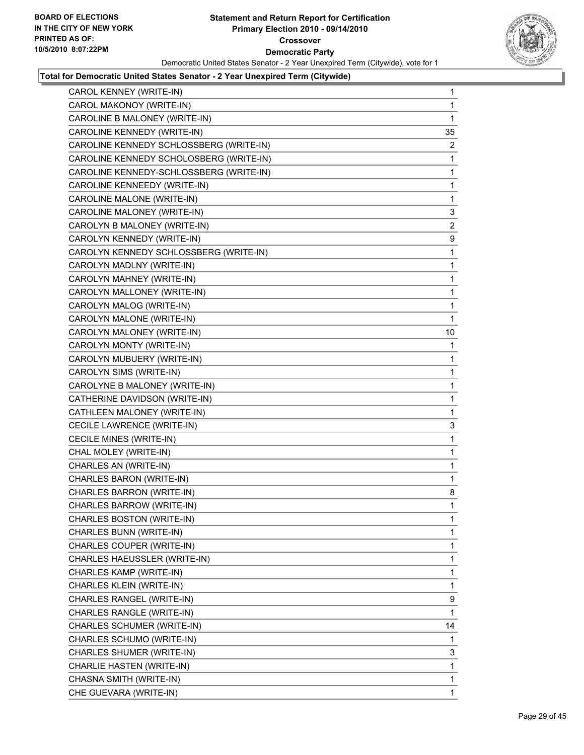**BOARD OF ELECTIONS IN THE CITY OF NEW YORK PRINTED AS OF: 10/5/2010 8:07:22PM**

**Statement and Return Report for Certification Primary Election 2010 - 09/14/2010 Crossover Democratic Party**

Democratic United States Senator - 2 Year Unexpired Term (Citywide), vote for 1

**Total for Democratic United States Senator - 2 Year Unexpired Term (Citywide)**

| Candidate | Votes |
|---|---|
| CAROL KENNEY (WRITE-IN) | 1 |
| CAROL MAKONOY (WRITE-IN) | 1 |
| CAROLINE B MALONEY (WRITE-IN) | 1 |
| CAROLINE KENNEDY (WRITE-IN) | 35 |
| CAROLINE KENNEDY SCHLOSSBERG (WRITE-IN) | 2 |
| CAROLINE KENNEDY SCHOLOSBERG (WRITE-IN) | 1 |
| CAROLINE KENNEDY-SCHLOSSBERG (WRITE-IN) | 1 |
| CAROLINE KENNEEDY (WRITE-IN) | 1 |
| CAROLINE MALONE (WRITE-IN) | 1 |
| CAROLINE MALONEY (WRITE-IN) | 3 |
| CAROLYN B MALONEY (WRITE-IN) | 2 |
| CAROLYN KENNEDY (WRITE-IN) | 9 |
| CAROLYN KENNEDY SCHLOSSBERG (WRITE-IN) | 1 |
| CAROLYN MADLNY (WRITE-IN) | 1 |
| CAROLYN MAHNEY (WRITE-IN) | 1 |
| CAROLYN MALLONEY (WRITE-IN) | 1 |
| CAROLYN MALOG (WRITE-IN) | 1 |
| CAROLYN MALONE (WRITE-IN) | 1 |
| CAROLYN MALONEY (WRITE-IN) | 10 |
| CAROLYN MONTY (WRITE-IN) | 1 |
| CAROLYN MUBUERY (WRITE-IN) | 1 |
| CAROLYN SIMS (WRITE-IN) | 1 |
| CAROLYNE B MALONEY (WRITE-IN) | 1 |
| CATHERINE DAVIDSON (WRITE-IN) | 1 |
| CATHLEEN MALONEY (WRITE-IN) | 1 |
| CECILE LAWRENCE (WRITE-IN) | 3 |
| CECILE MINES (WRITE-IN) | 1 |
| CHAL MOLEY (WRITE-IN) | 1 |
| CHARLES AN (WRITE-IN) | 1 |
| CHARLES BARON (WRITE-IN) | 1 |
| CHARLES BARRON (WRITE-IN) | 8 |
| CHARLES BARROW (WRITE-IN) | 1 |
| CHARLES BOSTON (WRITE-IN) | 1 |
| CHARLES BUNN (WRITE-IN) | 1 |
| CHARLES COUPER (WRITE-IN) | 1 |
| CHARLES HAEUSSLER (WRITE-IN) | 1 |
| CHARLES KAMP (WRITE-IN) | 1 |
| CHARLES KLEIN (WRITE-IN) | 1 |
| CHARLES RANGEL (WRITE-IN) | 9 |
| CHARLES RANGLE (WRITE-IN) | 1 |
| CHARLES SCHUMER (WRITE-IN) | 14 |
| CHARLES SCHUMO (WRITE-IN) | 1 |
| CHARLES SHUMER (WRITE-IN) | 3 |
| CHARLIE HASTEN (WRITE-IN) | 1 |
| CHASNA SMITH (WRITE-IN) | 1 |
| CHE GUEVARA (WRITE-IN) | 1 |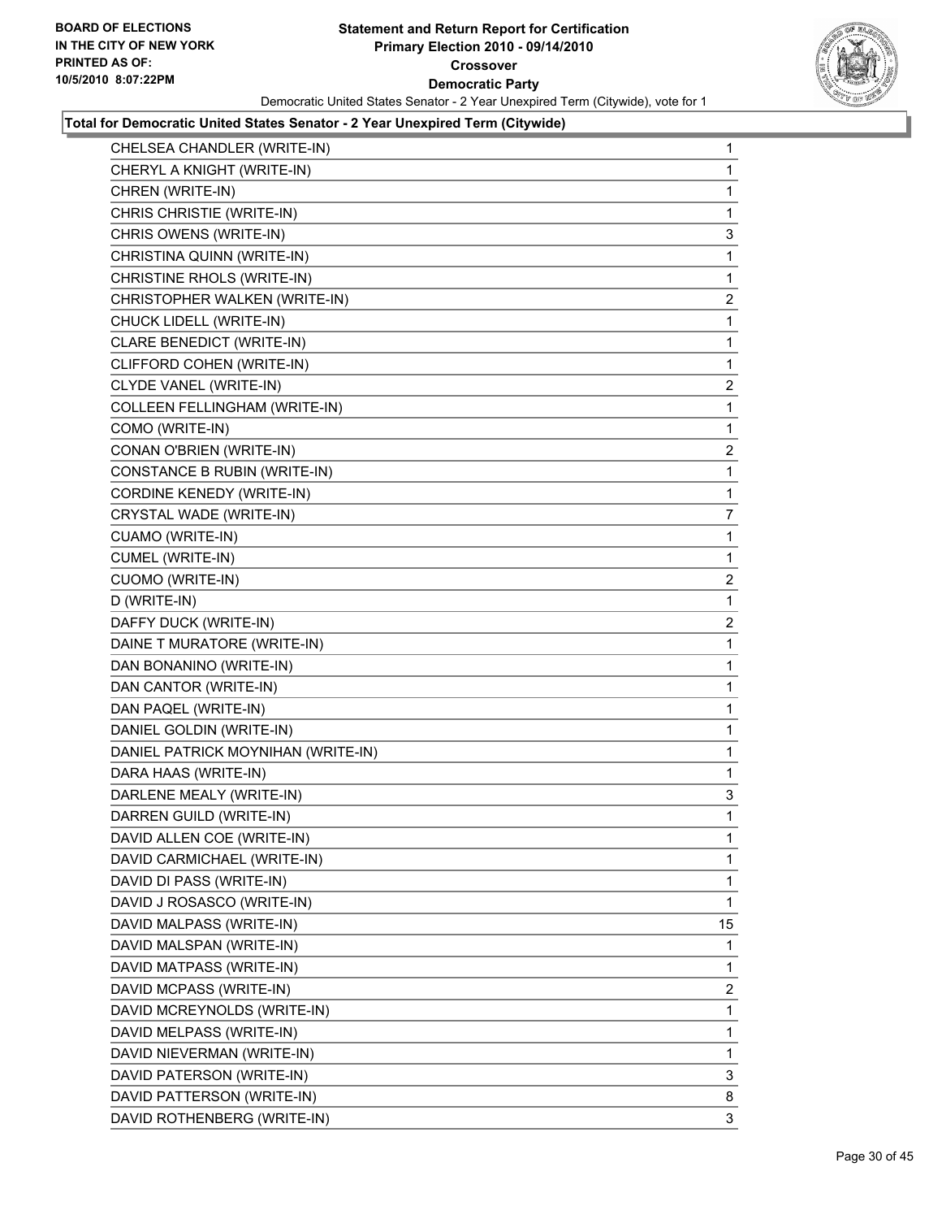**Total for Democratic United States Senator - 2 Year Unexpired Term (Citywide)**

| Candidate | Votes |
|---|---|
| CHELSEA CHANDLER (WRITE-IN) | 1 |
| CHERYL A KNIGHT (WRITE-IN) | 1 |
| CHREN (WRITE-IN) | 1 |
| CHRIS CHRISTIE (WRITE-IN) | 1 |
| CHRIS OWENS (WRITE-IN) | 3 |
| CHRISTINA QUINN (WRITE-IN) | 1 |
| CHRISTINE RHOLS (WRITE-IN) | 1 |
| CHRISTOPHER WALKEN (WRITE-IN) | 2 |
| CHUCK LIDELL (WRITE-IN) | 1 |
| CLARE BENEDICT (WRITE-IN) | 1 |
| CLIFFORD COHEN (WRITE-IN) | 1 |
| CLYDE VANEL (WRITE-IN) | 2 |
| COLLEEN FELLINGHAM (WRITE-IN) | 1 |
| COMO (WRITE-IN) | 1 |
| CONAN O'BRIEN (WRITE-IN) | 2 |
| CONSTANCE B RUBIN (WRITE-IN) | 1 |
| CORDINE KENEDY (WRITE-IN) | 1 |
| CRYSTAL WADE (WRITE-IN) | 7 |
| CUAMO (WRITE-IN) | 1 |
| CUMEL (WRITE-IN) | 1 |
| CUOMO (WRITE-IN) | 2 |
| D (WRITE-IN) | 1 |
| DAFFY DUCK (WRITE-IN) | 2 |
| DAINE T MURATORE (WRITE-IN) | 1 |
| DAN BONANINO (WRITE-IN) | 1 |
| DAN CANTOR (WRITE-IN) | 1 |
| DAN PAQEL (WRITE-IN) | 1 |
| DANIEL GOLDIN (WRITE-IN) | 1 |
| DANIEL PATRICK MOYNIHAN (WRITE-IN) | 1 |
| DARA HAAS (WRITE-IN) | 1 |
| DARLENE MEALY (WRITE-IN) | 3 |
| DARREN GUILD (WRITE-IN) | 1 |
| DAVID ALLEN COE (WRITE-IN) | 1 |
| DAVID CARMICHAEL (WRITE-IN) | 1 |
| DAVID DI PASS (WRITE-IN) | 1 |
| DAVID J ROSASCO (WRITE-IN) | 1 |
| DAVID MALPASS (WRITE-IN) | 15 |
| DAVID MALSPAN (WRITE-IN) | 1 |
| DAVID MATPASS (WRITE-IN) | 1 |
| DAVID MCPASS (WRITE-IN) | 2 |
| DAVID MCREYNOLDS (WRITE-IN) | 1 |
| DAVID MELPASS (WRITE-IN) | 1 |
| DAVID NIEVERMAN (WRITE-IN) | 1 |
| DAVID PATERSON (WRITE-IN) | 3 |
| DAVID PATTERSON (WRITE-IN) | 8 |
| DAVID ROTHENBERG (WRITE-IN) | 3 |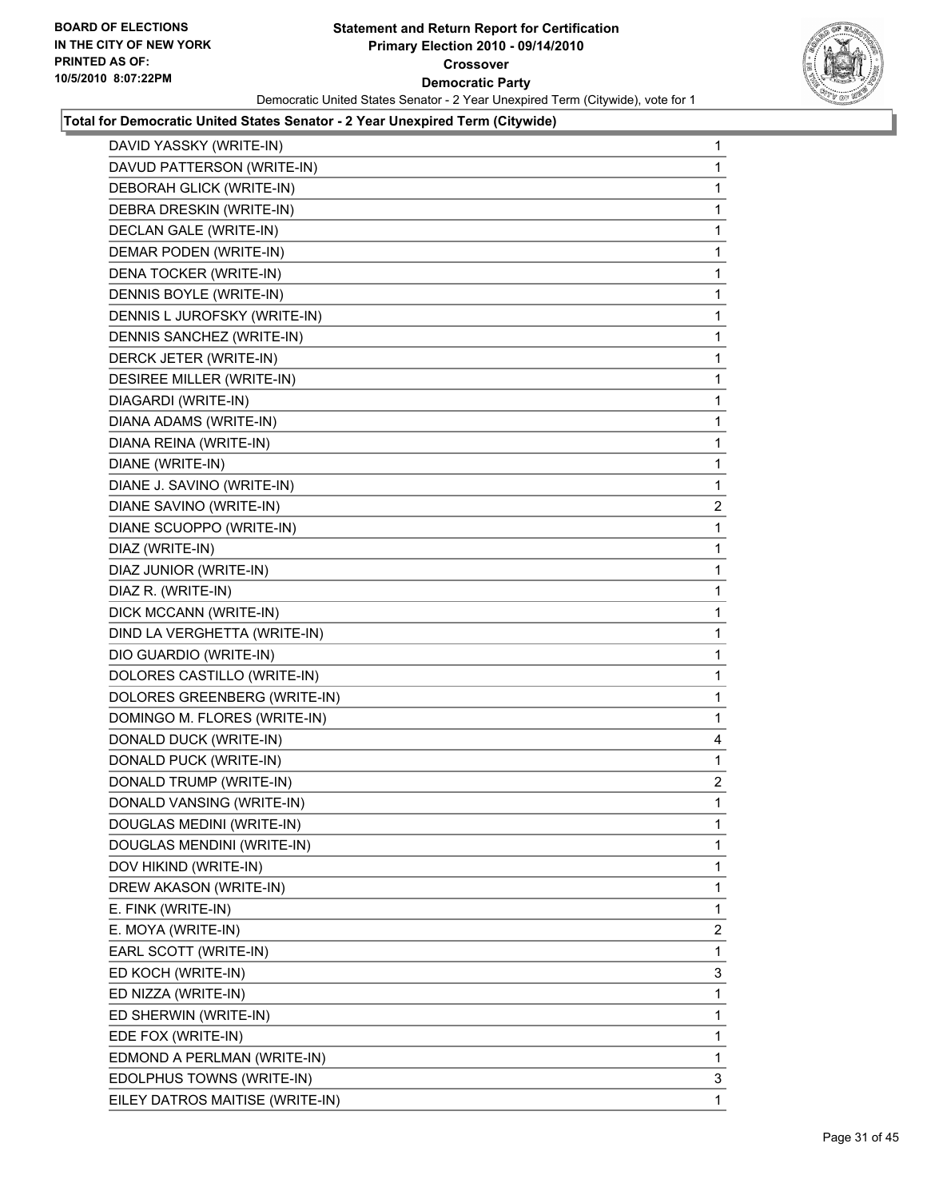BOARD OF ELECTIONS
IN THE CITY OF NEW YORK
PRINTED AS OF:
10/5/2010 8:07:22PM

**Statement and Return Report for Certification**
**Primary Election 2010 - 09/14/2010**
**Crossover**
**Democratic Party**
Democratic United States Senator - 2 Year Unexpired Term (Citywide), vote for 1

**Total for Democratic United States Senator - 2 Year Unexpired Term (Citywide)**

| | |
|---|---|
| DAVID YASSKY (WRITE-IN) | 1 |
| DAVUD PATTERSON (WRITE-IN) | 1 |
| DEBORAH GLICK (WRITE-IN) | 1 |
| DEBRA DRESKIN (WRITE-IN) | 1 |
| DECLAN GALE (WRITE-IN) | 1 |
| DEMAR PODEN (WRITE-IN) | 1 |
| DENA TOCKER (WRITE-IN) | 1 |
| DENNIS BOYLE (WRITE-IN) | 1 |
| DENNIS L JUROFSKY (WRITE-IN) | 1 |
| DENNIS SANCHEZ (WRITE-IN) | 1 |
| DERCK JETER (WRITE-IN) | 1 |
| DESIREE MILLER (WRITE-IN) | 1 |
| DIAGARDI (WRITE-IN) | 1 |
| DIANA ADAMS (WRITE-IN) | 1 |
| DIANA REINA (WRITE-IN) | 1 |
| DIANE (WRITE-IN) | 1 |
| DIANE J. SAVINO (WRITE-IN) | 1 |
| DIANE SAVINO (WRITE-IN) | 2 |
| DIANE SCUOPPO (WRITE-IN) | 1 |
| DIAZ (WRITE-IN) | 1 |
| DIAZ JUNIOR (WRITE-IN) | 1 |
| DIAZ R. (WRITE-IN) | 1 |
| DICK MCCANN (WRITE-IN) | 1 |
| DIND LA VERGHETTA (WRITE-IN) | 1 |
| DIO GUARDIO (WRITE-IN) | 1 |
| DOLORES CASTILLO (WRITE-IN) | 1 |
| DOLORES GREENBERG (WRITE-IN) | 1 |
| DOMINGO M. FLORES (WRITE-IN) | 1 |
| DONALD DUCK (WRITE-IN) | 4 |
| DONALD PUCK (WRITE-IN) | 1 |
| DONALD TRUMP (WRITE-IN) | 2 |
| DONALD VANSING (WRITE-IN) | 1 |
| DOUGLAS MEDINI (WRITE-IN) | 1 |
| DOUGLAS MENDINI (WRITE-IN) | 1 |
| DOV HIKIND (WRITE-IN) | 1 |
| DREW AKASON (WRITE-IN) | 1 |
| E. FINK (WRITE-IN) | 1 |
| E. MOYA (WRITE-IN) | 2 |
| EARL SCOTT (WRITE-IN) | 1 |
| ED KOCH (WRITE-IN) | 3 |
| ED NIZZA (WRITE-IN) | 1 |
| ED SHERWIN (WRITE-IN) | 1 |
| EDE FOX (WRITE-IN) | 1 |
| EDMOND A PERLMAN (WRITE-IN) | 1 |
| EDOLPHUS TOWNS (WRITE-IN) | 3 |
| EILEY DATROS MAITISE (WRITE-IN) | 1 |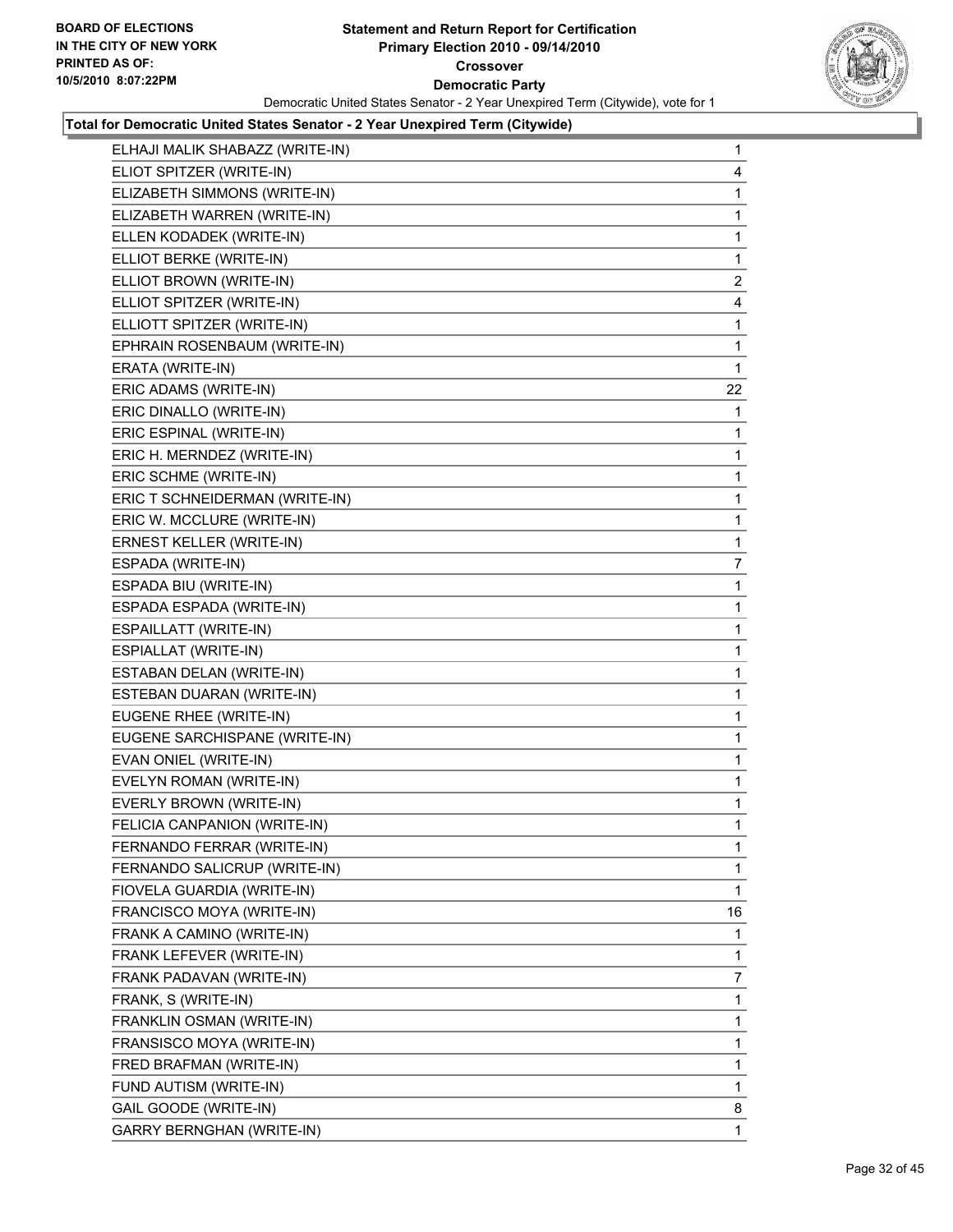**Statement and Return Report for Certification**
**Primary Election 2010 - 09/14/2010**
**Crossover**
**Democratic Party**
Democratic United States Senator - 2 Year Unexpired Term (Citywide), vote for 1

**Total for Democratic United States Senator - 2 Year Unexpired Term (Citywide)**

| | |
|---|---|
| ELHAJI MALIK SHABAZZ (WRITE-IN) | 1 |
| ELIOT SPITZER (WRITE-IN) | 4 |
| ELIZABETH SIMMONS (WRITE-IN) | 1 |
| ELIZABETH WARREN (WRITE-IN) | 1 |
| ELLEN KODADEK (WRITE-IN) | 1 |
| ELLIOT BERKE (WRITE-IN) | 1 |
| ELLIOT BROWN (WRITE-IN) | 2 |
| ELLIOT SPITZER (WRITE-IN) | 4 |
| ELLIOTT SPITZER (WRITE-IN) | 1 |
| EPHRAIN ROSENBAUM (WRITE-IN) | 1 |
| ERATA (WRITE-IN) | 1 |
| ERIC ADAMS (WRITE-IN) | 22 |
| ERIC DINALLO (WRITE-IN) | 1 |
| ERIC ESPINAL (WRITE-IN) | 1 |
| ERIC H. MERNDEZ (WRITE-IN) | 1 |
| ERIC SCHME (WRITE-IN) | 1 |
| ERIC T SCHNEIDERMAN (WRITE-IN) | 1 |
| ERIC W. MCCLURE (WRITE-IN) | 1 |
| ERNEST KELLER (WRITE-IN) | 1 |
| ESPADA (WRITE-IN) | 7 |
| ESPADA BIU (WRITE-IN) | 1 |
| ESPADA ESPADA (WRITE-IN) | 1 |
| ESPAILLATT (WRITE-IN) | 1 |
| ESPIALLAT (WRITE-IN) | 1 |
| ESTABAN DELAN (WRITE-IN) | 1 |
| ESTEBAN DUARAN (WRITE-IN) | 1 |
| EUGENE RHEE (WRITE-IN) | 1 |
| EUGENE SARCHISPANE (WRITE-IN) | 1 |
| EVAN ONIEL (WRITE-IN) | 1 |
| EVELYN ROMAN (WRITE-IN) | 1 |
| EVERLY BROWN (WRITE-IN) | 1 |
| FELICIA CANPANION (WRITE-IN) | 1 |
| FERNANDO FERRAR (WRITE-IN) | 1 |
| FERNANDO SALICRUP (WRITE-IN) | 1 |
| FIOVELA GUARDIA (WRITE-IN) | 1 |
| FRANCISCO MOYA (WRITE-IN) | 16 |
| FRANK A CAMINO (WRITE-IN) | 1 |
| FRANK LEFEVER (WRITE-IN) | 1 |
| FRANK PADAVAN (WRITE-IN) | 7 |
| FRANK, S (WRITE-IN) | 1 |
| FRANKLIN OSMAN (WRITE-IN) | 1 |
| FRANSISCO MOYA (WRITE-IN) | 1 |
| FRED BRAFMAN (WRITE-IN) | 1 |
| FUND AUTISM (WRITE-IN) | 1 |
| GAIL GOODE (WRITE-IN) | 8 |
| GARRY BERNGHAN (WRITE-IN) | 1 |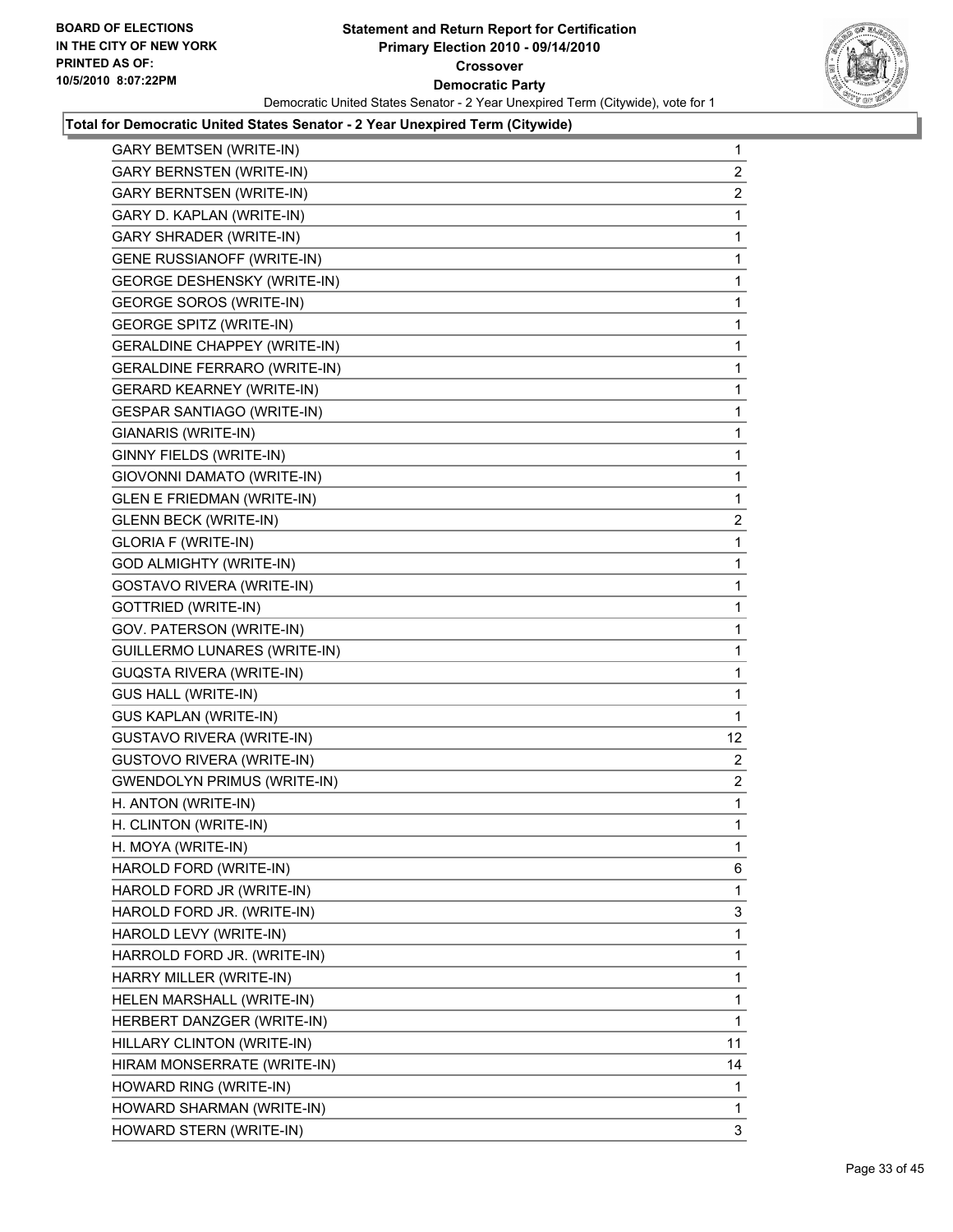**Statement and Return Report for Certification**
**Primary Election 2010 - 09/14/2010**
**Crossover**
**Democratic Party**
Democratic United States Senator - 2 Year Unexpired Term (Citywide), vote for 1

BOARD OF ELECTIONS IN THE CITY OF NEW YORK PRINTED AS OF: 10/5/2010 8:07:22PM

**Total for Democratic United States Senator - 2 Year Unexpired Term (Citywide)**

| | |
|---|---|
| GARY BEMTSEN (WRITE-IN) | 1 |
| GARY BERNSTEN (WRITE-IN) | 2 |
| GARY BERNTSEN (WRITE-IN) | 2 |
| GARY D. KAPLAN (WRITE-IN) | 1 |
| GARY SHRADER (WRITE-IN) | 1 |
| GENE RUSSIANOFF (WRITE-IN) | 1 |
| GEORGE DESHENSKY (WRITE-IN) | 1 |
| GEORGE SOROS (WRITE-IN) | 1 |
| GEORGE SPITZ (WRITE-IN) | 1 |
| GERALDINE CHAPPEY (WRITE-IN) | 1 |
| GERALDINE FERRARO (WRITE-IN) | 1 |
| GERARD KEARNEY (WRITE-IN) | 1 |
| GESPAR SANTIAGO (WRITE-IN) | 1 |
| GIANARIS (WRITE-IN) | 1 |
| GINNY FIELDS (WRITE-IN) | 1 |
| GIOVONNI DAMATO (WRITE-IN) | 1 |
| GLEN E FRIEDMAN (WRITE-IN) | 1 |
| GLENN BECK (WRITE-IN) | 2 |
| GLORIA F (WRITE-IN) | 1 |
| GOD ALMIGHTY (WRITE-IN) | 1 |
| GOSTAVO RIVERA (WRITE-IN) | 1 |
| GOTTRIED (WRITE-IN) | 1 |
| GOV. PATERSON (WRITE-IN) | 1 |
| GUILLERMO LUNARES (WRITE-IN) | 1 |
| GUQSTA RIVERA (WRITE-IN) | 1 |
| GUS HALL (WRITE-IN) | 1 |
| GUS KAPLAN (WRITE-IN) | 1 |
| GUSTAVO RIVERA (WRITE-IN) | 12 |
| GUSTOVO RIVERA (WRITE-IN) | 2 |
| GWENDOLYN PRIMUS (WRITE-IN) | 2 |
| H. ANTON (WRITE-IN) | 1 |
| H. CLINTON (WRITE-IN) | 1 |
| H. MOYA (WRITE-IN) | 1 |
| HAROLD FORD (WRITE-IN) | 6 |
| HAROLD FORD JR (WRITE-IN) | 1 |
| HAROLD FORD JR. (WRITE-IN) | 3 |
| HAROLD LEVY (WRITE-IN) | 1 |
| HARROLD FORD JR. (WRITE-IN) | 1 |
| HARRY MILLER (WRITE-IN) | 1 |
| HELEN MARSHALL (WRITE-IN) | 1 |
| HERBERT DANZGER (WRITE-IN) | 1 |
| HILLARY CLINTON (WRITE-IN) | 11 |
| HIRAM MONSERRATE (WRITE-IN) | 14 |
| HOWARD RING (WRITE-IN) | 1 |
| HOWARD SHARMAN (WRITE-IN) | 1 |
| HOWARD STERN (WRITE-IN) | 3 |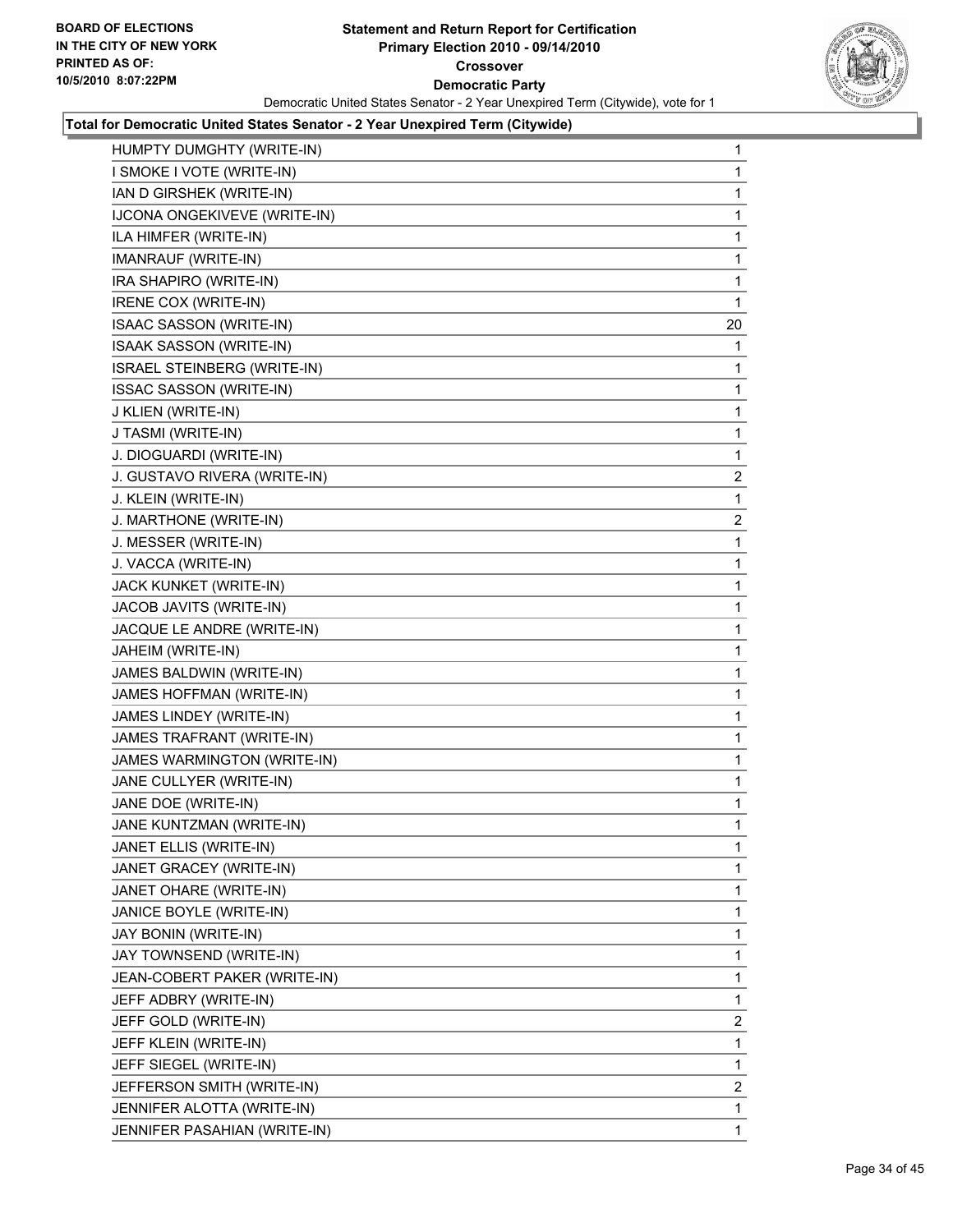BOARD OF ELECTIONS
IN THE CITY OF NEW YORK
PRINTED AS OF:
10/5/2010 8:07:22PM

**Statement and Return Report for Certification**
**Primary Election 2010 - 09/14/2010**
**Crossover**
**Democratic Party**
Democratic United States Senator - 2 Year Unexpired Term (Citywide), vote for 1

**Total for Democratic United States Senator - 2 Year Unexpired Term (Citywide)**

| | |
|---|---|
| HUMPTY DUMGHTY (WRITE-IN) | 1 |
| I SMOKE I VOTE (WRITE-IN) | 1 |
| IAN D GIRSHEK (WRITE-IN) | 1 |
| IJCONA ONGEKIVEVE (WRITE-IN) | 1 |
| ILA HIMFER (WRITE-IN) | 1 |
| IMANRAUF (WRITE-IN) | 1 |
| IRA SHAPIRO (WRITE-IN) | 1 |
| IRENE COX (WRITE-IN) | 1 |
| ISAAC SASSON (WRITE-IN) | 20 |
| ISAAK SASSON (WRITE-IN) | 1 |
| ISRAEL STEINBERG (WRITE-IN) | 1 |
| ISSAC SASSON (WRITE-IN) | 1 |
| J KLIEN (WRITE-IN) | 1 |
| J TASMI (WRITE-IN) | 1 |
| J. DIOGUARDI (WRITE-IN) | 1 |
| J. GUSTAVO RIVERA (WRITE-IN) | 2 |
| J. KLEIN (WRITE-IN) | 1 |
| J. MARTHONE (WRITE-IN) | 2 |
| J. MESSER (WRITE-IN) | 1 |
| J. VACCA (WRITE-IN) | 1 |
| JACK KUNKET (WRITE-IN) | 1 |
| JACOB JAVITS (WRITE-IN) | 1 |
| JACQUE LE ANDRE (WRITE-IN) | 1 |
| JAHEIM (WRITE-IN) | 1 |
| JAMES BALDWIN (WRITE-IN) | 1 |
| JAMES HOFFMAN (WRITE-IN) | 1 |
| JAMES LINDEY (WRITE-IN) | 1 |
| JAMES TRAFRANT (WRITE-IN) | 1 |
| JAMES WARMINGTON (WRITE-IN) | 1 |
| JANE CULLYER (WRITE-IN) | 1 |
| JANE DOE (WRITE-IN) | 1 |
| JANE KUNTZMAN (WRITE-IN) | 1 |
| JANET ELLIS (WRITE-IN) | 1 |
| JANET GRACEY (WRITE-IN) | 1 |
| JANET OHARE (WRITE-IN) | 1 |
| JANICE BOYLE (WRITE-IN) | 1 |
| JAY BONIN (WRITE-IN) | 1 |
| JAY TOWNSEND (WRITE-IN) | 1 |
| JEAN-COBERT PAKER (WRITE-IN) | 1 |
| JEFF ADBRY (WRITE-IN) | 1 |
| JEFF GOLD (WRITE-IN) | 2 |
| JEFF KLEIN (WRITE-IN) | 1 |
| JEFF SIEGEL (WRITE-IN) | 1 |
| JEFFERSON SMITH (WRITE-IN) | 2 |
| JENNIFER ALOTTA (WRITE-IN) | 1 |
| JENNIFER PASAHIAN (WRITE-IN) | 1 |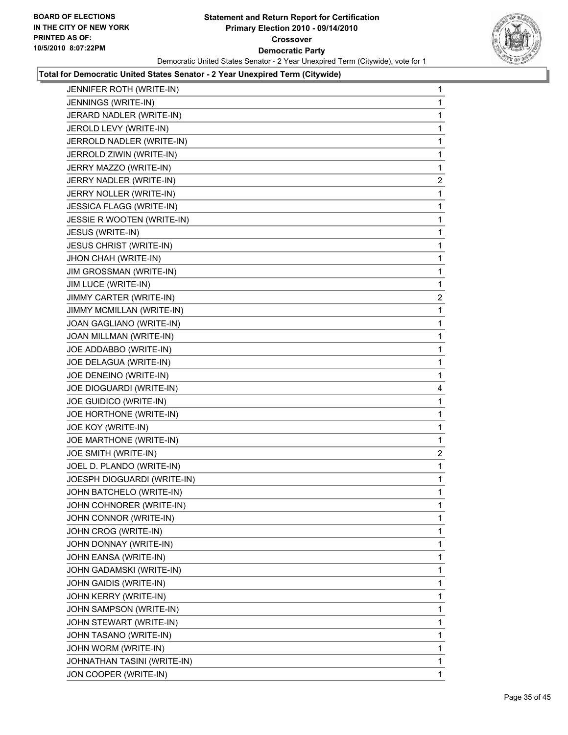BOARD OF ELECTIONS
IN THE CITY OF NEW YORK
PRINTED AS OF:
10/5/2010 8:07:22PM

**Statement and Return Report for Certification**
**Primary Election 2010 - 09/14/2010**
**Crossover**
**Democratic Party**
Democratic United States Senator - 2 Year Unexpired Term (Citywide), vote for 1

**Total for Democratic United States Senator - 2 Year Unexpired Term (Citywide)**

| | |
|---|---|
| JENNIFER ROTH (WRITE-IN) | 1 |
| JENNINGS (WRITE-IN) | 1 |
| JERARD NADLER (WRITE-IN) | 1 |
| JEROLD LEVY (WRITE-IN) | 1 |
| JERROLD NADLER (WRITE-IN) | 1 |
| JERROLD ZIWIN (WRITE-IN) | 1 |
| JERRY MAZZO (WRITE-IN) | 1 |
| JERRY NADLER (WRITE-IN) | 2 |
| JERRY NOLLER (WRITE-IN) | 1 |
| JESSICA FLAGG (WRITE-IN) | 1 |
| JESSIE R WOOTEN (WRITE-IN) | 1 |
| JESUS (WRITE-IN) | 1 |
| JESUS CHRIST (WRITE-IN) | 1 |
| JHON CHAH (WRITE-IN) | 1 |
| JIM GROSSMAN (WRITE-IN) | 1 |
| JIM LUCE (WRITE-IN) | 1 |
| JIMMY CARTER (WRITE-IN) | 2 |
| JIMMY MCMILLAN (WRITE-IN) | 1 |
| JOAN GAGLIANO (WRITE-IN) | 1 |
| JOAN MILLMAN (WRITE-IN) | 1 |
| JOE ADDABBO (WRITE-IN) | 1 |
| JOE DELAGUA (WRITE-IN) | 1 |
| JOE DENEINO (WRITE-IN) | 1 |
| JOE DIOGUARDI (WRITE-IN) | 4 |
| JOE GUIDICO (WRITE-IN) | 1 |
| JOE HORTHONE (WRITE-IN) | 1 |
| JOE KOY (WRITE-IN) | 1 |
| JOE MARTHONE (WRITE-IN) | 1 |
| JOE SMITH (WRITE-IN) | 2 |
| JOEL D. PLANDO (WRITE-IN) | 1 |
| JOESPH DIOGUARDI (WRITE-IN) | 1 |
| JOHN BATCHELO (WRITE-IN) | 1 |
| JOHN COHNORER (WRITE-IN) | 1 |
| JOHN CONNOR (WRITE-IN) | 1 |
| JOHN CROG (WRITE-IN) | 1 |
| JOHN DONNAY (WRITE-IN) | 1 |
| JOHN EANSA (WRITE-IN) | 1 |
| JOHN GADAMSKI (WRITE-IN) | 1 |
| JOHN GAIDIS (WRITE-IN) | 1 |
| JOHN KERRY (WRITE-IN) | 1 |
| JOHN SAMPSON (WRITE-IN) | 1 |
| JOHN STEWART (WRITE-IN) | 1 |
| JOHN TASANO (WRITE-IN) | 1 |
| JOHN WORM (WRITE-IN) | 1 |
| JOHNATHAN TASINI (WRITE-IN) | 1 |
| JON COOPER (WRITE-IN) | 1 |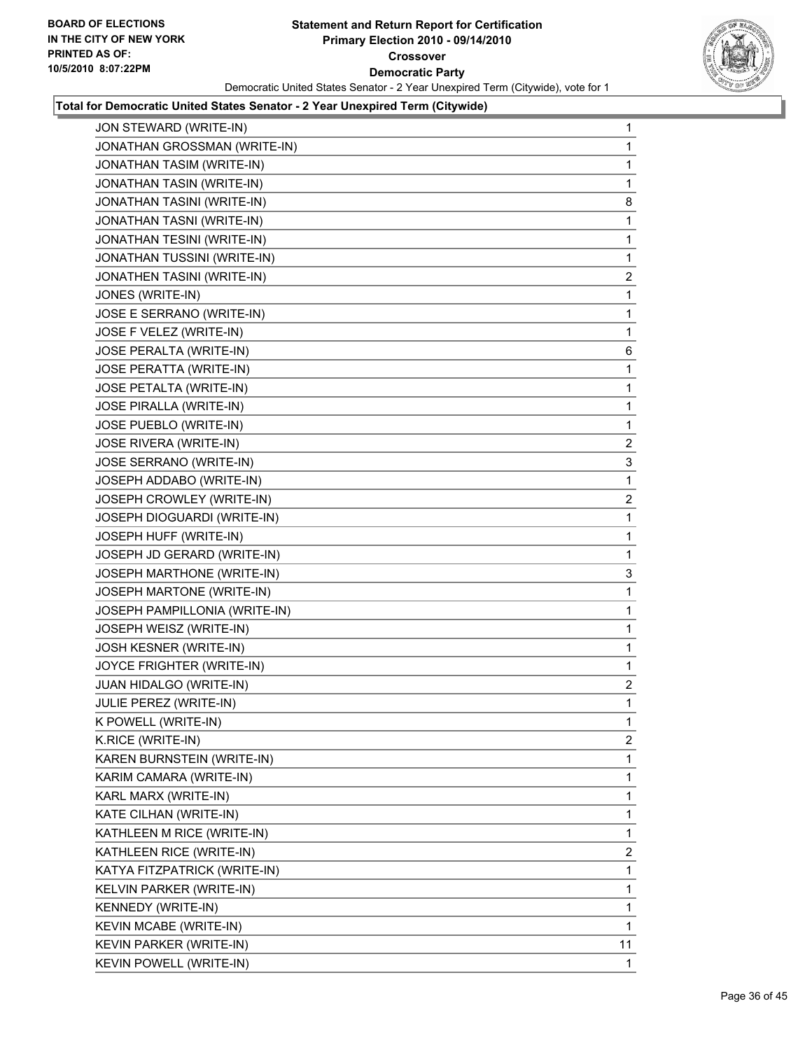**BOARD OF ELECTIONS IN THE CITY OF NEW YORK PRINTED AS OF: 10/5/2010 8:07:22PM**

# Statement and Return Report for Certification
## Primary Election 2010 - 09/14/2010
## Crossover
## Democratic Party

Democratic United States Senator - 2 Year Unexpired Term (Citywide), vote for 1

### Total for Democratic United States Senator - 2 Year Unexpired Term (Citywide)

| | |
|---|---|
| JON STEWARD (WRITE-IN) | 1 |
| JONATHAN GROSSMAN (WRITE-IN) | 1 |
| JONATHAN TASIM (WRITE-IN) | 1 |
| JONATHAN TASIN (WRITE-IN) | 1 |
| JONATHAN TASINI (WRITE-IN) | 8 |
| JONATHAN TASNI (WRITE-IN) | 1 |
| JONATHAN TESINI (WRITE-IN) | 1 |
| JONATHAN TUSSINI (WRITE-IN) | 1 |
| JONATHEN TASINI (WRITE-IN) | 2 |
| JONES (WRITE-IN) | 1 |
| JOSE E SERRANO (WRITE-IN) | 1 |
| JOSE F VELEZ (WRITE-IN) | 1 |
| JOSE PERALTA (WRITE-IN) | 6 |
| JOSE PERATTA (WRITE-IN) | 1 |
| JOSE PETALTA (WRITE-IN) | 1 |
| JOSE PIRALLA (WRITE-IN) | 1 |
| JOSE PUEBLO (WRITE-IN) | 1 |
| JOSE RIVERA (WRITE-IN) | 2 |
| JOSE SERRANO (WRITE-IN) | 3 |
| JOSEPH ADDABO (WRITE-IN) | 1 |
| JOSEPH CROWLEY (WRITE-IN) | 2 |
| JOSEPH DIOGUARDI (WRITE-IN) | 1 |
| JOSEPH HUFF (WRITE-IN) | 1 |
| JOSEPH JD GERARD (WRITE-IN) | 1 |
| JOSEPH MARTHONE (WRITE-IN) | 3 |
| JOSEPH MARTONE (WRITE-IN) | 1 |
| JOSEPH PAMPILLONIA (WRITE-IN) | 1 |
| JOSEPH WEISZ (WRITE-IN) | 1 |
| JOSH KESNER (WRITE-IN) | 1 |
| JOYCE FRIGHTER (WRITE-IN) | 1 |
| JUAN HIDALGO (WRITE-IN) | 2 |
| JULIE PEREZ (WRITE-IN) | 1 |
| K POWELL (WRITE-IN) | 1 |
| K.RICE (WRITE-IN) | 2 |
| KAREN BURNSTEIN (WRITE-IN) | 1 |
| KARIM CAMARA (WRITE-IN) | 1 |
| KARL MARX (WRITE-IN) | 1 |
| KATE CILHAN (WRITE-IN) | 1 |
| KATHLEEN M RICE (WRITE-IN) | 1 |
| KATHLEEN RICE (WRITE-IN) | 2 |
| KATYA FITZPATRICK (WRITE-IN) | 1 |
| KELVIN PARKER (WRITE-IN) | 1 |
| KENNEDY (WRITE-IN) | 1 |
| KEVIN MCABE (WRITE-IN) | 1 |
| KEVIN PARKER (WRITE-IN) | 11 |
| KEVIN POWELL (WRITE-IN) | 1 |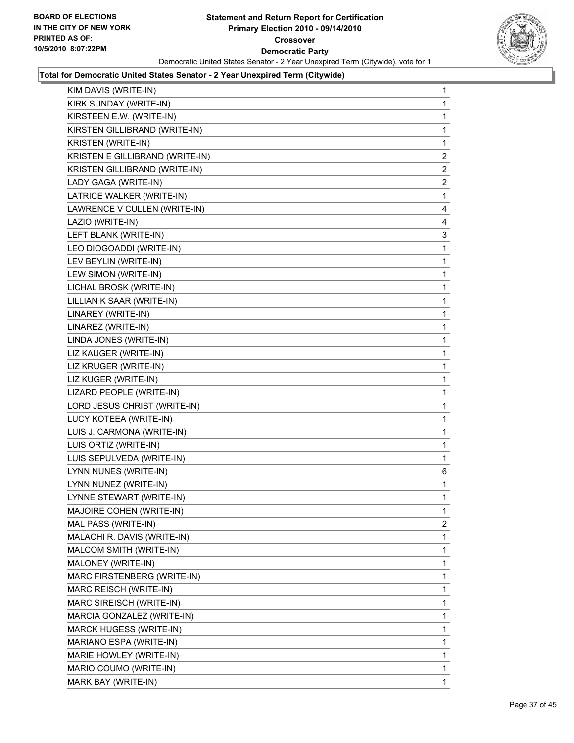**Statement and Return Report for Certification**
**Primary Election 2010 - 09/14/2010**
**Crossover**
**Democratic Party**

Democratic United States Senator - 2 Year Unexpired Term (Citywide), vote for 1

**BOARD OF ELECTIONS IN THE CITY OF NEW YORK PRINTED AS OF: 10/5/2010 8:07:22PM**

**Total for Democratic United States Senator - 2 Year Unexpired Term (Citywide)**

| | |
|---|---|
| KIM DAVIS (WRITE-IN) | 1 |
| KIRK SUNDAY (WRITE-IN) | 1 |
| KIRSTEEN E.W. (WRITE-IN) | 1 |
| KIRSTEN GILLIBRAND (WRITE-IN) | 1 |
| KRISTEN (WRITE-IN) | 1 |
| KRISTEN E GILLIBRAND (WRITE-IN) | 2 |
| KRISTEN GILLIBRAND (WRITE-IN) | 2 |
| LADY GAGA (WRITE-IN) | 2 |
| LATRICE WALKER (WRITE-IN) | 1 |
| LAWRENCE V CULLEN (WRITE-IN) | 4 |
| LAZIO (WRITE-IN) | 4 |
| LEFT BLANK (WRITE-IN) | 3 |
| LEO DIOGOADDI (WRITE-IN) | 1 |
| LEV BEYLIN (WRITE-IN) | 1 |
| LEW SIMON (WRITE-IN) | 1 |
| LICHAL BROSK (WRITE-IN) | 1 |
| LILLIAN K SAAR (WRITE-IN) | 1 |
| LINAREY (WRITE-IN) | 1 |
| LINAREZ (WRITE-IN) | 1 |
| LINDA JONES (WRITE-IN) | 1 |
| LIZ KAUGER (WRITE-IN) | 1 |
| LIZ KRUGER (WRITE-IN) | 1 |
| LIZ KUGER (WRITE-IN) | 1 |
| LIZARD PEOPLE (WRITE-IN) | 1 |
| LORD JESUS CHRIST (WRITE-IN) | 1 |
| LUCY KOTEEA (WRITE-IN) | 1 |
| LUIS J. CARMONA (WRITE-IN) | 1 |
| LUIS ORTIZ (WRITE-IN) | 1 |
| LUIS SEPULVEDA (WRITE-IN) | 1 |
| LYNN NUNES (WRITE-IN) | 6 |
| LYNN NUNEZ (WRITE-IN) | 1 |
| LYNNE STEWART (WRITE-IN) | 1 |
| MAJOIRE COHEN (WRITE-IN) | 1 |
| MAL PASS (WRITE-IN) | 2 |
| MALACHI R. DAVIS (WRITE-IN) | 1 |
| MALCOM SMITH (WRITE-IN) | 1 |
| MALONEY (WRITE-IN) | 1 |
| MARC FIRSTENBERG (WRITE-IN) | 1 |
| MARC REISCH (WRITE-IN) | 1 |
| MARC SIREISCH (WRITE-IN) | 1 |
| MARCIA GONZALEZ (WRITE-IN) | 1 |
| MARCK HUGESS (WRITE-IN) | 1 |
| MARIANO ESPA (WRITE-IN) | 1 |
| MARIE HOWLEY (WRITE-IN) | 1 |
| MARIO COUMO (WRITE-IN) | 1 |
| MARK BAY (WRITE-IN) | 1 |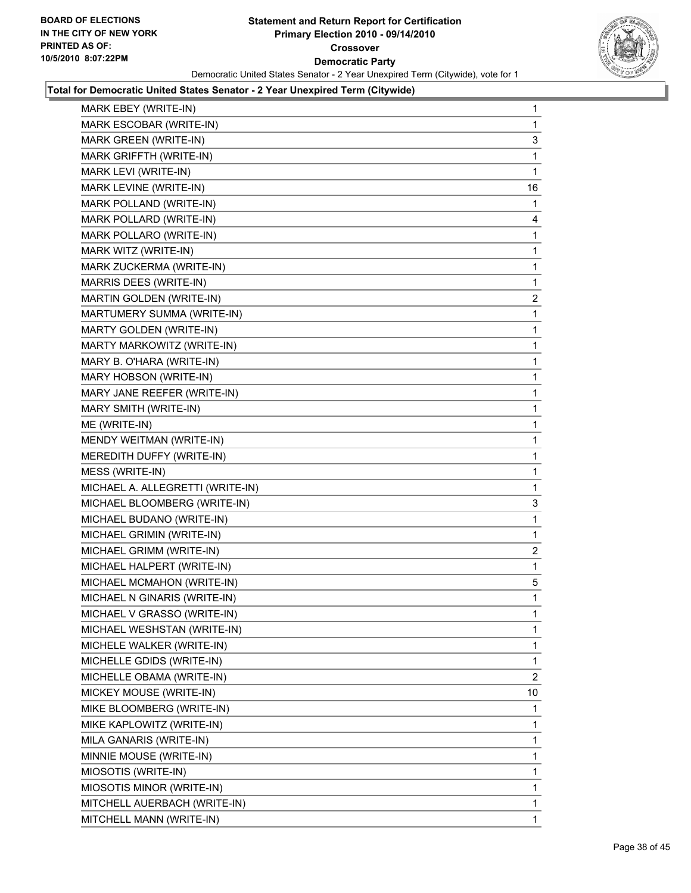**Statement and Return Report for Certification**
**Primary Election 2010 - 09/14/2010**
**Crossover**
**Democratic Party**
Democratic United States Senator - 2 Year Unexpired Term (Citywide), vote for 1

BOARD OF ELECTIONS IN THE CITY OF NEW YORK PRINTED AS OF: 10/5/2010 8:07:22PM

**Total for Democratic United States Senator - 2 Year Unexpired Term (Citywide)**

| | |
|---|---|
| MARK EBEY (WRITE-IN) | 1 |
| MARK ESCOBAR (WRITE-IN) | 1 |
| MARK GREEN (WRITE-IN) | 3 |
| MARK GRIFFTH (WRITE-IN) | 1 |
| MARK LEVI (WRITE-IN) | 1 |
| MARK LEVINE (WRITE-IN) | 16 |
| MARK POLLAND (WRITE-IN) | 1 |
| MARK POLLARD (WRITE-IN) | 4 |
| MARK POLLARO (WRITE-IN) | 1 |
| MARK WITZ (WRITE-IN) | 1 |
| MARK ZUCKERMA (WRITE-IN) | 1 |
| MARRIS DEES (WRITE-IN) | 1 |
| MARTIN GOLDEN (WRITE-IN) | 2 |
| MARTUMERY SUMMA (WRITE-IN) | 1 |
| MARTY GOLDEN (WRITE-IN) | 1 |
| MARTY MARKOWITZ (WRITE-IN) | 1 |
| MARY B. O'HARA (WRITE-IN) | 1 |
| MARY HOBSON (WRITE-IN) | 1 |
| MARY JANE REEFER (WRITE-IN) | 1 |
| MARY SMITH (WRITE-IN) | 1 |
| ME (WRITE-IN) | 1 |
| MENDY WEITMAN (WRITE-IN) | 1 |
| MEREDITH DUFFY (WRITE-IN) | 1 |
| MESS (WRITE-IN) | 1 |
| MICHAEL A. ALLEGRETTI (WRITE-IN) | 1 |
| MICHAEL BLOOMBERG (WRITE-IN) | 3 |
| MICHAEL BUDANO (WRITE-IN) | 1 |
| MICHAEL GRIMIN (WRITE-IN) | 1 |
| MICHAEL GRIMM (WRITE-IN) | 2 |
| MICHAEL HALPERT (WRITE-IN) | 1 |
| MICHAEL MCMAHON (WRITE-IN) | 5 |
| MICHAEL N GINARIS (WRITE-IN) | 1 |
| MICHAEL V GRASSO (WRITE-IN) | 1 |
| MICHAEL WESHSTAN (WRITE-IN) | 1 |
| MICHELE WALKER (WRITE-IN) | 1 |
| MICHELLE GDIDS (WRITE-IN) | 1 |
| MICHELLE OBAMA (WRITE-IN) | 2 |
| MICKEY MOUSE (WRITE-IN) | 10 |
| MIKE BLOOMBERG (WRITE-IN) | 1 |
| MIKE KAPLOWITZ (WRITE-IN) | 1 |
| MILA GANARIS (WRITE-IN) | 1 |
| MINNIE MOUSE (WRITE-IN) | 1 |
| MIOSOTIS (WRITE-IN) | 1 |
| MIOSOTIS MINOR (WRITE-IN) | 1 |
| MITCHELL AUERBACH (WRITE-IN) | 1 |
| MITCHELL MANN (WRITE-IN) | 1 |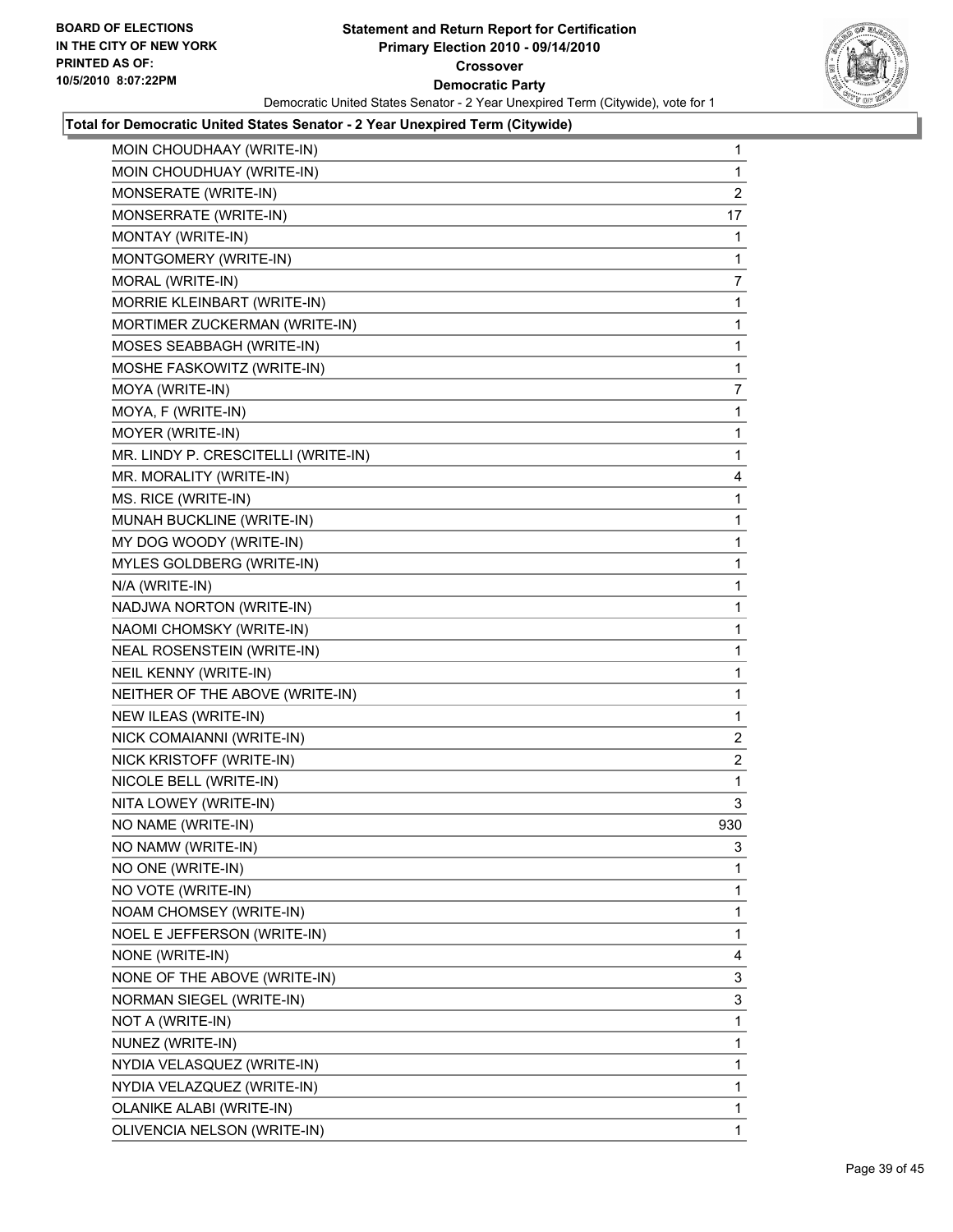**Statement and Return Report for Certification**
**Primary Election 2010 - 09/14/2010**
**Crossover**
**Democratic Party**
Democratic United States Senator - 2 Year Unexpired Term (Citywide), vote for 1

BOARD OF ELECTIONS IN THE CITY OF NEW YORK
PRINTED AS OF: 10/5/2010 8:07:22PM

**Total for Democratic United States Senator - 2 Year Unexpired Term (Citywide)**

| | |
|---|---|
| MOIN CHOUDHAAY (WRITE-IN) | 1 |
| MOIN CHOUDHUAY (WRITE-IN) | 1 |
| MONSERATE (WRITE-IN) | 2 |
| MONSERRATE (WRITE-IN) | 17 |
| MONTAY (WRITE-IN) | 1 |
| MONTGOMERY (WRITE-IN) | 1 |
| MORAL (WRITE-IN) | 7 |
| MORRIE KLEINBART (WRITE-IN) | 1 |
| MORTIMER ZUCKERMAN (WRITE-IN) | 1 |
| MOSES SEABBAGH (WRITE-IN) | 1 |
| MOSHE FASKOWITZ (WRITE-IN) | 1 |
| MOYA (WRITE-IN) | 7 |
| MOYA, F (WRITE-IN) | 1 |
| MOYER (WRITE-IN) | 1 |
| MR. LINDY P. CRESCITELLI (WRITE-IN) | 1 |
| MR. MORALITY (WRITE-IN) | 4 |
| MS. RICE (WRITE-IN) | 1 |
| MUNAH BUCKLINE (WRITE-IN) | 1 |
| MY DOG WOODY (WRITE-IN) | 1 |
| MYLES GOLDBERG (WRITE-IN) | 1 |
| N/A (WRITE-IN) | 1 |
| NADJWA NORTON (WRITE-IN) | 1 |
| NAOMI CHOMSKY (WRITE-IN) | 1 |
| NEAL ROSENSTEIN (WRITE-IN) | 1 |
| NEIL KENNY (WRITE-IN) | 1 |
| NEITHER OF THE ABOVE (WRITE-IN) | 1 |
| NEW ILEAS (WRITE-IN) | 1 |
| NICK COMAIANNI (WRITE-IN) | 2 |
| NICK KRISTOFF (WRITE-IN) | 2 |
| NICOLE BELL (WRITE-IN) | 1 |
| NITA LOWEY (WRITE-IN) | 3 |
| NO NAME (WRITE-IN) | 930 |
| NO NAMW (WRITE-IN) | 3 |
| NO ONE (WRITE-IN) | 1 |
| NO VOTE (WRITE-IN) | 1 |
| NOAM CHOMSEY (WRITE-IN) | 1 |
| NOEL E JEFFERSON (WRITE-IN) | 1 |
| NONE (WRITE-IN) | 4 |
| NONE OF THE ABOVE (WRITE-IN) | 3 |
| NORMAN SIEGEL (WRITE-IN) | 3 |
| NOT A (WRITE-IN) | 1 |
| NUNEZ (WRITE-IN) | 1 |
| NYDIA VELASQUEZ (WRITE-IN) | 1 |
| NYDIA VELAZQUEZ (WRITE-IN) | 1 |
| OLANIKE ALABI (WRITE-IN) | 1 |
| OLIVENCIA NELSON (WRITE-IN) | 1 |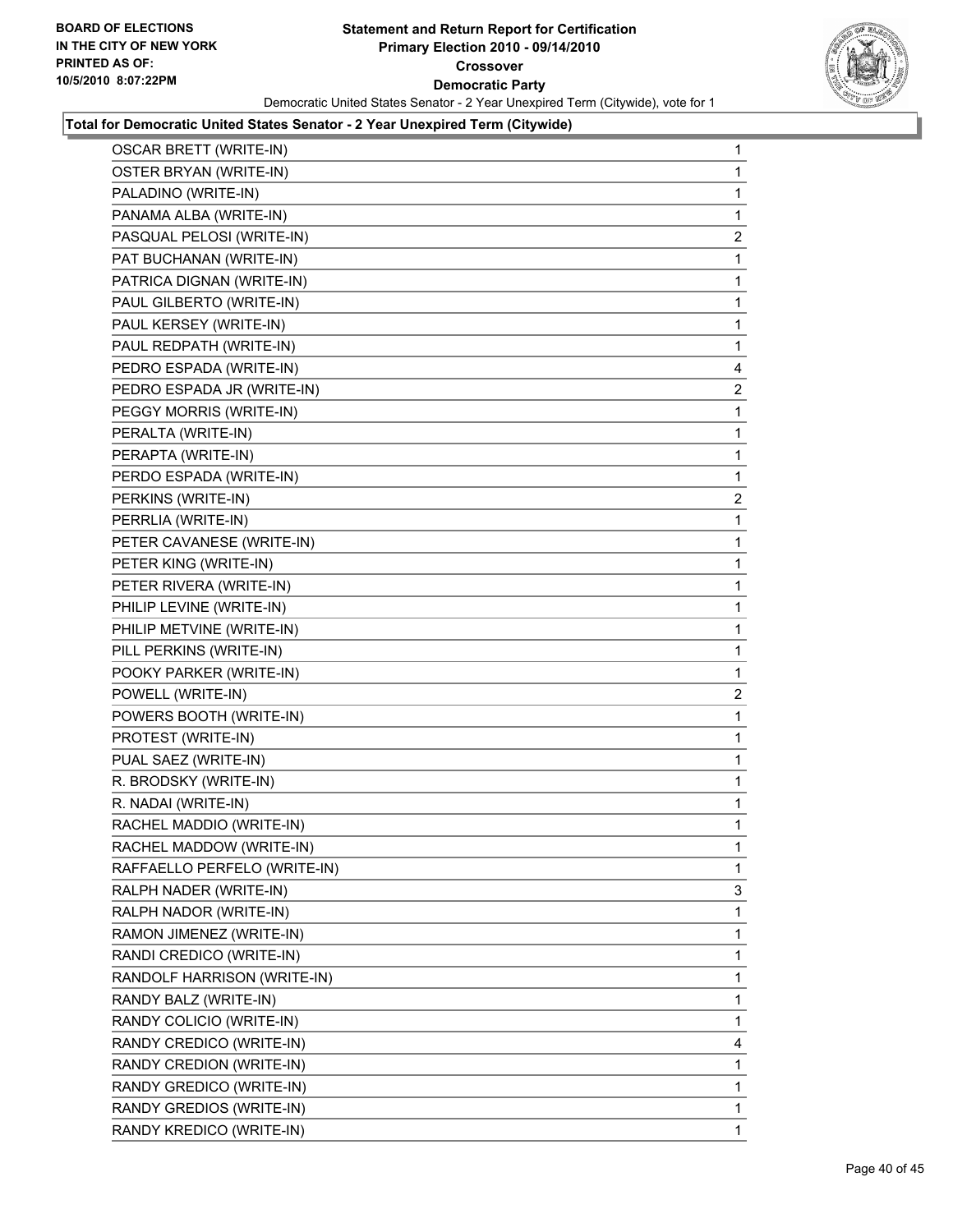**Statement and Return Report for Certification**
**Primary Election 2010 - 09/14/2010**
**Crossover**
**Democratic Party**
Democratic United States Senator - 2 Year Unexpired Term (Citywide), vote for 1

BOARD OF ELECTIONS IN THE CITY OF NEW YORK
PRINTED AS OF: 10/5/2010 8:07:22PM

**Total for Democratic United States Senator - 2 Year Unexpired Term (Citywide)**

| | |
|---|---|
| OSCAR BRETT (WRITE-IN) | 1 |
| OSTER BRYAN (WRITE-IN) | 1 |
| PALADINO (WRITE-IN) | 1 |
| PANAMA ALBA (WRITE-IN) | 1 |
| PASQUAL PELOSI (WRITE-IN) | 2 |
| PAT BUCHANAN (WRITE-IN) | 1 |
| PATRICA DIGNAN (WRITE-IN) | 1 |
| PAUL GILBERTO (WRITE-IN) | 1 |
| PAUL KERSEY (WRITE-IN) | 1 |
| PAUL REDPATH (WRITE-IN) | 1 |
| PEDRO ESPADA (WRITE-IN) | 4 |
| PEDRO ESPADA JR (WRITE-IN) | 2 |
| PEGGY MORRIS (WRITE-IN) | 1 |
| PERALTA (WRITE-IN) | 1 |
| PERAPTA (WRITE-IN) | 1 |
| PERDO ESPADA (WRITE-IN) | 1 |
| PERKINS (WRITE-IN) | 2 |
| PERRLIA (WRITE-IN) | 1 |
| PETER CAVANESE (WRITE-IN) | 1 |
| PETER KING (WRITE-IN) | 1 |
| PETER RIVERA (WRITE-IN) | 1 |
| PHILIP LEVINE (WRITE-IN) | 1 |
| PHILIP METVINE (WRITE-IN) | 1 |
| PILL PERKINS (WRITE-IN) | 1 |
| POOKY PARKER (WRITE-IN) | 1 |
| POWELL (WRITE-IN) | 2 |
| POWERS BOOTH (WRITE-IN) | 1 |
| PROTEST (WRITE-IN) | 1 |
| PUAL SAEZ (WRITE-IN) | 1 |
| R. BRODSKY (WRITE-IN) | 1 |
| R. NADAI (WRITE-IN) | 1 |
| RACHEL MADDIO (WRITE-IN) | 1 |
| RACHEL MADDOW (WRITE-IN) | 1 |
| RAFFAELLO PERFELO (WRITE-IN) | 1 |
| RALPH NADER (WRITE-IN) | 3 |
| RALPH NADOR (WRITE-IN) | 1 |
| RAMON JIMENEZ (WRITE-IN) | 1 |
| RANDI CREDICO (WRITE-IN) | 1 |
| RANDOLF HARRISON (WRITE-IN) | 1 |
| RANDY BALZ (WRITE-IN) | 1 |
| RANDY COLICIO (WRITE-IN) | 1 |
| RANDY CREDICO (WRITE-IN) | 4 |
| RANDY CREDION (WRITE-IN) | 1 |
| RANDY GREDICO (WRITE-IN) | 1 |
| RANDY GREDIOS (WRITE-IN) | 1 |
| RANDY KREDICO (WRITE-IN) | 1 |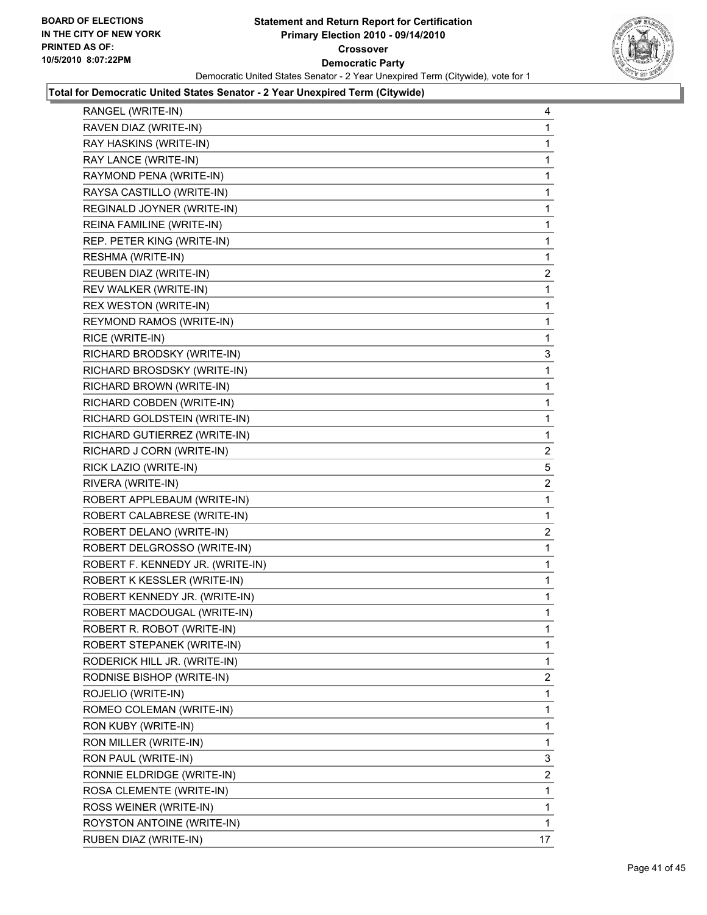**Statement and Return Report for Certification**
**Primary Election 2010 - 09/14/2010**
**Crossover**
**Democratic Party**
Democratic United States Senator - 2 Year Unexpired Term (Citywide), vote for 1

BOARD OF ELECTIONS
IN THE CITY OF NEW YORK
PRINTED AS OF:
10/5/2010 8:07:22PM

**Total for Democratic United States Senator - 2 Year Unexpired Term (Citywide)**

| | |
|---|---|
| RANGEL (WRITE-IN) | 4 |
| RAVEN DIAZ (WRITE-IN) | 1 |
| RAY HASKINS (WRITE-IN) | 1 |
| RAY LANCE (WRITE-IN) | 1 |
| RAYMOND PENA (WRITE-IN) | 1 |
| RAYSA CASTILLO (WRITE-IN) | 1 |
| REGINALD JOYNER (WRITE-IN) | 1 |
| REINA FAMILINE (WRITE-IN) | 1 |
| REP. PETER KING (WRITE-IN) | 1 |
| RESHMA (WRITE-IN) | 1 |
| REUBEN DIAZ (WRITE-IN) | 2 |
| REV WALKER (WRITE-IN) | 1 |
| REX WESTON (WRITE-IN) | 1 |
| REYMOND RAMOS (WRITE-IN) | 1 |
| RICE (WRITE-IN) | 1 |
| RICHARD BRODSKY (WRITE-IN) | 3 |
| RICHARD BROSDSKY (WRITE-IN) | 1 |
| RICHARD BROWN (WRITE-IN) | 1 |
| RICHARD COBDEN (WRITE-IN) | 1 |
| RICHARD GOLDSTEIN (WRITE-IN) | 1 |
| RICHARD GUTIERREZ (WRITE-IN) | 1 |
| RICHARD J CORN (WRITE-IN) | 2 |
| RICK LAZIO (WRITE-IN) | 5 |
| RIVERA (WRITE-IN) | 2 |
| ROBERT APPLEBAUM (WRITE-IN) | 1 |
| ROBERT CALABRESE (WRITE-IN) | 1 |
| ROBERT DELANO (WRITE-IN) | 2 |
| ROBERT DELGROSSO (WRITE-IN) | 1 |
| ROBERT F. KENNEDY JR. (WRITE-IN) | 1 |
| ROBERT K KESSLER (WRITE-IN) | 1 |
| ROBERT KENNEDY JR. (WRITE-IN) | 1 |
| ROBERT MACDOUGAL (WRITE-IN) | 1 |
| ROBERT R. ROBOT (WRITE-IN) | 1 |
| ROBERT STEPANEK (WRITE-IN) | 1 |
| RODERICK HILL JR. (WRITE-IN) | 1 |
| RODNISE BISHOP (WRITE-IN) | 2 |
| ROJELIO (WRITE-IN) | 1 |
| ROMEO COLEMAN (WRITE-IN) | 1 |
| RON KUBY (WRITE-IN) | 1 |
| RON MILLER (WRITE-IN) | 1 |
| RON PAUL (WRITE-IN) | 3 |
| RONNIE ELDRIDGE (WRITE-IN) | 2 |
| ROSA CLEMENTE (WRITE-IN) | 1 |
| ROSS WEINER (WRITE-IN) | 1 |
| ROYSTON ANTOINE (WRITE-IN) | 1 |
| RUBEN DIAZ (WRITE-IN) | 17 |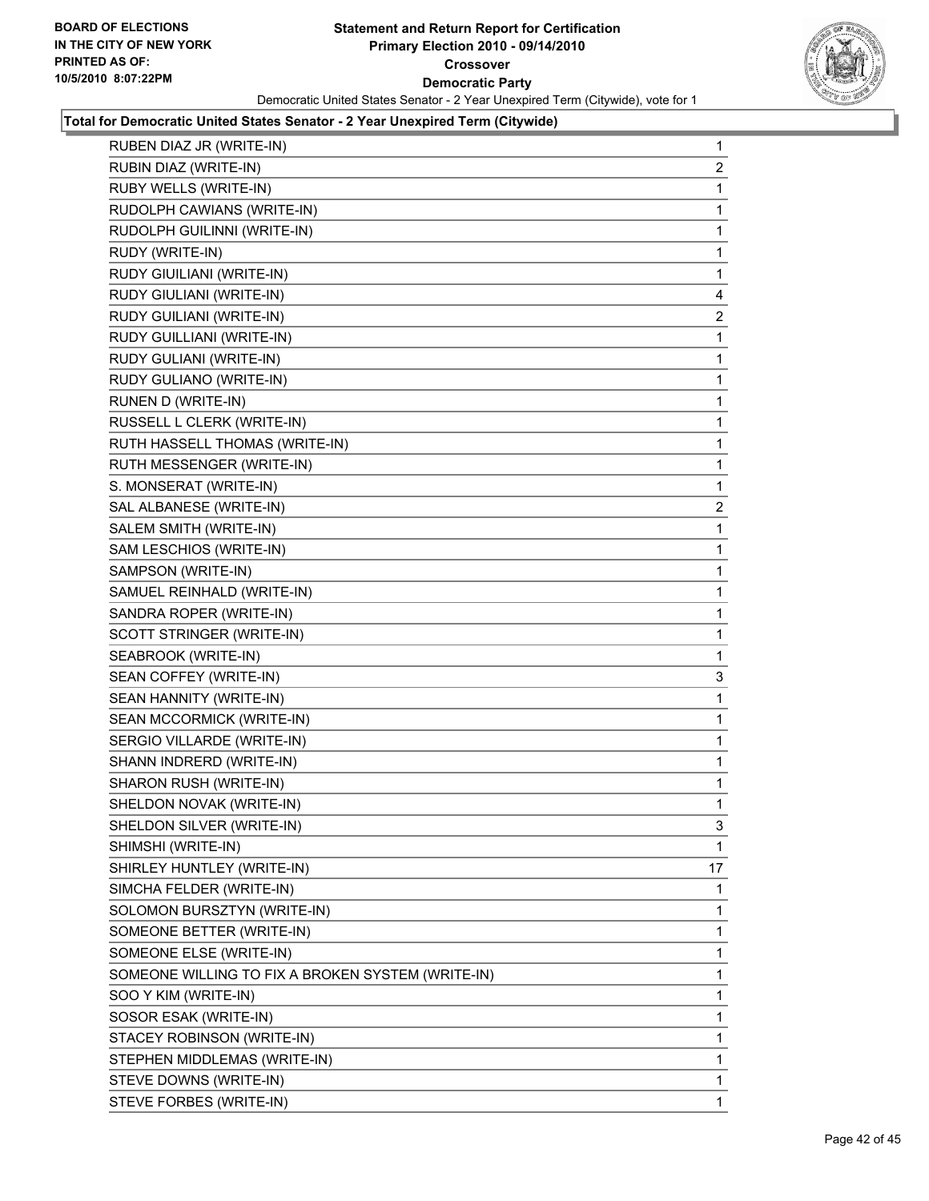**Total for Democratic United States Senator - 2 Year Unexpired Term (Citywide)**

| | |
|---|---|
| RUBEN DIAZ JR (WRITE-IN) | 1 |
| RUBIN DIAZ (WRITE-IN) | 2 |
| RUBY WELLS (WRITE-IN) | 1 |
| RUDOLPH CAWIANS (WRITE-IN) | 1 |
| RUDOLPH GUILINNI (WRITE-IN) | 1 |
| RUDY (WRITE-IN) | 1 |
| RUDY GIUILIANI (WRITE-IN) | 1 |
| RUDY GIULIANI (WRITE-IN) | 4 |
| RUDY GUILIANI (WRITE-IN) | 2 |
| RUDY GUILLIANI (WRITE-IN) | 1 |
| RUDY GULIANI (WRITE-IN) | 1 |
| RUDY GULIANO (WRITE-IN) | 1 |
| RUNEN D (WRITE-IN) | 1 |
| RUSSELL L CLERK (WRITE-IN) | 1 |
| RUTH HASSELL THOMAS (WRITE-IN) | 1 |
| RUTH MESSENGER (WRITE-IN) | 1 |
| S. MONSERAT (WRITE-IN) | 1 |
| SAL ALBANESE (WRITE-IN) | 2 |
| SALEM SMITH (WRITE-IN) | 1 |
| SAM LESCHIOS (WRITE-IN) | 1 |
| SAMPSON (WRITE-IN) | 1 |
| SAMUEL REINHALD (WRITE-IN) | 1 |
| SANDRA ROPER (WRITE-IN) | 1 |
| SCOTT STRINGER (WRITE-IN) | 1 |
| SEABROOK (WRITE-IN) | 1 |
| SEAN COFFEY (WRITE-IN) | 3 |
| SEAN HANNITY (WRITE-IN) | 1 |
| SEAN MCCORMICK (WRITE-IN) | 1 |
| SERGIO VILLARDE (WRITE-IN) | 1 |
| SHANN INDRERD (WRITE-IN) | 1 |
| SHARON RUSH (WRITE-IN) | 1 |
| SHELDON NOVAK (WRITE-IN) | 1 |
| SHELDON SILVER (WRITE-IN) | 3 |
| SHIMSHI (WRITE-IN) | 1 |
| SHIRLEY HUNTLEY (WRITE-IN) | 17 |
| SIMCHA FELDER (WRITE-IN) | 1 |
| SOLOMON BURSZTYN (WRITE-IN) | 1 |
| SOMEONE BETTER (WRITE-IN) | 1 |
| SOMEONE ELSE (WRITE-IN) | 1 |
| SOMEONE WILLING TO FIX A BROKEN SYSTEM (WRITE-IN) | 1 |
| SOO Y KIM (WRITE-IN) | 1 |
| SOSOR ESAK (WRITE-IN) | 1 |
| STACEY ROBINSON (WRITE-IN) | 1 |
| STEPHEN MIDDLEMAS (WRITE-IN) | 1 |
| STEVE DOWNS (WRITE-IN) | 1 |
| STEVE FORBES (WRITE-IN) | 1 |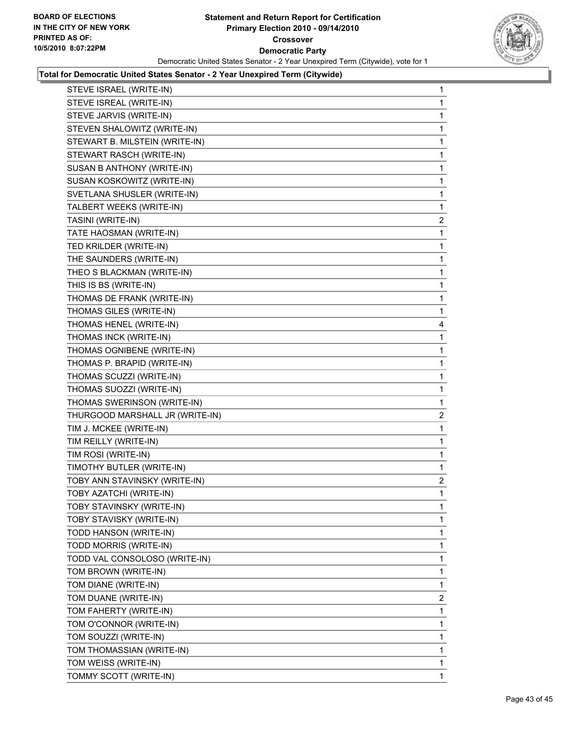**Total for Democratic United States Senator - 2 Year Unexpired Term (Citywide)**

| | |
|---|---|
| STEVE ISRAEL (WRITE-IN) | 1 |
| STEVE ISREAL (WRITE-IN) | 1 |
| STEVE JARVIS (WRITE-IN) | 1 |
| STEVEN SHALOWITZ (WRITE-IN) | 1 |
| STEWART B. MILSTEIN (WRITE-IN) | 1 |
| STEWART RASCH (WRITE-IN) | 1 |
| SUSAN B ANTHONY (WRITE-IN) | 1 |
| SUSAN KOSKOWITZ (WRITE-IN) | 1 |
| SVETLANA SHUSLER (WRITE-IN) | 1 |
| TALBERT WEEKS (WRITE-IN) | 1 |
| TASINI (WRITE-IN) | 2 |
| TATE HAOSMAN (WRITE-IN) | 1 |
| TED KRILDER (WRITE-IN) | 1 |
| THE SAUNDERS (WRITE-IN) | 1 |
| THEO S BLACKMAN (WRITE-IN) | 1 |
| THIS IS BS (WRITE-IN) | 1 |
| THOMAS DE FRANK (WRITE-IN) | 1 |
| THOMAS GILES (WRITE-IN) | 1 |
| THOMAS HENEL (WRITE-IN) | 4 |
| THOMAS INCK (WRITE-IN) | 1 |
| THOMAS OGNIBENE (WRITE-IN) | 1 |
| THOMAS P. BRAPID (WRITE-IN) | 1 |
| THOMAS SCUZZI (WRITE-IN) | 1 |
| THOMAS SUOZZI (WRITE-IN) | 1 |
| THOMAS SWERINSON (WRITE-IN) | 1 |
| THURGOOD MARSHALL JR (WRITE-IN) | 2 |
| TIM J. MCKEE (WRITE-IN) | 1 |
| TIM REILLY (WRITE-IN) | 1 |
| TIM ROSI (WRITE-IN) | 1 |
| TIMOTHY BUTLER (WRITE-IN) | 1 |
| TOBY ANN STAVINSKY (WRITE-IN) | 2 |
| TOBY AZATCHI (WRITE-IN) | 1 |
| TOBY STAVINSKY (WRITE-IN) | 1 |
| TOBY STAVISKY (WRITE-IN) | 1 |
| TODD HANSON (WRITE-IN) | 1 |
| TODD MORRIS (WRITE-IN) | 1 |
| TODD VAL CONSOLOSO (WRITE-IN) | 1 |
| TOM BROWN (WRITE-IN) | 1 |
| TOM DIANE (WRITE-IN) | 1 |
| TOM DUANE (WRITE-IN) | 2 |
| TOM FAHERTY (WRITE-IN) | 1 |
| TOM O'CONNOR (WRITE-IN) | 1 |
| TOM SOUZZI (WRITE-IN) | 1 |
| TOM THOMASSIAN (WRITE-IN) | 1 |
| TOM WEISS (WRITE-IN) | 1 |
| TOMMY SCOTT (WRITE-IN) | 1 |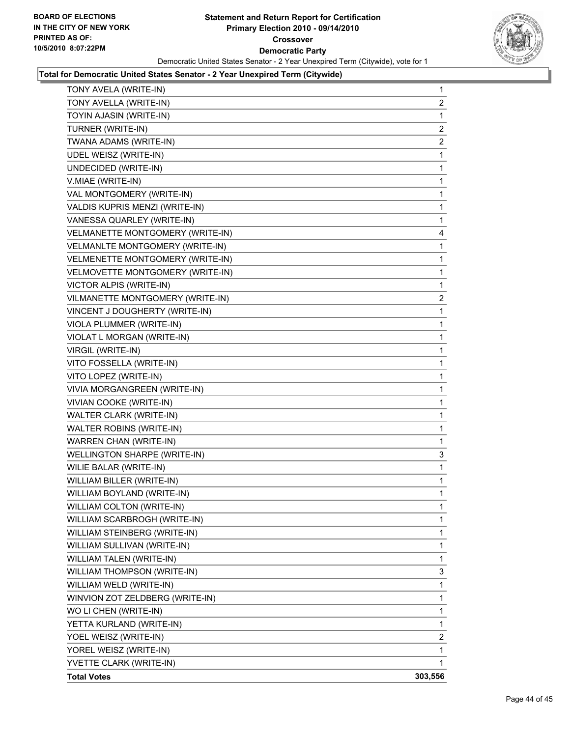**BOARD OF ELECTIONS IN THE CITY OF NEW YORK PRINTED AS OF: 10/5/2010 8:07:22PM**

# Statement and Return Report for Certification
## Primary Election 2010 - 09/14/2010
### Crossover
### Democratic Party

Democratic United States Senator - 2 Year Unexpired Term (Citywide), vote for 1

**Total for Democratic United States Senator - 2 Year Unexpired Term (Citywide)**

| | |
|---|---|
| TONY AVELA (WRITE-IN) | 1 |
| TONY AVELLA (WRITE-IN) | 2 |
| TOYIN AJASIN (WRITE-IN) | 1 |
| TURNER (WRITE-IN) | 2 |
| TWANA ADAMS (WRITE-IN) | 2 |
| UDEL WEISZ (WRITE-IN) | 1 |
| UNDECIDED (WRITE-IN) | 1 |
| V.MIAE (WRITE-IN) | 1 |
| VAL MONTGOMERY (WRITE-IN) | 1 |
| VALDIS KUPRIS MENZI (WRITE-IN) | 1 |
| VANESSA QUARLEY (WRITE-IN) | 1 |
| VELMANETTE MONTGOMERY (WRITE-IN) | 4 |
| VELMANLTE MONTGOMERY (WRITE-IN) | 1 |
| VELMENETTE MONTGOMERY (WRITE-IN) | 1 |
| VELMOVETTE MONTGOMERY (WRITE-IN) | 1 |
| VICTOR ALPIS (WRITE-IN) | 1 |
| VILMANETTE MONTGOMERY (WRITE-IN) | 2 |
| VINCENT J DOUGHERTY (WRITE-IN) | 1 |
| VIOLA PLUMMER (WRITE-IN) | 1 |
| VIOLAT L MORGAN (WRITE-IN) | 1 |
| VIRGIL (WRITE-IN) | 1 |
| VITO FOSSELLA (WRITE-IN) | 1 |
| VITO LOPEZ (WRITE-IN) | 1 |
| VIVIA MORGANGREEN (WRITE-IN) | 1 |
| VIVIAN COOKE (WRITE-IN) | 1 |
| WALTER CLARK (WRITE-IN) | 1 |
| WALTER ROBINS (WRITE-IN) | 1 |
| WARREN CHAN (WRITE-IN) | 1 |
| WELLINGTON SHARPE (WRITE-IN) | 3 |
| WILIE BALAR (WRITE-IN) | 1 |
| WILLIAM BILLER (WRITE-IN) | 1 |
| WILLIAM BOYLAND (WRITE-IN) | 1 |
| WILLIAM COLTON (WRITE-IN) | 1 |
| WILLIAM SCARBROGH (WRITE-IN) | 1 |
| WILLIAM STEINBERG (WRITE-IN) | 1 |
| WILLIAM SULLIVAN (WRITE-IN) | 1 |
| WILLIAM TALEN (WRITE-IN) | 1 |
| WILLIAM THOMPSON (WRITE-IN) | 3 |
| WILLIAM WELD (WRITE-IN) | 1 |
| WINVION ZOT ZELDBERG (WRITE-IN) | 1 |
| WO LI CHEN (WRITE-IN) | 1 |
| YETTA KURLAND (WRITE-IN) | 1 |
| YOEL WEISZ (WRITE-IN) | 2 |
| YOREL WEISZ (WRITE-IN) | 1 |
| YVETTE CLARK (WRITE-IN) | 1 |
| **Total Votes** | **303,556** |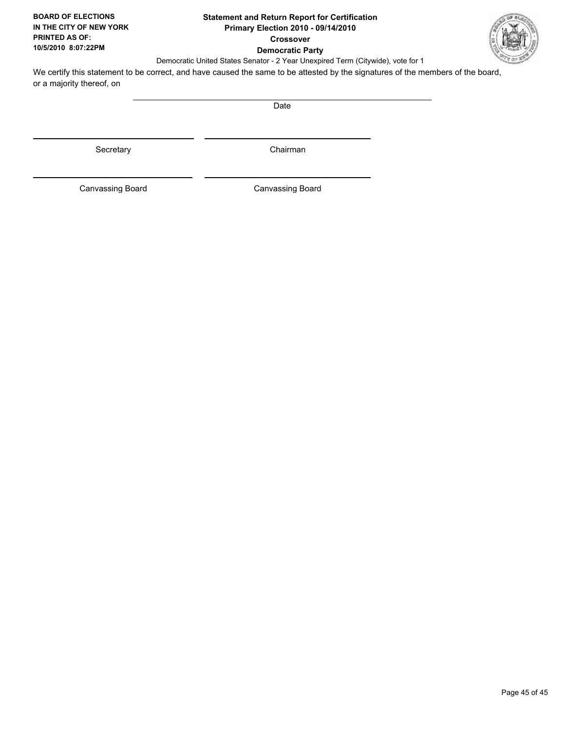We certify this statement to be correct, and have caused the same to be attested by the signatures of the members of the board, or a majority thereof, on

Date

Secretary

Chairman

Canvassing Board

Canvassing Board